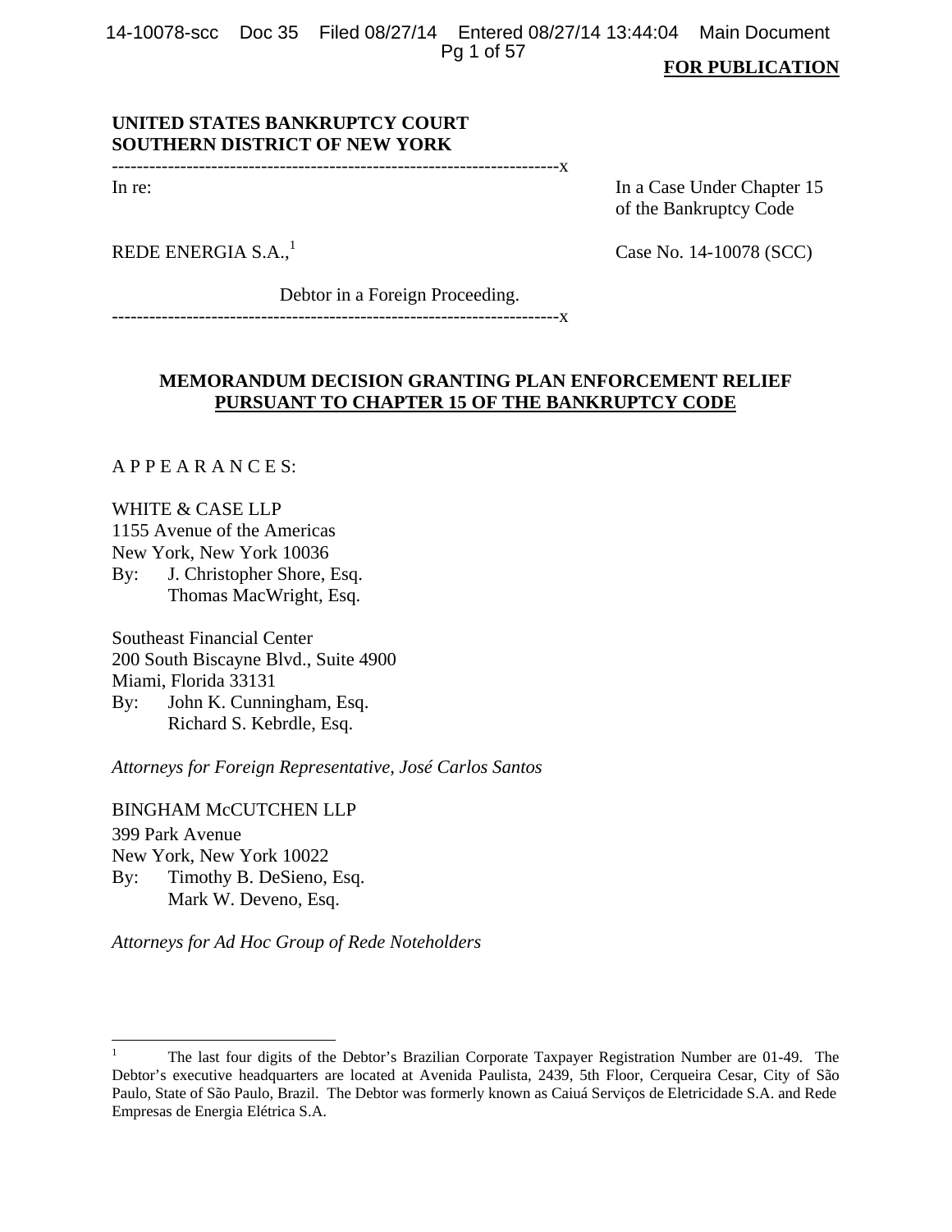**FOR PUBLICATION**

**UNITED STATES BANKRUPTCY COURT**
**SOUTHERN DISTRICT OF NEW YORK**

---------------------------------------------------------------------x

| | |
|---|---|
| In re: | In a Case Under Chapter 15 of the Bankruptcy Code |
| REDE ENERGIA S.A.,[1] | Case No. 14-10078 (SCC) |
| Debtor in a Foreign Proceeding. | |

---------------------------------------------------------------------x

**MEMORANDUM DECISION GRANTING PLAN ENFORCEMENT RELIEF**
**PURSUANT TO CHAPTER 15 OF THE BANKRUPTCY CODE**

A P P E A R A N C E S:

WHITE & CASE LLP
1155 Avenue of the Americas
New York, New York 10036
By: J. Christopher Shore, Esq.
Thomas MacWright, Esq.

Southeast Financial Center
200 South Biscayne Blvd., Suite 4900
Miami, Florida 33131
By: John K. Cunningham, Esq.
Richard S. Kebrdle, Esq.

*Attorneys for Foreign Representative, José Carlos Santos*

BINGHAM McCUTCHEN LLP
399 Park Avenue
New York, New York 10022
By: Timothy B. DeSieno, Esq.
Mark W. Deveno, Esq.

*Attorneys for Ad Hoc Group of Rede Noteholders*

---

[1] The last four digits of the Debtor's Brazilian Corporate Taxpayer Registration Number are 01-49. The Debtor's executive headquarters are located at Avenida Paulista, 2439, 5th Floor, Cerqueira Cesar, City of São Paulo, State of São Paulo, Brazil. The Debtor was formerly known as Caiuá Serviços de Eletricidade S.A. and Rede Empresas de Energia Elétrica S.A.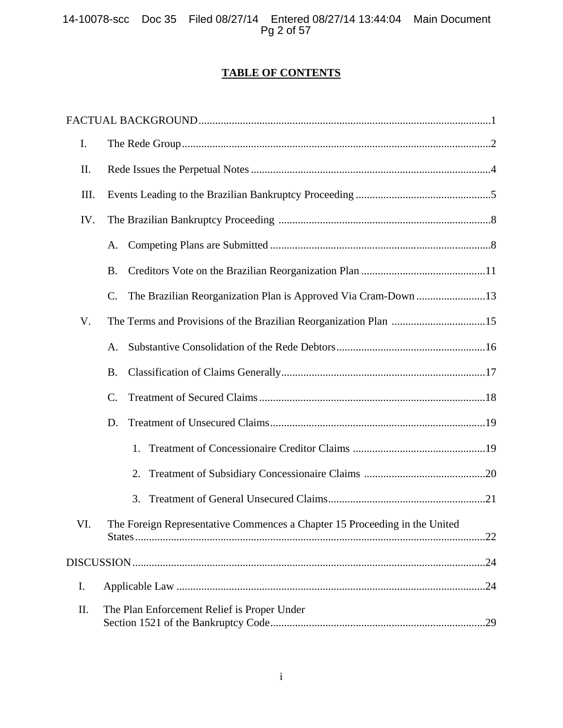# TABLE OF CONTENTS

FACTUAL BACKGROUND .....1

- I. The Rede Group .....2
- II. Rede Issues the Perpetual Notes .....4
- III. Events Leading to the Brazilian Bankruptcy Proceeding .....5
- IV. The Brazilian Bankruptcy Proceeding .....8
  - A. Competing Plans are Submitted .....8
  - B. Creditors Vote on the Brazilian Reorganization Plan .....11
  - C. The Brazilian Reorganization Plan is Approved Via Cram-Down .....13
- V. The Terms and Provisions of the Brazilian Reorganization Plan .....15
  - A. Substantive Consolidation of the Rede Debtors .....16
  - B. Classification of Claims Generally .....17
  - C. Treatment of Secured Claims .....18
  - D. Treatment of Unsecured Claims .....19
    1. Treatment of Concessionaire Creditor Claims .....19
    2. Treatment of Subsidiary Concessionaire Claims .....20
    3. Treatment of General Unsecured Claims .....21
- VI. The Foreign Representative Commences a Chapter 15 Proceeding in the United States .....22

DISCUSSION .....24

- I. Applicable Law .....24
- II. The Plan Enforcement Relief is Proper Under Section 1521 of the Bankruptcy Code .....29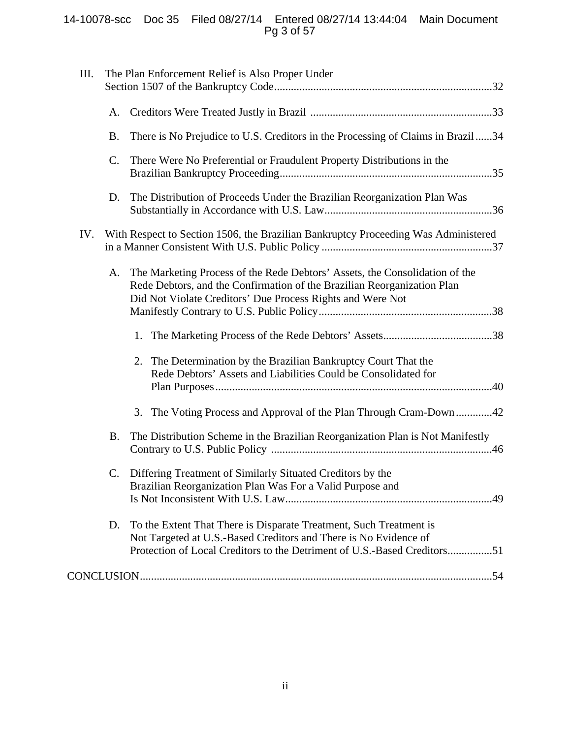III. The Plan Enforcement Relief is Also Proper Under Section 1507 of the Bankruptcy Code..............................................................................32

- A. Creditors Were Treated Justly in Brazil .................................................................33
- B. There is No Prejudice to U.S. Creditors in the Processing of Claims in Brazil ......34
- C. There Were No Preferential or Fraudulent Property Distributions in the Brazilian Bankruptcy Proceeding............................................................................35
- D. The Distribution of Proceeds Under the Brazilian Reorganization Plan Was Substantially in Accordance with U.S. Law............................................................36

IV. With Respect to Section 1506, the Brazilian Bankruptcy Proceeding Was Administered in a Manner Consistent With U.S. Public Policy .............................................................37

- A. The Marketing Process of the Rede Debtors' Assets, the Consolidation of the Rede Debtors, and the Confirmation of the Brazilian Reorganization Plan Did Not Violate Creditors' Due Process Rights and Were Not Manifestly Contrary to U.S. Public Policy..............................................................38
  1. The Marketing Process of the Rede Debtors' Assets.......................................38
  2. The Determination by the Brazilian Bankruptcy Court That the Rede Debtors' Assets and Liabilities Could be Consolidated for Plan Purposes..................................................................................................40
  3. The Voting Process and Approval of the Plan Through Cram-Down .............42
- B. The Distribution Scheme in the Brazilian Reorganization Plan is Not Manifestly Contrary to U.S. Public Policy ...............................................................................46
- C. Differing Treatment of Similarly Situated Creditors by the Brazilian Reorganization Plan Was For a Valid Purpose and Is Not Inconsistent With U.S. Law..........................................................................49
- D. To the Extent That There is Disparate Treatment, Such Treatment is Not Targeted at U.S.-Based Creditors and There is No Evidence of Protection of Local Creditors to the Detriment of U.S.-Based Creditors................51

CONCLUSION.............................................................................................................................54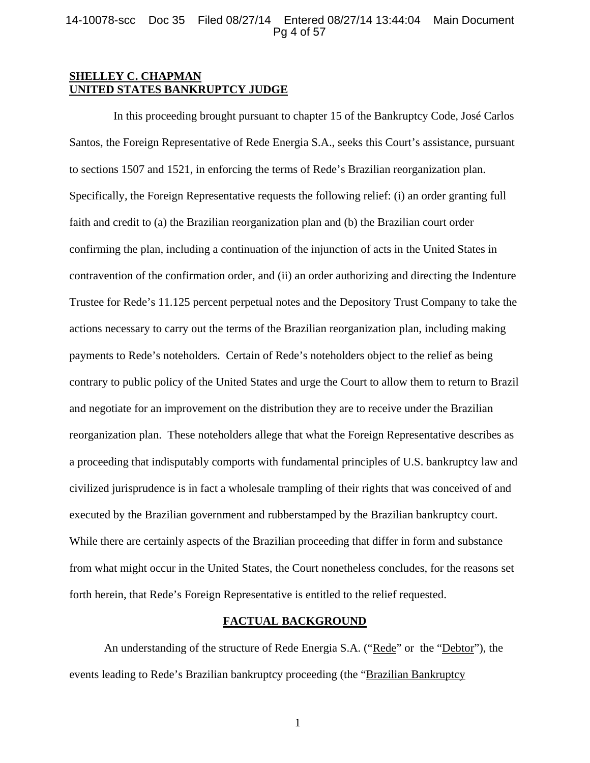**SHELLEY C. CHAPMAN**
**UNITED STATES BANKRUPTCY JUDGE**

In this proceeding brought pursuant to chapter 15 of the Bankruptcy Code, José Carlos Santos, the Foreign Representative of Rede Energia S.A., seeks this Court's assistance, pursuant to sections 1507 and 1521, in enforcing the terms of Rede's Brazilian reorganization plan. Specifically, the Foreign Representative requests the following relief: (i) an order granting full faith and credit to (a) the Brazilian reorganization plan and (b) the Brazilian court order confirming the plan, including a continuation of the injunction of acts in the United States in contravention of the confirmation order, and (ii) an order authorizing and directing the Indenture Trustee for Rede's 11.125 percent perpetual notes and the Depository Trust Company to take the actions necessary to carry out the terms of the Brazilian reorganization plan, including making payments to Rede's noteholders. Certain of Rede's noteholders object to the relief as being contrary to public policy of the United States and urge the Court to allow them to return to Brazil and negotiate for an improvement on the distribution they are to receive under the Brazilian reorganization plan. These noteholders allege that what the Foreign Representative describes as a proceeding that indisputably comports with fundamental principles of U.S. bankruptcy law and civilized jurisprudence is in fact a wholesale trampling of their rights that was conceived of and executed by the Brazilian government and rubberstamped by the Brazilian bankruptcy court. While there are certainly aspects of the Brazilian proceeding that differ in form and substance from what might occur in the United States, the Court nonetheless concludes, for the reasons set forth herein, that Rede's Foreign Representative is entitled to the relief requested.

## FACTUAL BACKGROUND

An understanding of the structure of Rede Energia S.A. ("Rede" or the "Debtor"), the events leading to Rede's Brazilian bankruptcy proceeding (the "Brazilian Bankruptcy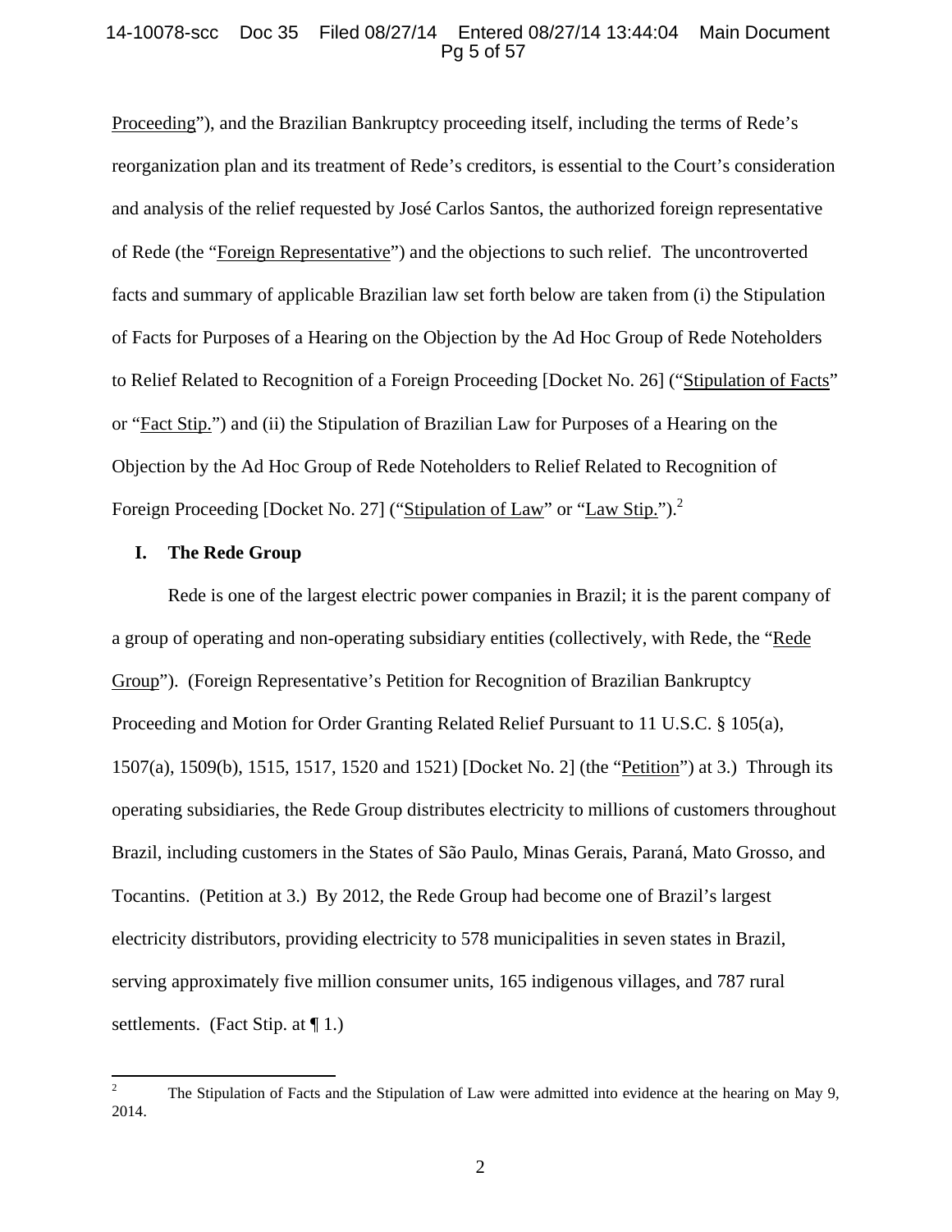Proceeding"), and the Brazilian Bankruptcy proceeding itself, including the terms of Rede's reorganization plan and its treatment of Rede's creditors, is essential to the Court's consideration and analysis of the relief requested by José Carlos Santos, the authorized foreign representative of Rede (the "Foreign Representative") and the objections to such relief. The uncontroverted facts and summary of applicable Brazilian law set forth below are taken from (i) the Stipulation of Facts for Purposes of a Hearing on the Objection by the Ad Hoc Group of Rede Noteholders to Relief Related to Recognition of a Foreign Proceeding [Docket No. 26] ("Stipulation of Facts" or "Fact Stip.") and (ii) the Stipulation of Brazilian Law for Purposes of a Hearing on the Objection by the Ad Hoc Group of Rede Noteholders to Relief Related to Recognition of Foreign Proceeding [Docket No. 27] ("Stipulation of Law" or "Law Stip.").[2]

## I. The Rede Group

Rede is one of the largest electric power companies in Brazil; it is the parent company of a group of operating and non-operating subsidiary entities (collectively, with Rede, the "Rede Group"). (Foreign Representative's Petition for Recognition of Brazilian Bankruptcy Proceeding and Motion for Order Granting Related Relief Pursuant to 11 U.S.C. § 105(a), 1507(a), 1509(b), 1515, 1517, 1520 and 1521) [Docket No. 2] (the "Petition") at 3.) Through its operating subsidiaries, the Rede Group distributes electricity to millions of customers throughout Brazil, including customers in the States of São Paulo, Minas Gerais, Paraná, Mato Grosso, and Tocantins. (Petition at 3.) By 2012, the Rede Group had become one of Brazil's largest electricity distributors, providing electricity to 578 municipalities in seven states in Brazil, serving approximately five million consumer units, 165 indigenous villages, and 787 rural settlements. (Fact Stip. at ¶ 1.)

---

[2] The Stipulation of Facts and the Stipulation of Law were admitted into evidence at the hearing on May 9, 2014.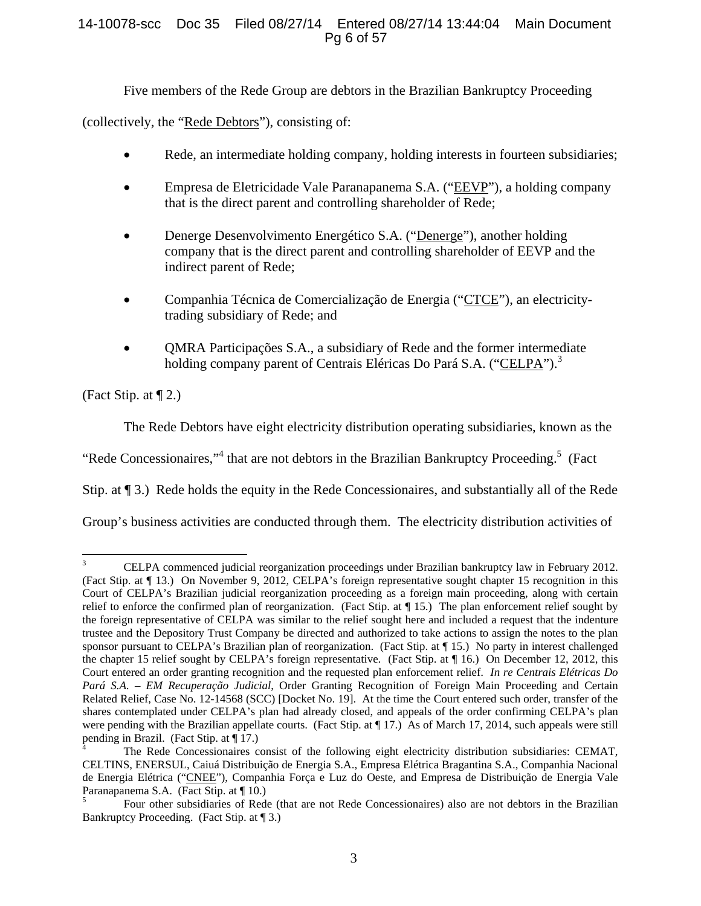Five members of the Rede Group are debtors in the Brazilian Bankruptcy Proceeding (collectively, the "Rede Debtors"), consisting of:

- Rede, an intermediate holding company, holding interests in fourteen subsidiaries;
- Empresa de Eletricidade Vale Paranapanema S.A. ("EEVP"), a holding company that is the direct parent and controlling shareholder of Rede;
- Denerge Desenvolvimento Energético S.A. ("Denerge"), another holding company that is the direct parent and controlling shareholder of EEVP and the indirect parent of Rede;
- Companhia Técnica de Comercialização de Energia ("CTCE"), an electricity-trading subsidiary of Rede; and
- QMRA Participações S.A., a subsidiary of Rede and the former intermediate holding company parent of Centrais Eléricas Do Pará S.A. ("CELPA").[3]

(Fact Stip. at ¶ 2.)

The Rede Debtors have eight electricity distribution operating subsidiaries, known as the "Rede Concessionaires,"[4] that are not debtors in the Brazilian Bankruptcy Proceeding.[5] (Fact Stip. at ¶ 3.) Rede holds the equity in the Rede Concessionaires, and substantially all of the Rede Group's business activities are conducted through them. The electricity distribution activities of

---

[3] CELPA commenced judicial reorganization proceedings under Brazilian bankruptcy law in February 2012. (Fact Stip. at ¶ 13.) On November 9, 2012, CELPA's foreign representative sought chapter 15 recognition in this Court of CELPA's Brazilian judicial reorganization proceeding as a foreign main proceeding, along with certain relief to enforce the confirmed plan of reorganization. (Fact Stip. at ¶ 15.) The plan enforcement relief sought by the foreign representative of CELPA was similar to the relief sought here and included a request that the indenture trustee and the Depository Trust Company be directed and authorized to take actions to assign the notes to the plan sponsor pursuant to CELPA's Brazilian plan of reorganization. (Fact Stip. at ¶ 15.) No party in interest challenged the chapter 15 relief sought by CELPA's foreign representative. (Fact Stip. at ¶ 16.) On December 12, 2012, this Court entered an order granting recognition and the requested plan enforcement relief. *In re Centrais Elétricas Do Pará S.A. – EM Recuperação Judicial*, Order Granting Recognition of Foreign Main Proceeding and Certain Related Relief, Case No. 12-14568 (SCC) [Docket No. 19]. At the time the Court entered such order, transfer of the shares contemplated under CELPA's plan had already closed, and appeals of the order confirming CELPA's plan were pending with the Brazilian appellate courts. (Fact Stip. at ¶ 17.) As of March 17, 2014, such appeals were still pending in Brazil. (Fact Stip. at ¶ 17.)

[4] The Rede Concessionaires consist of the following eight electricity distribution subsidiaries: CEMAT, CELTINS, ENERSUL, Caiuá Distribuição de Energia S.A., Empresa Elétrica Bragantina S.A., Companhia Nacional de Energia Elétrica ("CNEE"), Companhia Força e Luz do Oeste, and Empresa de Distribuição de Energia Vale Paranapanema S.A. (Fact Stip. at ¶ 10.)

[5] Four other subsidiaries of Rede (that are not Rede Concessionaires) also are not debtors in the Brazilian Bankruptcy Proceeding. (Fact Stip. at ¶ 3.)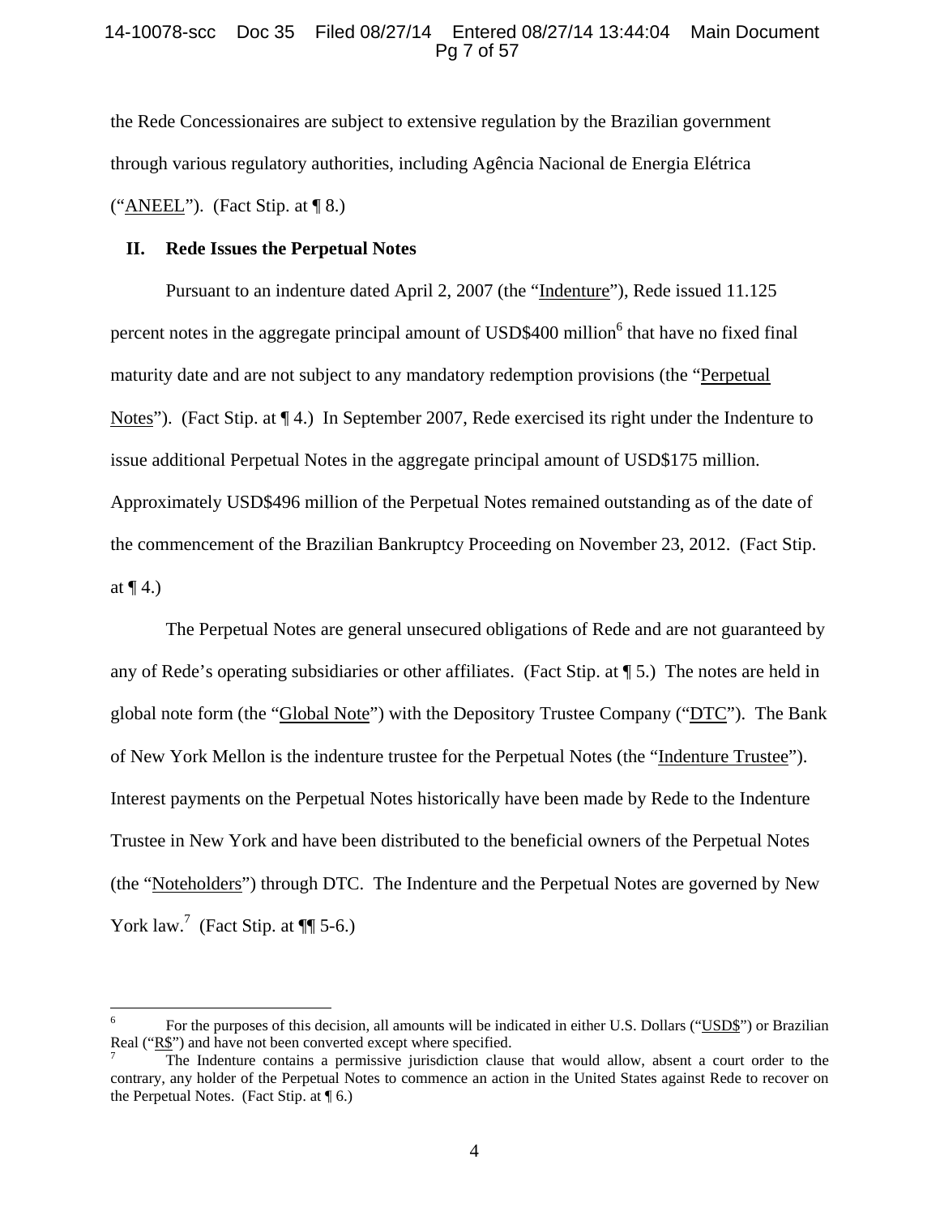the Rede Concessionaires are subject to extensive regulation by the Brazilian government through various regulatory authorities, including Agência Nacional de Energia Elétrica ("ANEEL"). (Fact Stip. at ¶ 8.)

## II. Rede Issues the Perpetual Notes

Pursuant to an indenture dated April 2, 2007 (the "Indenture"), Rede issued 11.125 percent notes in the aggregate principal amount of USD$400 million[6] that have no fixed final maturity date and are not subject to any mandatory redemption provisions (the "Perpetual Notes"). (Fact Stip. at ¶ 4.) In September 2007, Rede exercised its right under the Indenture to issue additional Perpetual Notes in the aggregate principal amount of USD$175 million. Approximately USD$496 million of the Perpetual Notes remained outstanding as of the date of the commencement of the Brazilian Bankruptcy Proceeding on November 23, 2012. (Fact Stip. at ¶ 4.)

The Perpetual Notes are general unsecured obligations of Rede and are not guaranteed by any of Rede's operating subsidiaries or other affiliates. (Fact Stip. at ¶ 5.) The notes are held in global note form (the "Global Note") with the Depository Trustee Company ("DTC"). The Bank of New York Mellon is the indenture trustee for the Perpetual Notes (the "Indenture Trustee"). Interest payments on the Perpetual Notes historically have been made by Rede to the Indenture Trustee in New York and have been distributed to the beneficial owners of the Perpetual Notes (the "Noteholders") through DTC. The Indenture and the Perpetual Notes are governed by New York law.[7] (Fact Stip. at ¶¶ 5-6.)

---

[6] For the purposes of this decision, all amounts will be indicated in either U.S. Dollars ("USD$") or Brazilian Real ("R$") and have not been converted except where specified.

[7] The Indenture contains a permissive jurisdiction clause that would allow, absent a court order to the contrary, any holder of the Perpetual Notes to commence an action in the United States against Rede to recover on the Perpetual Notes. (Fact Stip. at ¶ 6.)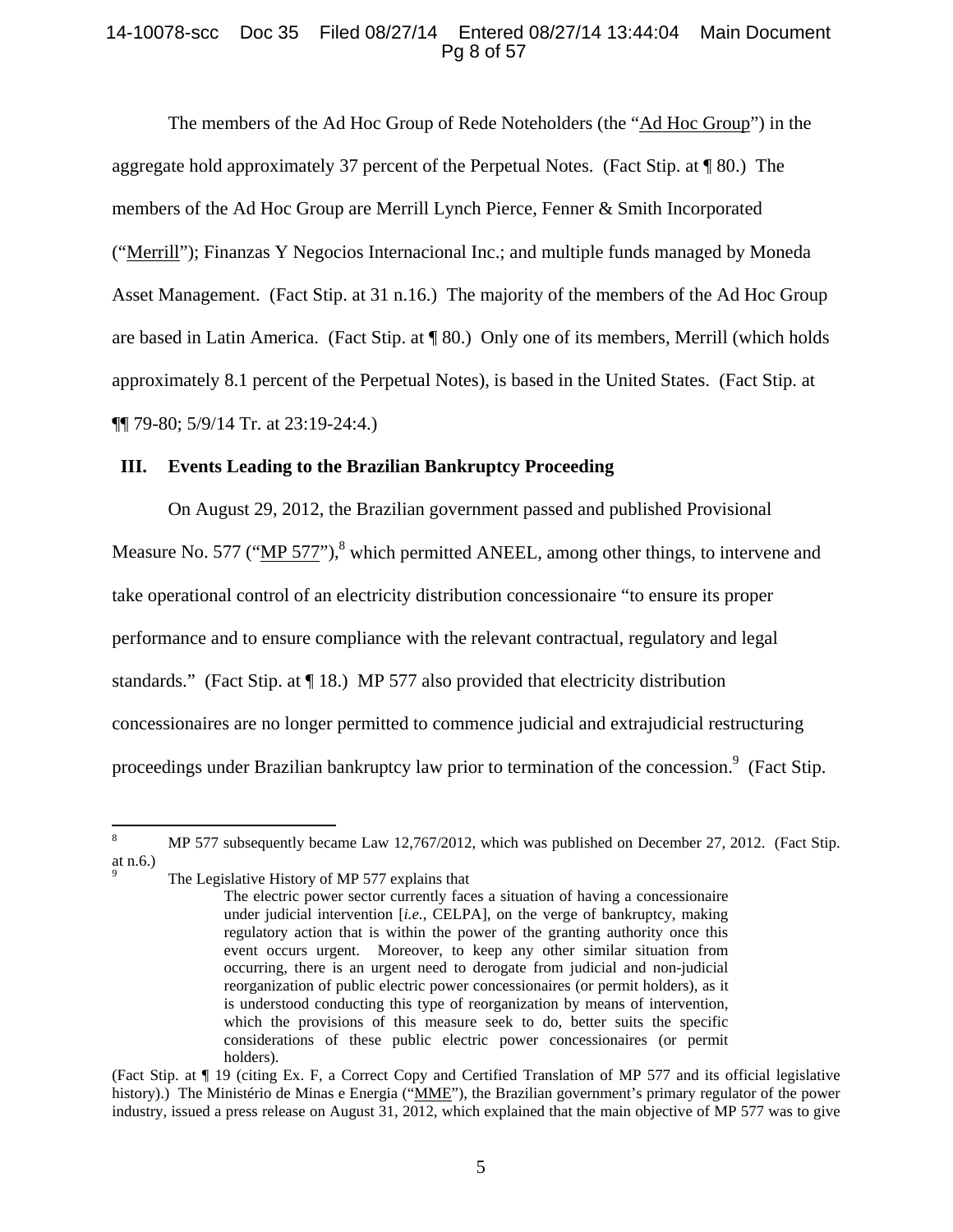The members of the Ad Hoc Group of Rede Noteholders (the "Ad Hoc Group") in the aggregate hold approximately 37 percent of the Perpetual Notes. (Fact Stip. at ¶ 80.) The members of the Ad Hoc Group are Merrill Lynch Pierce, Fenner & Smith Incorporated ("Merrill"); Finanzas Y Negocios Internacional Inc.; and multiple funds managed by Moneda Asset Management. (Fact Stip. at 31 n.16.) The majority of the members of the Ad Hoc Group are based in Latin America. (Fact Stip. at ¶ 80.) Only one of its members, Merrill (which holds approximately 8.1 percent of the Perpetual Notes), is based in the United States. (Fact Stip. at ¶¶ 79-80; 5/9/14 Tr. at 23:19-24:4.)

## III. Events Leading to the Brazilian Bankruptcy Proceeding

On August 29, 2012, the Brazilian government passed and published Provisional Measure No. 577 ("MP 577"),[8] which permitted ANEEL, among other things, to intervene and take operational control of an electricity distribution concessionaire "to ensure its proper performance and to ensure compliance with the relevant contractual, regulatory and legal standards." (Fact Stip. at ¶ 18.) MP 577 also provided that electricity distribution concessionaires are no longer permitted to commence judicial and extrajudicial restructuring proceedings under Brazilian bankruptcy law prior to termination of the concession.[9] (Fact Stip.

---

[8] MP 577 subsequently became Law 12,767/2012, which was published on December 27, 2012. (Fact Stip. at n.6.)

[9] The Legislative History of MP 577 explains that

> The electric power sector currently faces a situation of having a concessionaire under judicial intervention [*i.e.*, CELPA], on the verge of bankruptcy, making regulatory action that is within the power of the granting authority once this event occurs urgent. Moreover, to keep any other similar situation from occurring, there is an urgent need to derogate from judicial and non-judicial reorganization of public electric power concessionaires (or permit holders), as it is understood conducting this type of reorganization by means of intervention, which the provisions of this measure seek to do, better suits the specific considerations of these public electric power concessionaires (or permit holders).

(Fact Stip. at ¶ 19 (citing Ex. F, a Correct Copy and Certified Translation of MP 577 and its official legislative history).) The Ministério de Minas e Energia ("MME"), the Brazilian government's primary regulator of the power industry, issued a press release on August 31, 2012, which explained that the main objective of MP 577 was to give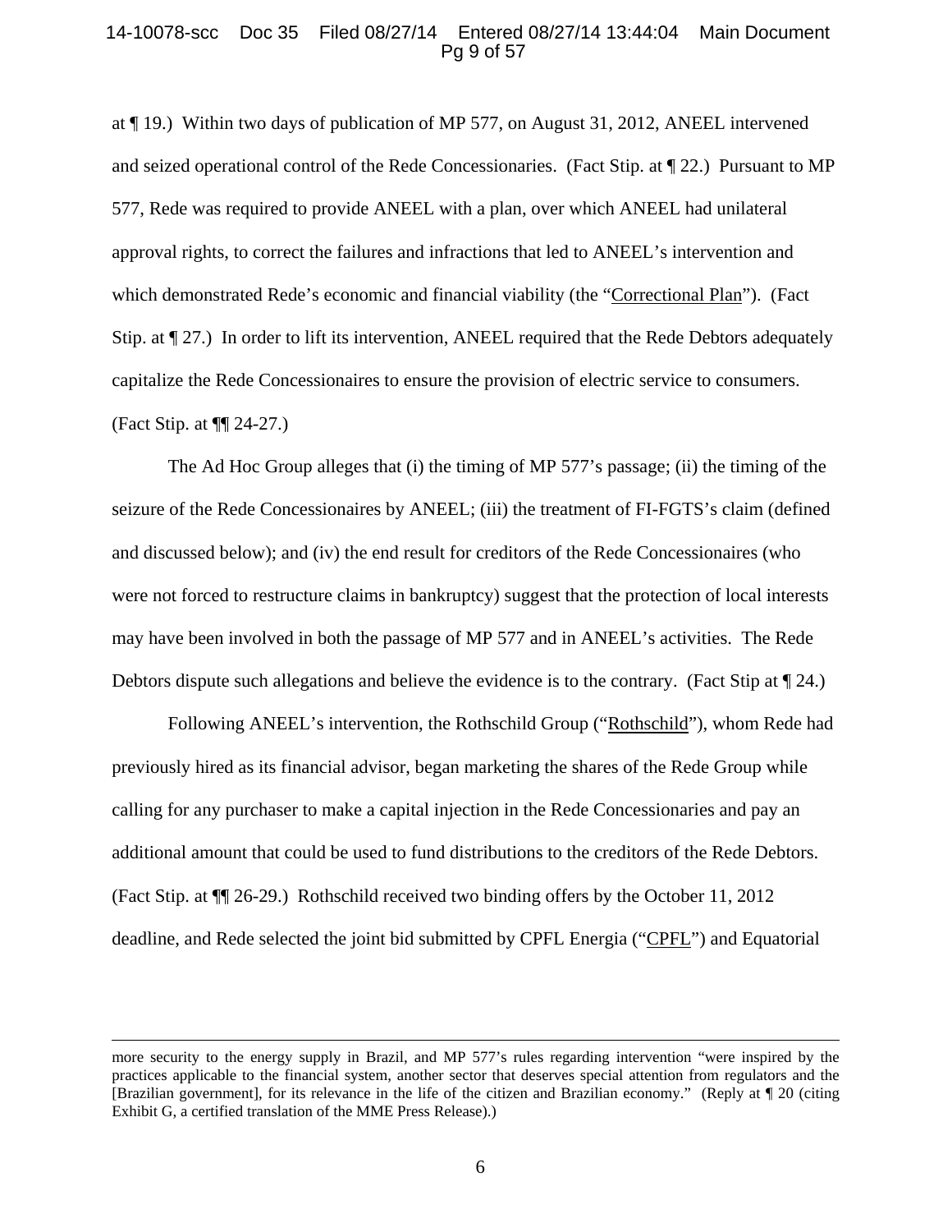at ¶ 19.) Within two days of publication of MP 577, on August 31, 2012, ANEEL intervened and seized operational control of the Rede Concessionaries. (Fact Stip. at ¶ 22.) Pursuant to MP 577, Rede was required to provide ANEEL with a plan, over which ANEEL had unilateral approval rights, to correct the failures and infractions that led to ANEEL's intervention and which demonstrated Rede's economic and financial viability (the "Correctional Plan"). (Fact Stip. at ¶ 27.) In order to lift its intervention, ANEEL required that the Rede Debtors adequately capitalize the Rede Concessionaires to ensure the provision of electric service to consumers. (Fact Stip. at ¶¶ 24-27.)

The Ad Hoc Group alleges that (i) the timing of MP 577's passage; (ii) the timing of the seizure of the Rede Concessionaires by ANEEL; (iii) the treatment of FI-FGTS's claim (defined and discussed below); and (iv) the end result for creditors of the Rede Concessionaires (who were not forced to restructure claims in bankruptcy) suggest that the protection of local interests may have been involved in both the passage of MP 577 and in ANEEL's activities. The Rede Debtors dispute such allegations and believe the evidence is to the contrary. (Fact Stip at ¶ 24.)

Following ANEEL's intervention, the Rothschild Group ("Rothschild"), whom Rede had previously hired as its financial advisor, began marketing the shares of the Rede Group while calling for any purchaser to make a capital injection in the Rede Concessionaries and pay an additional amount that could be used to fund distributions to the creditors of the Rede Debtors. (Fact Stip. at ¶¶ 26-29.) Rothschild received two binding offers by the October 11, 2012 deadline, and Rede selected the joint bid submitted by CPFL Energia ("CPFL") and Equatorial

---

more security to the energy supply in Brazil, and MP 577's rules regarding intervention "were inspired by the practices applicable to the financial system, another sector that deserves special attention from regulators and the [Brazilian government], for its relevance in the life of the citizen and Brazilian economy." (Reply at ¶ 20 (citing Exhibit G, a certified translation of the MME Press Release).)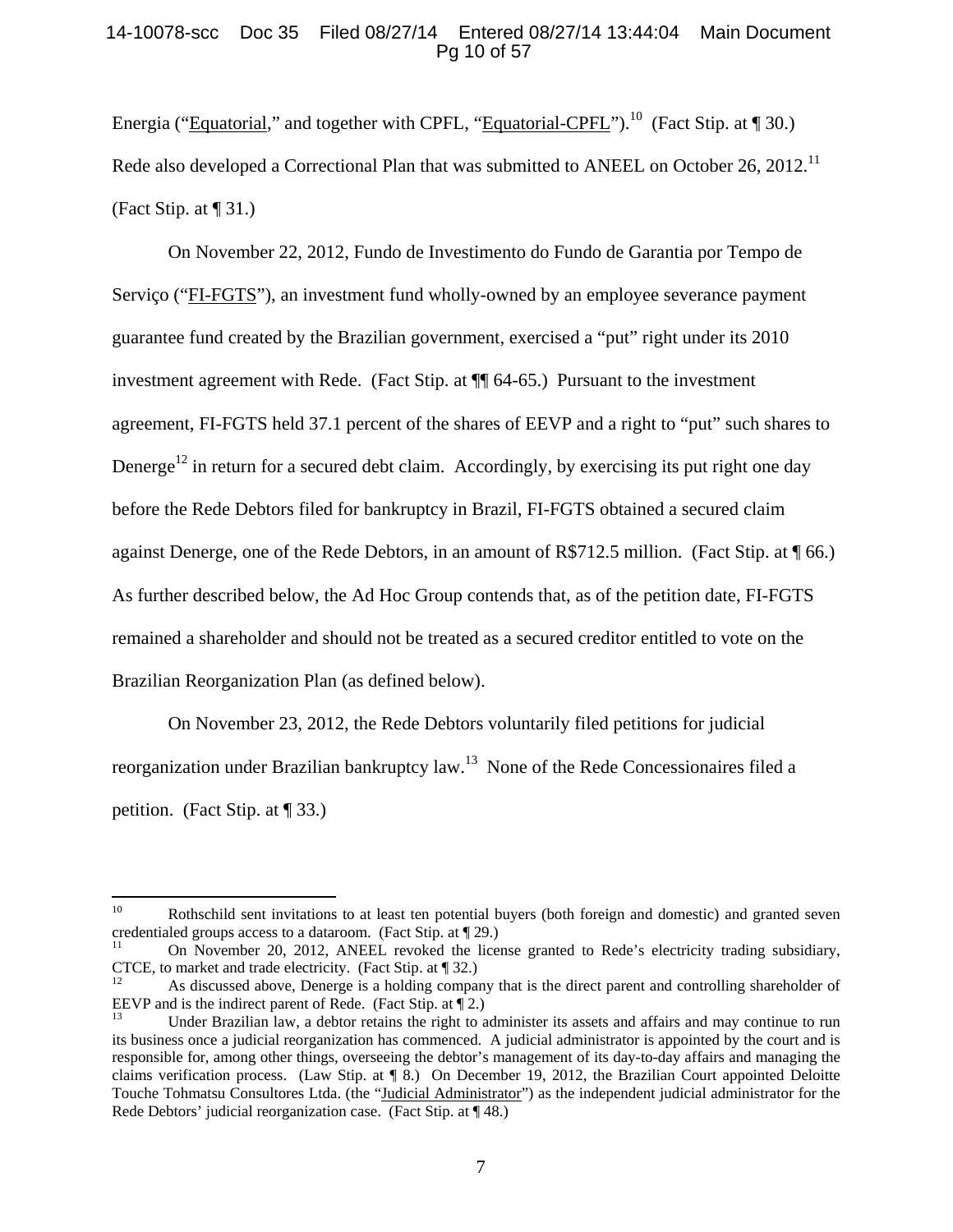Energia ("Equatorial," and together with CPFL, "Equatorial-CPFL").[10] (Fact Stip. at ¶ 30.) Rede also developed a Correctional Plan that was submitted to ANEEL on October 26, 2012.[11] (Fact Stip. at ¶ 31.)

On November 22, 2012, Fundo de Investimento do Fundo de Garantia por Tempo de Serviço ("FI-FGTS"), an investment fund wholly-owned by an employee severance payment guarantee fund created by the Brazilian government, exercised a "put" right under its 2010 investment agreement with Rede. (Fact Stip. at ¶¶ 64-65.) Pursuant to the investment agreement, FI-FGTS held 37.1 percent of the shares of EEVP and a right to "put" such shares to Denerge[12] in return for a secured debt claim. Accordingly, by exercising its put right one day before the Rede Debtors filed for bankruptcy in Brazil, FI-FGTS obtained a secured claim against Denerge, one of the Rede Debtors, in an amount of R$712.5 million. (Fact Stip. at ¶ 66.) As further described below, the Ad Hoc Group contends that, as of the petition date, FI-FGTS remained a shareholder and should not be treated as a secured creditor entitled to vote on the Brazilian Reorganization Plan (as defined below).

On November 23, 2012, the Rede Debtors voluntarily filed petitions for judicial reorganization under Brazilian bankruptcy law.[13] None of the Rede Concessionaires filed a petition. (Fact Stip. at ¶ 33.)

---

[10] Rothschild sent invitations to at least ten potential buyers (both foreign and domestic) and granted seven credentialed groups access to a dataroom. (Fact Stip. at ¶ 29.)

[11] On November 20, 2012, ANEEL revoked the license granted to Rede's electricity trading subsidiary, CTCE, to market and trade electricity. (Fact Stip. at ¶ 32.)

[12] As discussed above, Denerge is a holding company that is the direct parent and controlling shareholder of EEVP and is the indirect parent of Rede. (Fact Stip. at ¶ 2.)

[13] Under Brazilian law, a debtor retains the right to administer its assets and affairs and may continue to run its business once a judicial reorganization has commenced. A judicial administrator is appointed by the court and is responsible for, among other things, overseeing the debtor's management of its day-to-day affairs and managing the claims verification process. (Law Stip. at ¶ 8.) On December 19, 2012, the Brazilian Court appointed Deloitte Touche Tohmatsu Consultores Ltda. (the "Judicial Administrator") as the independent judicial administrator for the Rede Debtors' judicial reorganization case. (Fact Stip. at ¶ 48.)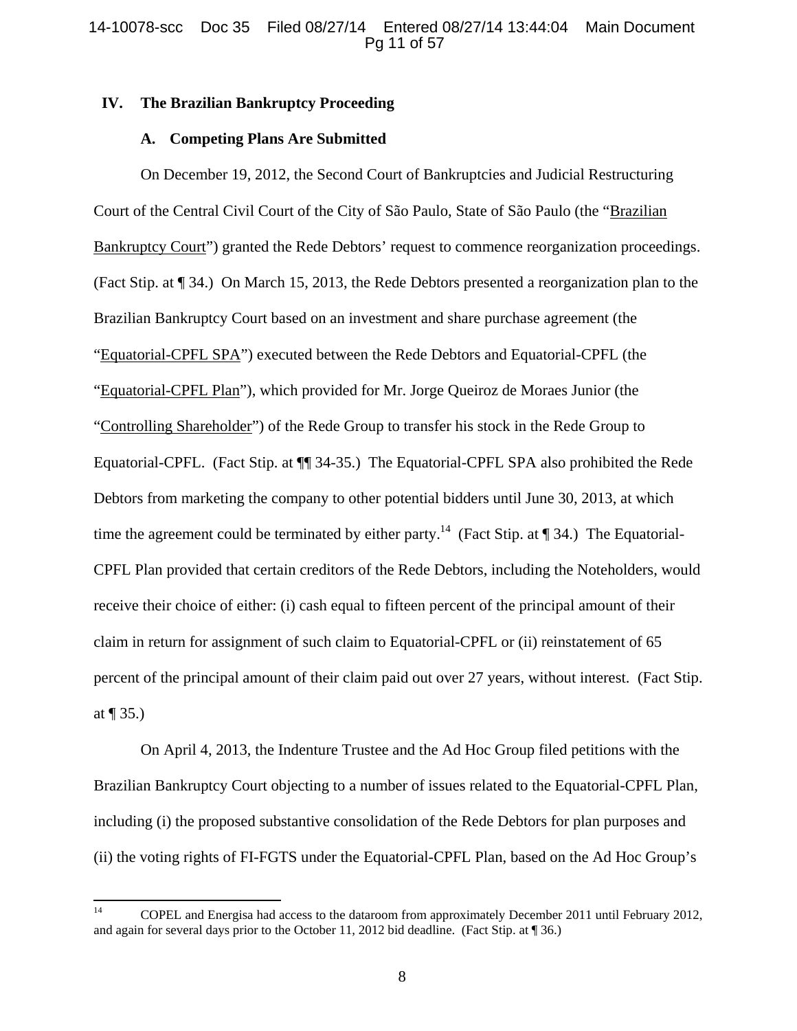## IV. The Brazilian Bankruptcy Proceeding

### A. Competing Plans Are Submitted

On December 19, 2012, the Second Court of Bankruptcies and Judicial Restructuring Court of the Central Civil Court of the City of São Paulo, State of São Paulo (the "Brazilian Bankruptcy Court") granted the Rede Debtors' request to commence reorganization proceedings. (Fact Stip. at ¶ 34.) On March 15, 2013, the Rede Debtors presented a reorganization plan to the Brazilian Bankruptcy Court based on an investment and share purchase agreement (the "Equatorial-CPFL SPA") executed between the Rede Debtors and Equatorial-CPFL (the "Equatorial-CPFL Plan"), which provided for Mr. Jorge Queiroz de Moraes Junior (the "Controlling Shareholder") of the Rede Group to transfer his stock in the Rede Group to Equatorial-CPFL. (Fact Stip. at ¶¶ 34-35.) The Equatorial-CPFL SPA also prohibited the Rede Debtors from marketing the company to other potential bidders until June 30, 2013, at which time the agreement could be terminated by either party.[14] (Fact Stip. at ¶ 34.) The Equatorial-CPFL Plan provided that certain creditors of the Rede Debtors, including the Noteholders, would receive their choice of either: (i) cash equal to fifteen percent of the principal amount of their claim in return for assignment of such claim to Equatorial-CPFL or (ii) reinstatement of 65 percent of the principal amount of their claim paid out over 27 years, without interest. (Fact Stip. at ¶ 35.)

On April 4, 2013, the Indenture Trustee and the Ad Hoc Group filed petitions with the Brazilian Bankruptcy Court objecting to a number of issues related to the Equatorial-CPFL Plan, including (i) the proposed substantive consolidation of the Rede Debtors for plan purposes and (ii) the voting rights of FI-FGTS under the Equatorial-CPFL Plan, based on the Ad Hoc Group's

---

[14] COPEL and Energisa had access to the dataroom from approximately December 2011 until February 2012, and again for several days prior to the October 11, 2012 bid deadline. (Fact Stip. at ¶ 36.)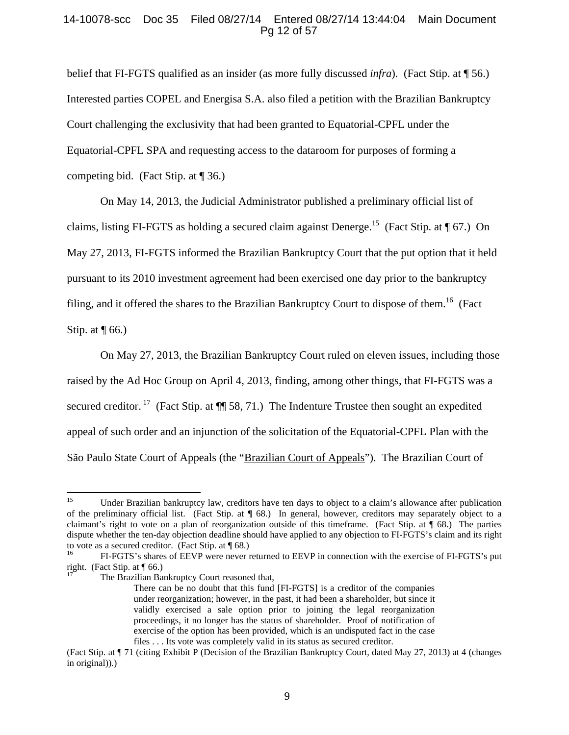belief that FI-FGTS qualified as an insider (as more fully discussed *infra*). (Fact Stip. at ¶ 56.) Interested parties COPEL and Energisa S.A. also filed a petition with the Brazilian Bankruptcy Court challenging the exclusivity that had been granted to Equatorial-CPFL under the Equatorial-CPFL SPA and requesting access to the dataroom for purposes of forming a competing bid. (Fact Stip. at ¶ 36.)

On May 14, 2013, the Judicial Administrator published a preliminary official list of claims, listing FI-FGTS as holding a secured claim against Denerge.[15] (Fact Stip. at ¶ 67.) On May 27, 2013, FI-FGTS informed the Brazilian Bankruptcy Court that the put option that it held pursuant to its 2010 investment agreement had been exercised one day prior to the bankruptcy filing, and it offered the shares to the Brazilian Bankruptcy Court to dispose of them.[16] (Fact Stip. at ¶ 66.)

On May 27, 2013, the Brazilian Bankruptcy Court ruled on eleven issues, including those raised by the Ad Hoc Group on April 4, 2013, finding, among other things, that FI-FGTS was a secured creditor.[17] (Fact Stip. at ¶¶ 58, 71.) The Indenture Trustee then sought an expedited appeal of such order and an injunction of the solicitation of the Equatorial-CPFL Plan with the São Paulo State Court of Appeals (the "Brazilian Court of Appeals"). The Brazilian Court of

---

[15] Under Brazilian bankruptcy law, creditors have ten days to object to a claim's allowance after publication of the preliminary official list. (Fact Stip. at ¶ 68.) In general, however, creditors may separately object to a claimant's right to vote on a plan of reorganization outside of this timeframe. (Fact Stip. at ¶ 68.) The parties dispute whether the ten-day objection deadline should have applied to any objection to FI-FGTS's claim and its right to vote as a secured creditor. (Fact Stip. at ¶ 68.)

[16] FI-FGTS's shares of EEVP were never returned to EEVP in connection with the exercise of FI-FGTS's put right. (Fact Stip. at ¶ 66.)

[17] The Brazilian Bankruptcy Court reasoned that,

> There can be no doubt that this fund [FI-FGTS] is a creditor of the companies under reorganization; however, in the past, it had been a shareholder, but since it validly exercised a sale option prior to joining the legal reorganization proceedings, it no longer has the status of shareholder. Proof of notification of exercise of the option has been provided, which is an undisputed fact in the case files . . . Its vote was completely valid in its status as secured creditor.

(Fact Stip. at ¶ 71 (citing Exhibit P (Decision of the Brazilian Bankruptcy Court, dated May 27, 2013) at 4 (changes in original)).)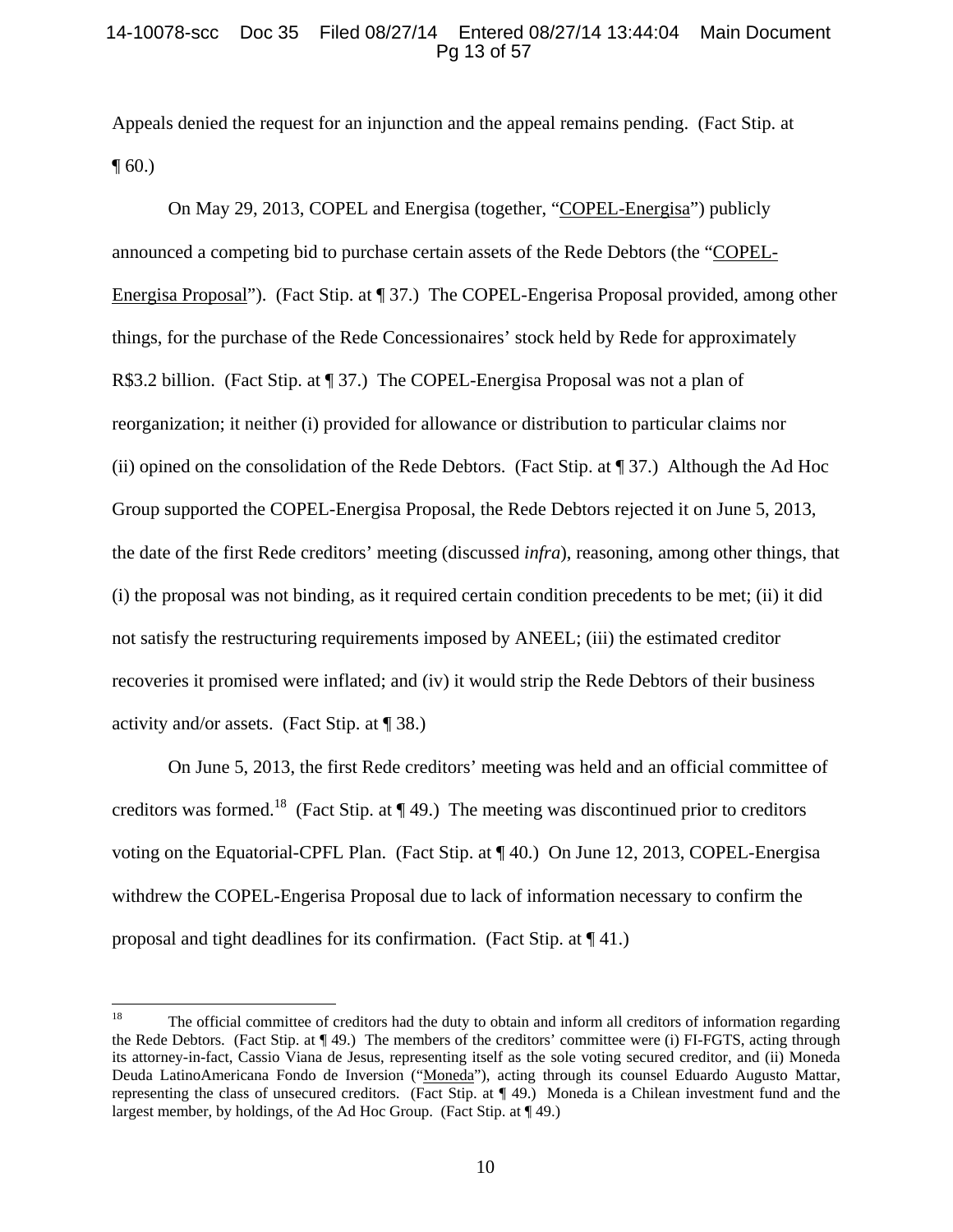Appeals denied the request for an injunction and the appeal remains pending. (Fact Stip. at ¶ 60.)

On May 29, 2013, COPEL and Energisa (together, "COPEL-Energisa") publicly announced a competing bid to purchase certain assets of the Rede Debtors (the "COPEL-Energisa Proposal"). (Fact Stip. at ¶ 37.) The COPEL-Engerisa Proposal provided, among other things, for the purchase of the Rede Concessionaires' stock held by Rede for approximately R$3.2 billion. (Fact Stip. at ¶ 37.) The COPEL-Energisa Proposal was not a plan of reorganization; it neither (i) provided for allowance or distribution to particular claims nor (ii) opined on the consolidation of the Rede Debtors. (Fact Stip. at ¶ 37.) Although the Ad Hoc Group supported the COPEL-Energisa Proposal, the Rede Debtors rejected it on June 5, 2013, the date of the first Rede creditors' meeting (discussed *infra*), reasoning, among other things, that (i) the proposal was not binding, as it required certain condition precedents to be met; (ii) it did not satisfy the restructuring requirements imposed by ANEEL; (iii) the estimated creditor recoveries it promised were inflated; and (iv) it would strip the Rede Debtors of their business activity and/or assets. (Fact Stip. at ¶ 38.)

On June 5, 2013, the first Rede creditors' meeting was held and an official committee of creditors was formed.[18] (Fact Stip. at ¶ 49.) The meeting was discontinued prior to creditors voting on the Equatorial-CPFL Plan. (Fact Stip. at ¶ 40.) On June 12, 2013, COPEL-Energisa withdrew the COPEL-Engerisa Proposal due to lack of information necessary to confirm the proposal and tight deadlines for its confirmation. (Fact Stip. at ¶ 41.)

---

[18] The official committee of creditors had the duty to obtain and inform all creditors of information regarding the Rede Debtors. (Fact Stip. at ¶ 49.) The members of the creditors' committee were (i) FI-FGTS, acting through its attorney-in-fact, Cassio Viana de Jesus, representing itself as the sole voting secured creditor, and (ii) Moneda Deuda LatinoAmericana Fondo de Inversion ("Moneda"), acting through its counsel Eduardo Augusto Mattar, representing the class of unsecured creditors. (Fact Stip. at ¶ 49.) Moneda is a Chilean investment fund and the largest member, by holdings, of the Ad Hoc Group. (Fact Stip. at ¶ 49.)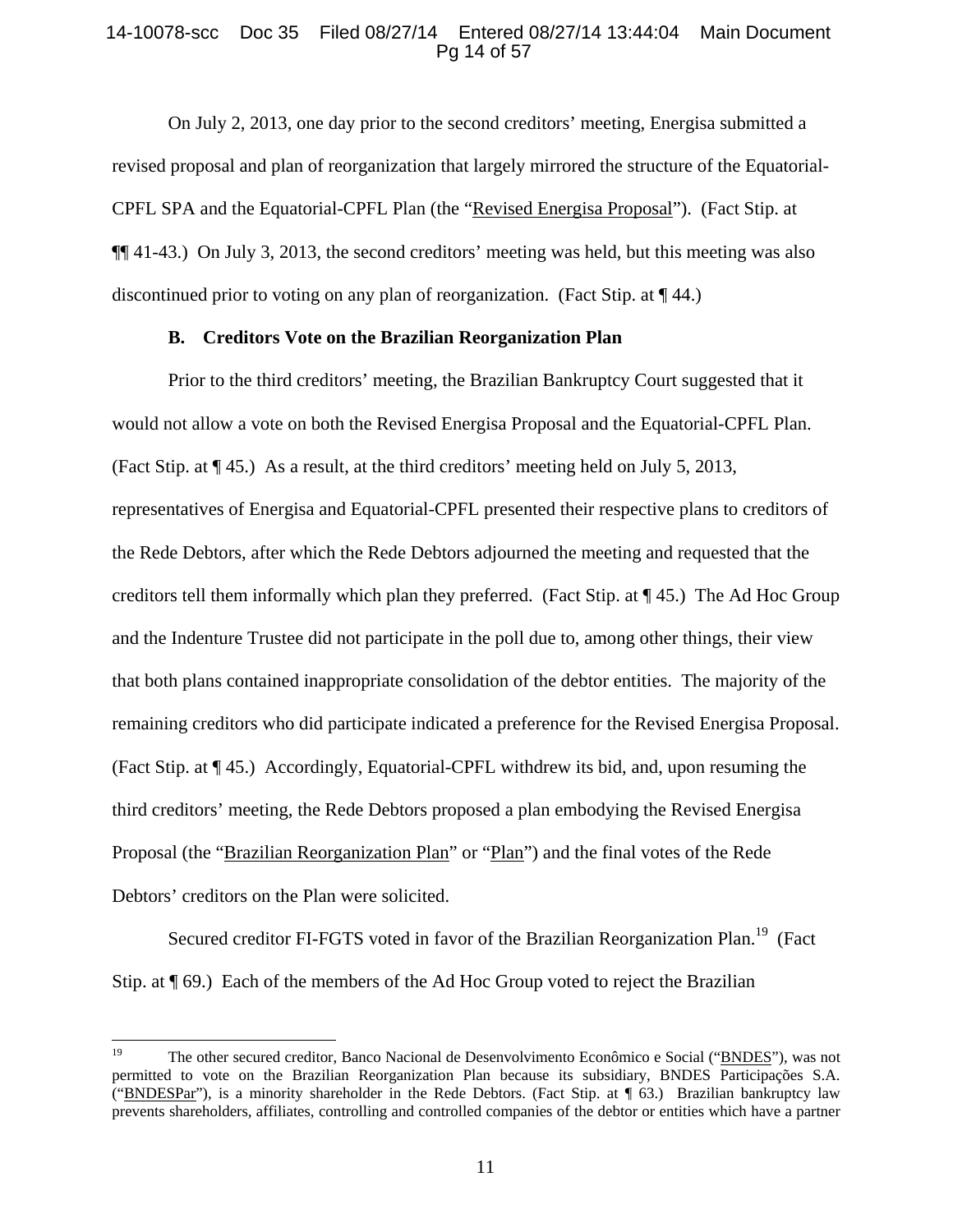On July 2, 2013, one day prior to the second creditors' meeting, Energisa submitted a revised proposal and plan of reorganization that largely mirrored the structure of the Equatorial-CPFL SPA and the Equatorial-CPFL Plan (the "Revised Energisa Proposal"). (Fact Stip. at ¶¶ 41-43.) On July 3, 2013, the second creditors' meeting was held, but this meeting was also discontinued prior to voting on any plan of reorganization. (Fact Stip. at ¶ 44.)

### B. Creditors Vote on the Brazilian Reorganization Plan

Prior to the third creditors' meeting, the Brazilian Bankruptcy Court suggested that it would not allow a vote on both the Revised Energisa Proposal and the Equatorial-CPFL Plan. (Fact Stip. at ¶ 45.) As a result, at the third creditors' meeting held on July 5, 2013, representatives of Energisa and Equatorial-CPFL presented their respective plans to creditors of the Rede Debtors, after which the Rede Debtors adjourned the meeting and requested that the creditors tell them informally which plan they preferred. (Fact Stip. at ¶ 45.) The Ad Hoc Group and the Indenture Trustee did not participate in the poll due to, among other things, their view that both plans contained inappropriate consolidation of the debtor entities. The majority of the remaining creditors who did participate indicated a preference for the Revised Energisa Proposal. (Fact Stip. at ¶ 45.) Accordingly, Equatorial-CPFL withdrew its bid, and, upon resuming the third creditors' meeting, the Rede Debtors proposed a plan embodying the Revised Energisa Proposal (the "Brazilian Reorganization Plan" or "Plan") and the final votes of the Rede Debtors' creditors on the Plan were solicited.

Secured creditor FI-FGTS voted in favor of the Brazilian Reorganization Plan.[19] (Fact Stip. at ¶ 69.) Each of the members of the Ad Hoc Group voted to reject the Brazilian

---

[19] The other secured creditor, Banco Nacional de Desenvolvimento Econômico e Social ("BNDES"), was not permitted to vote on the Brazilian Reorganization Plan because its subsidiary, BNDES Participações S.A. ("BNDESPar"), is a minority shareholder in the Rede Debtors. (Fact Stip. at ¶ 63.) Brazilian bankruptcy law prevents shareholders, affiliates, controlling and controlled companies of the debtor or entities which have a partner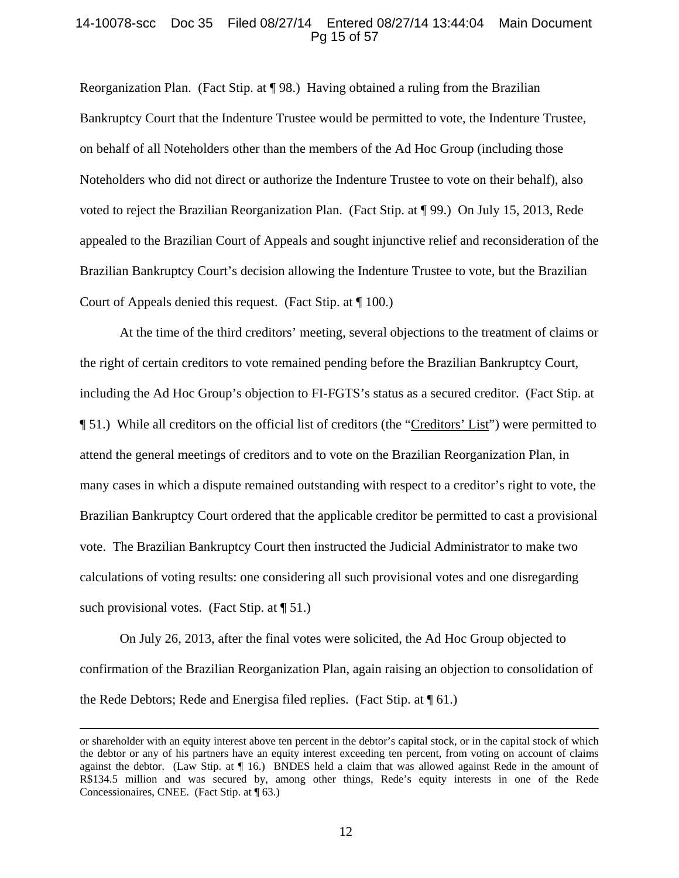Reorganization Plan. (Fact Stip. at ¶ 98.) Having obtained a ruling from the Brazilian Bankruptcy Court that the Indenture Trustee would be permitted to vote, the Indenture Trustee, on behalf of all Noteholders other than the members of the Ad Hoc Group (including those Noteholders who did not direct or authorize the Indenture Trustee to vote on their behalf), also voted to reject the Brazilian Reorganization Plan. (Fact Stip. at ¶ 99.) On July 15, 2013, Rede appealed to the Brazilian Court of Appeals and sought injunctive relief and reconsideration of the Brazilian Bankruptcy Court's decision allowing the Indenture Trustee to vote, but the Brazilian Court of Appeals denied this request. (Fact Stip. at ¶ 100.)

At the time of the third creditors' meeting, several objections to the treatment of claims or the right of certain creditors to vote remained pending before the Brazilian Bankruptcy Court, including the Ad Hoc Group's objection to FI-FGTS's status as a secured creditor. (Fact Stip. at ¶ 51.) While all creditors on the official list of creditors (the "<u>Creditors' List</u>") were permitted to attend the general meetings of creditors and to vote on the Brazilian Reorganization Plan, in many cases in which a dispute remained outstanding with respect to a creditor's right to vote, the Brazilian Bankruptcy Court ordered that the applicable creditor be permitted to cast a provisional vote. The Brazilian Bankruptcy Court then instructed the Judicial Administrator to make two calculations of voting results: one considering all such provisional votes and one disregarding such provisional votes. (Fact Stip. at ¶ 51.)

On July 26, 2013, after the final votes were solicited, the Ad Hoc Group objected to confirmation of the Brazilian Reorganization Plan, again raising an objection to consolidation of the Rede Debtors; Rede and Energisa filed replies. (Fact Stip. at ¶ 61.)

---

or shareholder with an equity interest above ten percent in the debtor's capital stock, or in the capital stock of which the debtor or any of his partners have an equity interest exceeding ten percent, from voting on account of claims against the debtor. (Law Stip. at ¶ 16.) BNDES held a claim that was allowed against Rede in the amount of R$134.5 million and was secured by, among other things, Rede's equity interests in one of the Rede Concessionaires, CNEE. (Fact Stip. at ¶ 63.)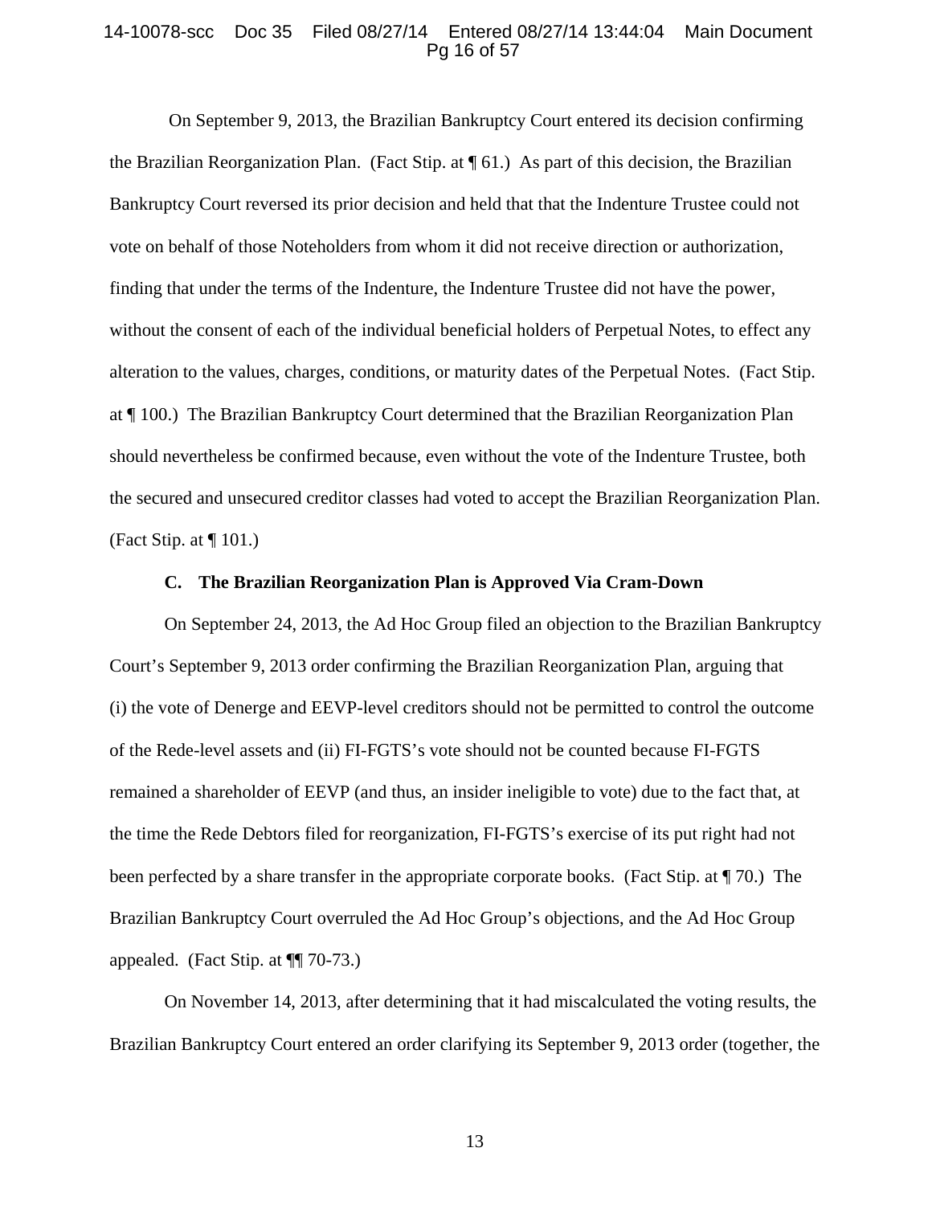On September 9, 2013, the Brazilian Bankruptcy Court entered its decision confirming the Brazilian Reorganization Plan. (Fact Stip. at ¶ 61.) As part of this decision, the Brazilian Bankruptcy Court reversed its prior decision and held that that the Indenture Trustee could not vote on behalf of those Noteholders from whom it did not receive direction or authorization, finding that under the terms of the Indenture, the Indenture Trustee did not have the power, without the consent of each of the individual beneficial holders of Perpetual Notes, to effect any alteration to the values, charges, conditions, or maturity dates of the Perpetual Notes. (Fact Stip. at ¶ 100.) The Brazilian Bankruptcy Court determined that the Brazilian Reorganization Plan should nevertheless be confirmed because, even without the vote of the Indenture Trustee, both the secured and unsecured creditor classes had voted to accept the Brazilian Reorganization Plan. (Fact Stip. at ¶ 101.)

### C. The Brazilian Reorganization Plan is Approved Via Cram-Down

On September 24, 2013, the Ad Hoc Group filed an objection to the Brazilian Bankruptcy Court's September 9, 2013 order confirming the Brazilian Reorganization Plan, arguing that (i) the vote of Denerge and EEVP-level creditors should not be permitted to control the outcome of the Rede-level assets and (ii) FI-FGTS's vote should not be counted because FI-FGTS remained a shareholder of EEVP (and thus, an insider ineligible to vote) due to the fact that, at the time the Rede Debtors filed for reorganization, FI-FGTS's exercise of its put right had not been perfected by a share transfer in the appropriate corporate books. (Fact Stip. at ¶ 70.) The Brazilian Bankruptcy Court overruled the Ad Hoc Group's objections, and the Ad Hoc Group appealed. (Fact Stip. at ¶¶ 70-73.)

On November 14, 2013, after determining that it had miscalculated the voting results, the Brazilian Bankruptcy Court entered an order clarifying its September 9, 2013 order (together, the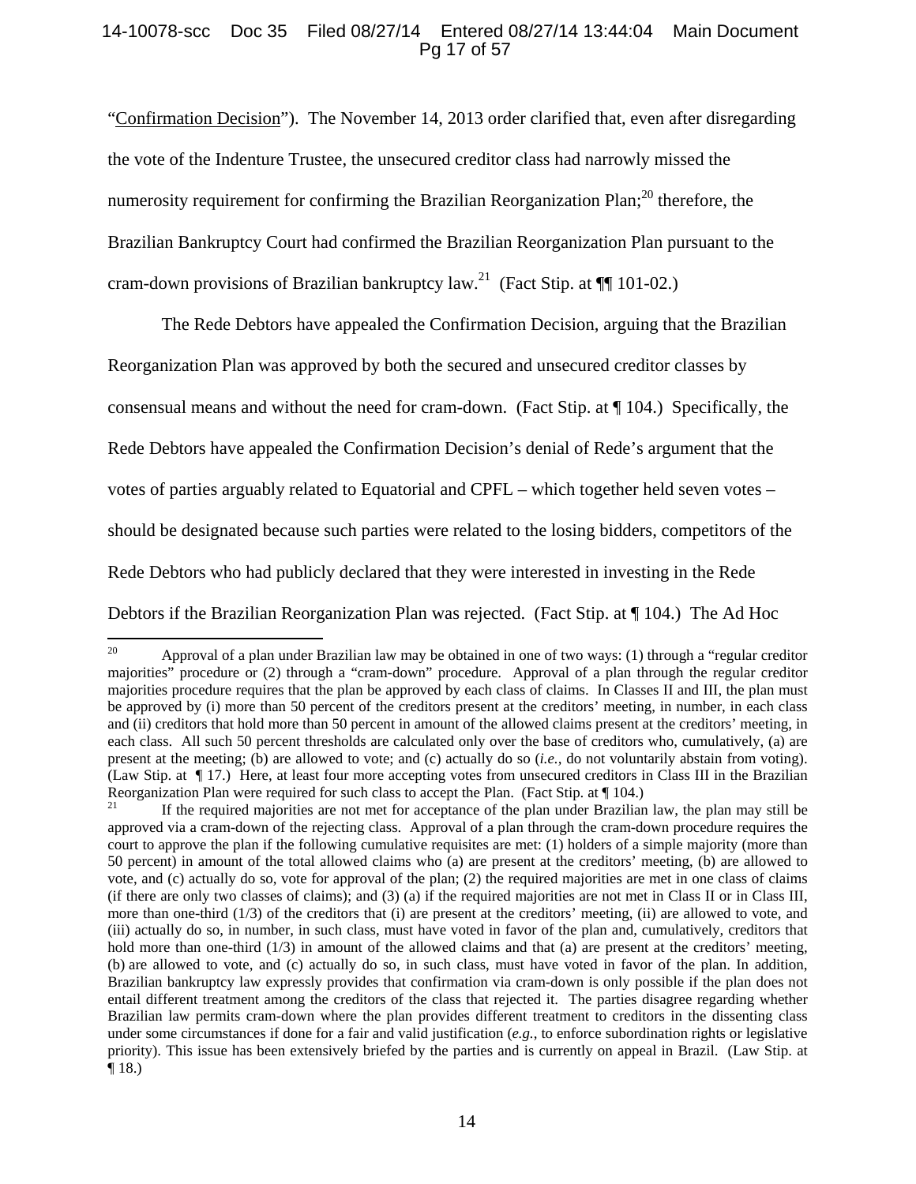"Confirmation Decision"). The November 14, 2013 order clarified that, even after disregarding the vote of the Indenture Trustee, the unsecured creditor class had narrowly missed the numerosity requirement for confirming the Brazilian Reorganization Plan;[20] therefore, the Brazilian Bankruptcy Court had confirmed the Brazilian Reorganization Plan pursuant to the cram-down provisions of Brazilian bankruptcy law.[21] (Fact Stip. at ¶¶ 101-02.)

The Rede Debtors have appealed the Confirmation Decision, arguing that the Brazilian Reorganization Plan was approved by both the secured and unsecured creditor classes by consensual means and without the need for cram-down. (Fact Stip. at ¶ 104.) Specifically, the Rede Debtors have appealed the Confirmation Decision's denial of Rede's argument that the votes of parties arguably related to Equatorial and CPFL – which together held seven votes – should be designated because such parties were related to the losing bidders, competitors of the Rede Debtors who had publicly declared that they were interested in investing in the Rede Debtors if the Brazilian Reorganization Plan was rejected. (Fact Stip. at ¶ 104.) The Ad Hoc

---

[20] Approval of a plan under Brazilian law may be obtained in one of two ways: (1) through a "regular creditor majorities" procedure or (2) through a "cram-down" procedure. Approval of a plan through the regular creditor majorities procedure requires that the plan be approved by each class of claims. In Classes II and III, the plan must be approved by (i) more than 50 percent of the creditors present at the creditors' meeting, in number, in each class and (ii) creditors that hold more than 50 percent in amount of the allowed claims present at the creditors' meeting, in each class. All such 50 percent thresholds are calculated only over the base of creditors who, cumulatively, (a) are present at the meeting; (b) are allowed to vote; and (c) actually do so (*i.e.,* do not voluntarily abstain from voting). (Law Stip. at ¶ 17.) Here, at least four more accepting votes from unsecured creditors in Class III in the Brazilian Reorganization Plan were required for such class to accept the Plan. (Fact Stip. at ¶ 104.)

[21] If the required majorities are not met for acceptance of the plan under Brazilian law, the plan may still be approved via a cram-down of the rejecting class. Approval of a plan through the cram-down procedure requires the court to approve the plan if the following cumulative requisites are met: (1) holders of a simple majority (more than 50 percent) in amount of the total allowed claims who (a) are present at the creditors' meeting, (b) are allowed to vote, and (c) actually do so, vote for approval of the plan; (2) the required majorities are met in one class of claims (if there are only two classes of claims); and (3) (a) if the required majorities are not met in Class II or in Class III, more than one-third (1/3) of the creditors that (i) are present at the creditors' meeting, (ii) are allowed to vote, and (iii) actually do so, in number, in such class, must have voted in favor of the plan and, cumulatively, creditors that hold more than one-third (1/3) in amount of the allowed claims and that (a) are present at the creditors' meeting, (b) are allowed to vote, and (c) actually do so, in such class, must have voted in favor of the plan. In addition, Brazilian bankruptcy law expressly provides that confirmation via cram-down is only possible if the plan does not entail different treatment among the creditors of the class that rejected it. The parties disagree regarding whether Brazilian law permits cram-down where the plan provides different treatment to creditors in the dissenting class under some circumstances if done for a fair and valid justification (*e.g.*, to enforce subordination rights or legislative priority). This issue has been extensively briefed by the parties and is currently on appeal in Brazil. (Law Stip. at ¶ 18.)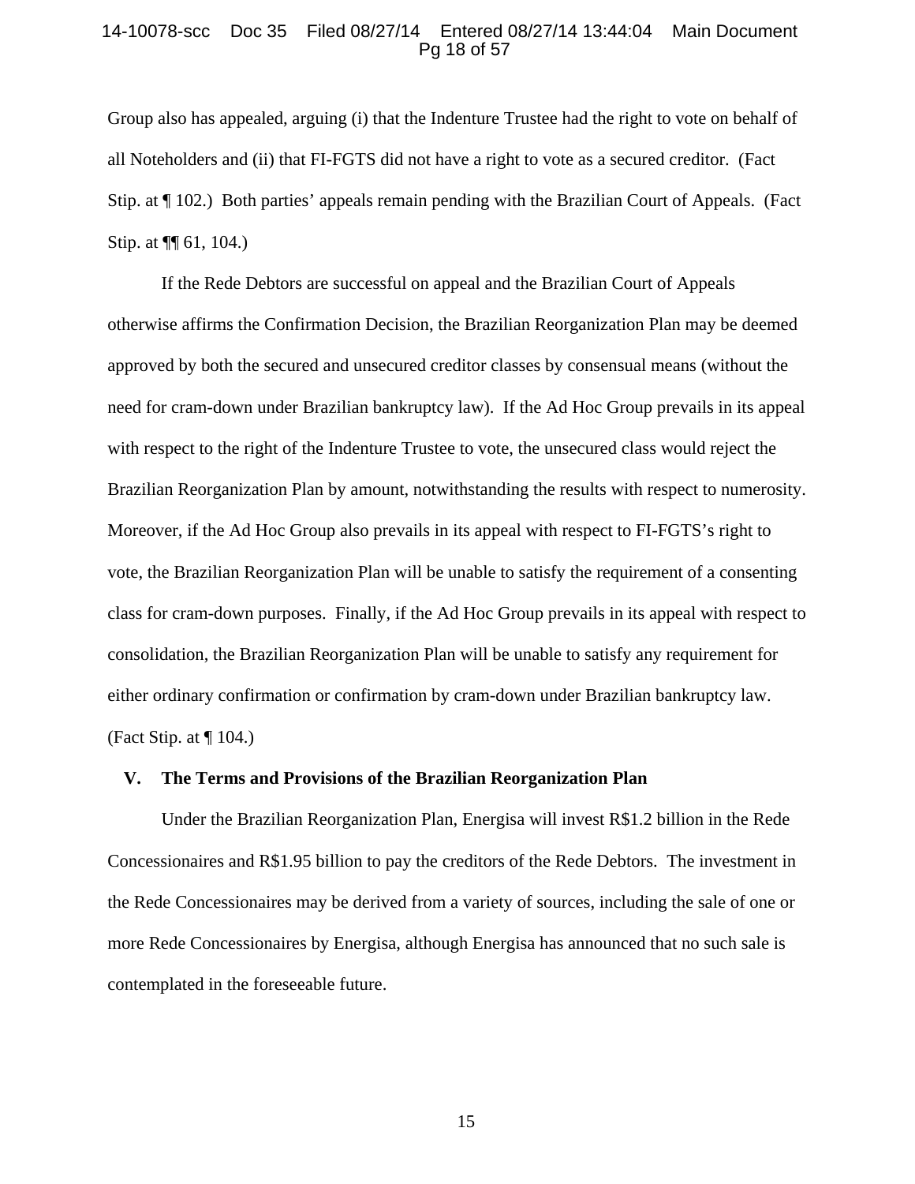Group also has appealed, arguing (i) that the Indenture Trustee had the right to vote on behalf of all Noteholders and (ii) that FI-FGTS did not have a right to vote as a secured creditor. (Fact Stip. at ¶ 102.) Both parties' appeals remain pending with the Brazilian Court of Appeals. (Fact Stip. at ¶¶ 61, 104.)

If the Rede Debtors are successful on appeal and the Brazilian Court of Appeals otherwise affirms the Confirmation Decision, the Brazilian Reorganization Plan may be deemed approved by both the secured and unsecured creditor classes by consensual means (without the need for cram-down under Brazilian bankruptcy law). If the Ad Hoc Group prevails in its appeal with respect to the right of the Indenture Trustee to vote, the unsecured class would reject the Brazilian Reorganization Plan by amount, notwithstanding the results with respect to numerosity. Moreover, if the Ad Hoc Group also prevails in its appeal with respect to FI-FGTS's right to vote, the Brazilian Reorganization Plan will be unable to satisfy the requirement of a consenting class for cram-down purposes. Finally, if the Ad Hoc Group prevails in its appeal with respect to consolidation, the Brazilian Reorganization Plan will be unable to satisfy any requirement for either ordinary confirmation or confirmation by cram-down under Brazilian bankruptcy law. (Fact Stip. at ¶ 104.)

## V. The Terms and Provisions of the Brazilian Reorganization Plan

Under the Brazilian Reorganization Plan, Energisa will invest R$1.2 billion in the Rede Concessionaires and R$1.95 billion to pay the creditors of the Rede Debtors. The investment in the Rede Concessionaires may be derived from a variety of sources, including the sale of one or more Rede Concessionaires by Energisa, although Energisa has announced that no such sale is contemplated in the foreseeable future.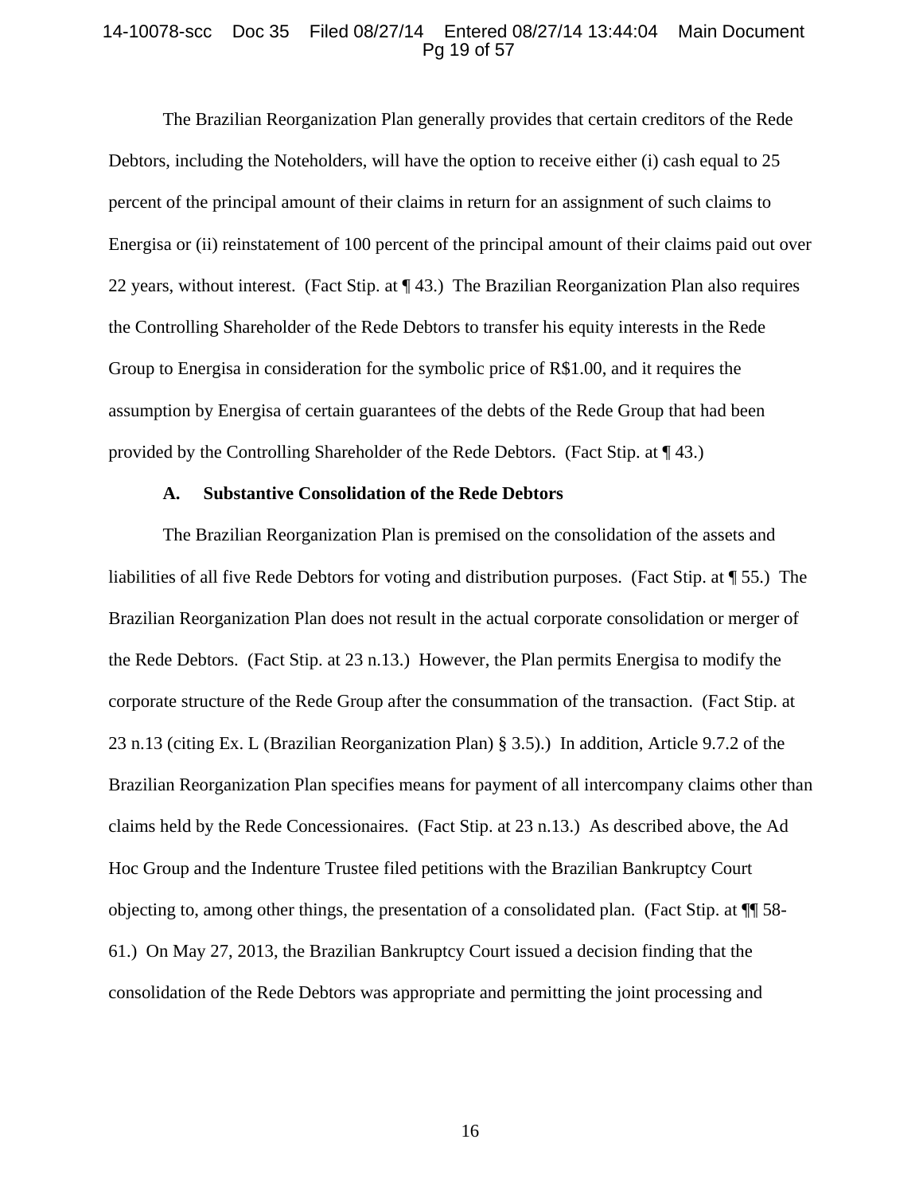The Brazilian Reorganization Plan generally provides that certain creditors of the Rede Debtors, including the Noteholders, will have the option to receive either (i) cash equal to 25 percent of the principal amount of their claims in return for an assignment of such claims to Energisa or (ii) reinstatement of 100 percent of the principal amount of their claims paid out over 22 years, without interest. (Fact Stip. at ¶ 43.) The Brazilian Reorganization Plan also requires the Controlling Shareholder of the Rede Debtors to transfer his equity interests in the Rede Group to Energisa in consideration for the symbolic price of R$1.00, and it requires the assumption by Energisa of certain guarantees of the debts of the Rede Group that had been provided by the Controlling Shareholder of the Rede Debtors. (Fact Stip. at ¶ 43.)

### A. Substantive Consolidation of the Rede Debtors

The Brazilian Reorganization Plan is premised on the consolidation of the assets and liabilities of all five Rede Debtors for voting and distribution purposes. (Fact Stip. at ¶ 55.) The Brazilian Reorganization Plan does not result in the actual corporate consolidation or merger of the Rede Debtors. (Fact Stip. at 23 n.13.) However, the Plan permits Energisa to modify the corporate structure of the Rede Group after the consummation of the transaction. (Fact Stip. at 23 n.13 (citing Ex. L (Brazilian Reorganization Plan) § 3.5).) In addition, Article 9.7.2 of the Brazilian Reorganization Plan specifies means for payment of all intercompany claims other than claims held by the Rede Concessionaires. (Fact Stip. at 23 n.13.) As described above, the Ad Hoc Group and the Indenture Trustee filed petitions with the Brazilian Bankruptcy Court objecting to, among other things, the presentation of a consolidated plan. (Fact Stip. at ¶¶ 58-61.) On May 27, 2013, the Brazilian Bankruptcy Court issued a decision finding that the consolidation of the Rede Debtors was appropriate and permitting the joint processing and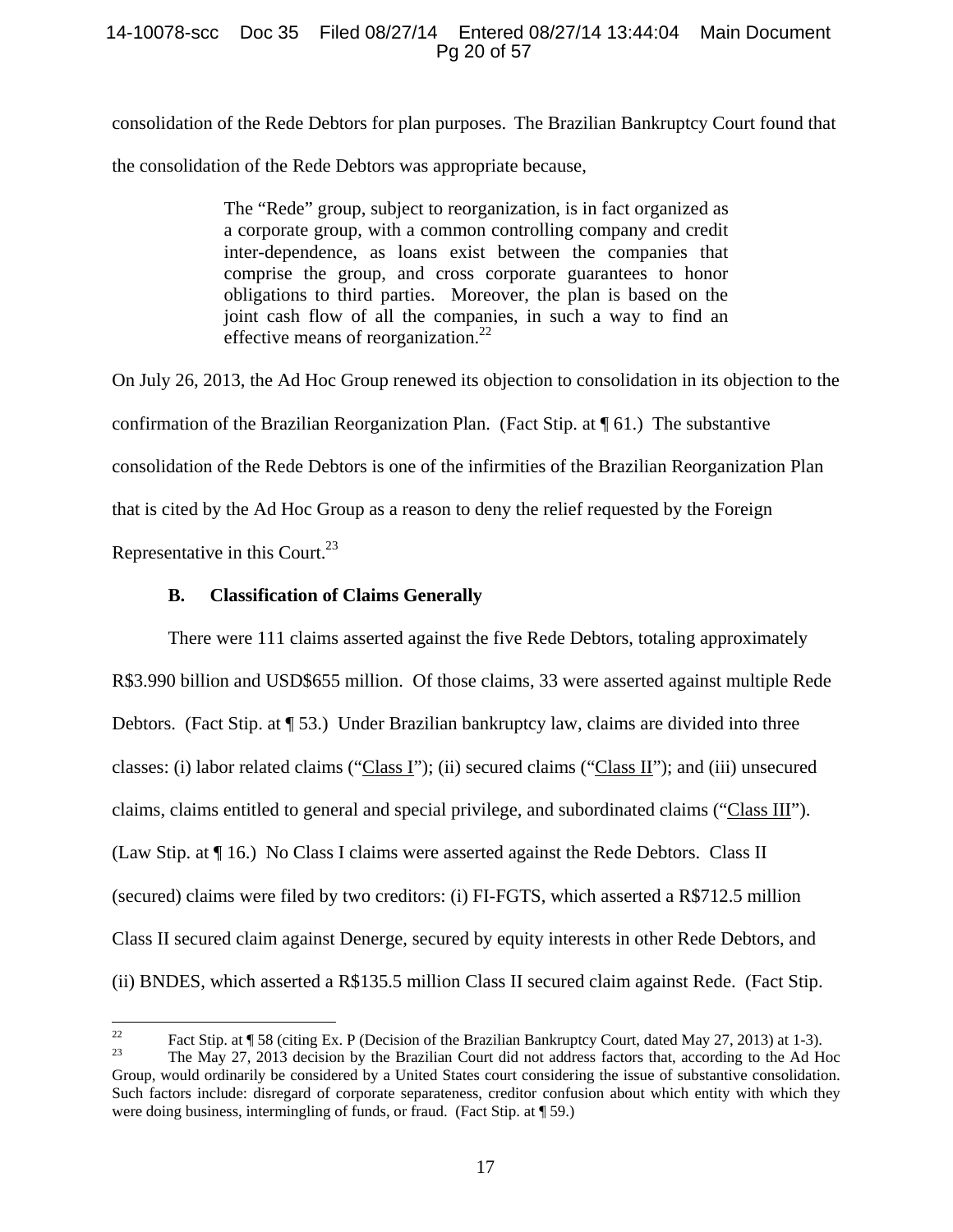consolidation of the Rede Debtors for plan purposes. The Brazilian Bankruptcy Court found that the consolidation of the Rede Debtors was appropriate because,

> The "Rede" group, subject to reorganization, is in fact organized as a corporate group, with a common controlling company and credit inter-dependence, as loans exist between the companies that comprise the group, and cross corporate guarantees to honor obligations to third parties. Moreover, the plan is based on the joint cash flow of all the companies, in such a way to find an effective means of reorganization.[22]

On July 26, 2013, the Ad Hoc Group renewed its objection to consolidation in its objection to the confirmation of the Brazilian Reorganization Plan. (Fact Stip. at ¶ 61.) The substantive consolidation of the Rede Debtors is one of the infirmities of the Brazilian Reorganization Plan that is cited by the Ad Hoc Group as a reason to deny the relief requested by the Foreign Representative in this Court.[23]

### B. Classification of Claims Generally

There were 111 claims asserted against the five Rede Debtors, totaling approximately R$3.990 billion and USD$655 million. Of those claims, 33 were asserted against multiple Rede Debtors. (Fact Stip. at ¶ 53.) Under Brazilian bankruptcy law, claims are divided into three classes: (i) labor related claims ("<u>Class I</u>"); (ii) secured claims ("<u>Class II</u>"); and (iii) unsecured claims, claims entitled to general and special privilege, and subordinated claims ("<u>Class III</u>"). (Law Stip. at ¶ 16.) No Class I claims were asserted against the Rede Debtors. Class II (secured) claims were filed by two creditors: (i) FI-FGTS, which asserted a R$712.5 million Class II secured claim against Denerge, secured by equity interests in other Rede Debtors, and (ii) BNDES, which asserted a R$135.5 million Class II secured claim against Rede. (Fact Stip.

---

[22] Fact Stip. at ¶ 58 (citing Ex. P (Decision of the Brazilian Bankruptcy Court, dated May 27, 2013) at 1-3).

[23] The May 27, 2013 decision by the Brazilian Court did not address factors that, according to the Ad Hoc Group, would ordinarily be considered by a United States court considering the issue of substantive consolidation. Such factors include: disregard of corporate separateness, creditor confusion about which entity with which they were doing business, intermingling of funds, or fraud. (Fact Stip. at ¶ 59.)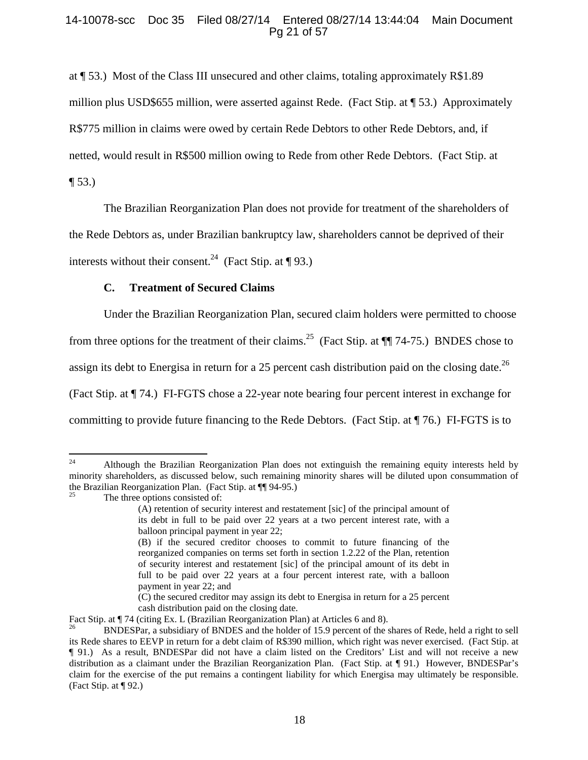at ¶ 53.) Most of the Class III unsecured and other claims, totaling approximately R$1.89 million plus USD$655 million, were asserted against Rede. (Fact Stip. at ¶ 53.) Approximately R$775 million in claims were owed by certain Rede Debtors to other Rede Debtors, and, if netted, would result in R$500 million owing to Rede from other Rede Debtors. (Fact Stip. at ¶ 53.)

The Brazilian Reorganization Plan does not provide for treatment of the shareholders of the Rede Debtors as, under Brazilian bankruptcy law, shareholders cannot be deprived of their interests without their consent.[24] (Fact Stip. at ¶ 93.)

### C. Treatment of Secured Claims

Under the Brazilian Reorganization Plan, secured claim holders were permitted to choose from three options for the treatment of their claims.[25] (Fact Stip. at ¶¶ 74-75.) BNDES chose to assign its debt to Energisa in return for a 25 percent cash distribution paid on the closing date.[26] (Fact Stip. at ¶ 74.) FI-FGTS chose a 22-year note bearing four percent interest in exchange for committing to provide future financing to the Rede Debtors. (Fact Stip. at ¶ 76.) FI-FGTS is to

---

[24] Although the Brazilian Reorganization Plan does not extinguish the remaining equity interests held by minority shareholders, as discussed below, such remaining minority shares will be diluted upon consummation of the Brazilian Reorganization Plan. (Fact Stip. at ¶¶ 94-95.)

[25] The three options consisted of:

> (A) retention of security interest and restatement [sic] of the principal amount of its debt in full to be paid over 22 years at a two percent interest rate, with a balloon principal payment in year 22;
>
> (B) if the secured creditor chooses to commit to future financing of the reorganized companies on terms set forth in section 1.2.22 of the Plan, retention of security interest and restatement [sic] of the principal amount of its debt in full to be paid over 22 years at a four percent interest rate, with a balloon payment in year 22; and
>
> (C) the secured creditor may assign its debt to Energisa in return for a 25 percent cash distribution paid on the closing date.

Fact Stip. at ¶ 74 (citing Ex. L (Brazilian Reorganization Plan) at Articles 6 and 8).

[26] BNDESPar, a subsidiary of BNDES and the holder of 15.9 percent of the shares of Rede, held a right to sell its Rede shares to EEVP in return for a debt claim of R$390 million, which right was never exercised. (Fact Stip. at ¶ 91.) As a result, BNDESPar did not have a claim listed on the Creditors' List and will not receive a new distribution as a claimant under the Brazilian Reorganization Plan. (Fact Stip. at ¶ 91.) However, BNDESPar's claim for the exercise of the put remains a contingent liability for which Energisa may ultimately be responsible. (Fact Stip. at ¶ 92.)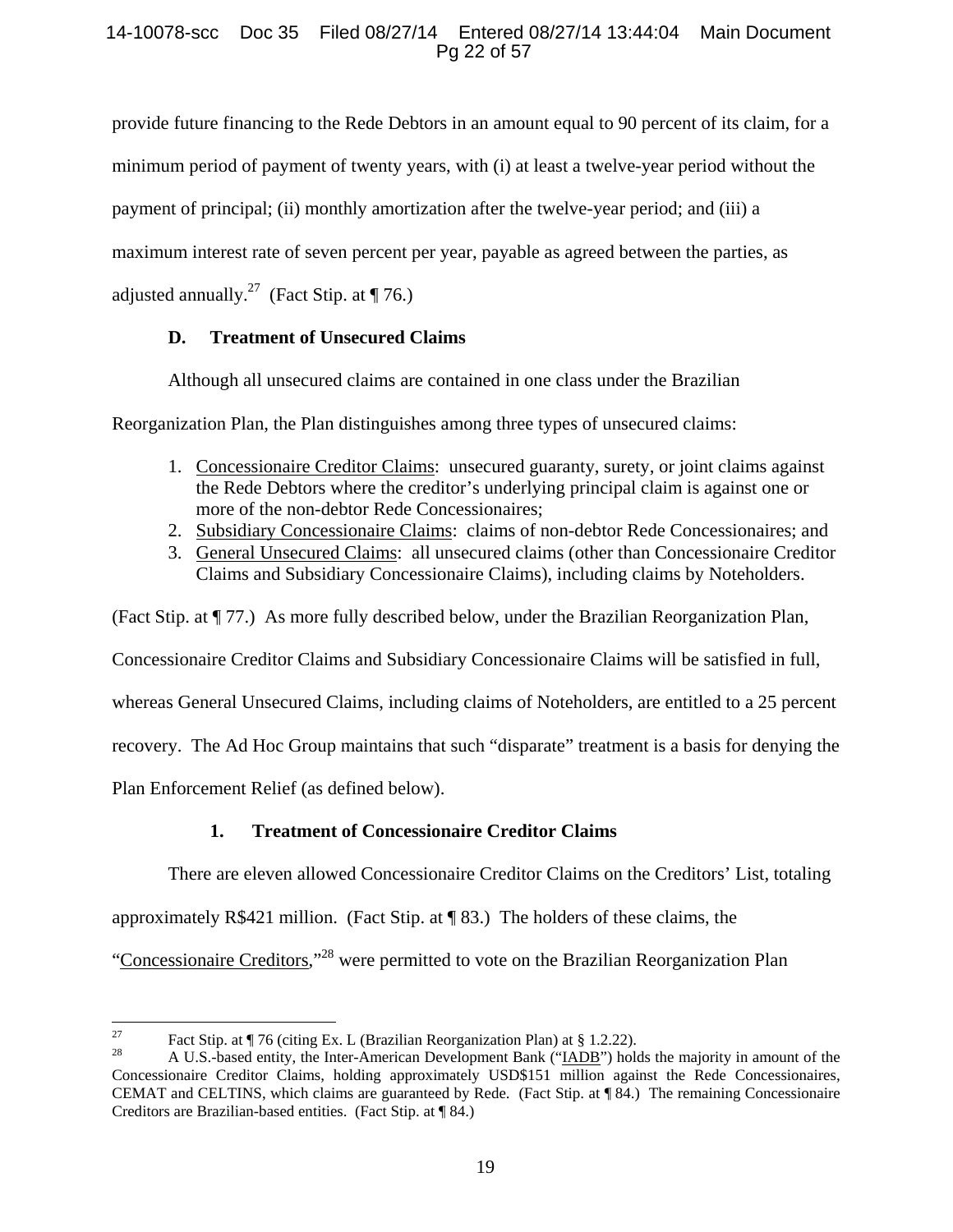provide future financing to the Rede Debtors in an amount equal to 90 percent of its claim, for a minimum period of payment of twenty years, with (i) at least a twelve-year period without the payment of principal; (ii) monthly amortization after the twelve-year period; and (iii) a maximum interest rate of seven percent per year, payable as agreed between the parties, as adjusted annually.[27] (Fact Stip. at ¶ 76.)

### D. Treatment of Unsecured Claims

Although all unsecured claims are contained in one class under the Brazilian Reorganization Plan, the Plan distinguishes among three types of unsecured claims:

1. Concessionaire Creditor Claims: unsecured guaranty, surety, or joint claims against the Rede Debtors where the creditor's underlying principal claim is against one or more of the non-debtor Rede Concessionaires;
2. Subsidiary Concessionaire Claims: claims of non-debtor Rede Concessionaires; and
3. General Unsecured Claims: all unsecured claims (other than Concessionaire Creditor Claims and Subsidiary Concessionaire Claims), including claims by Noteholders.

(Fact Stip. at ¶ 77.) As more fully described below, under the Brazilian Reorganization Plan, Concessionaire Creditor Claims and Subsidiary Concessionaire Claims will be satisfied in full, whereas General Unsecured Claims, including claims of Noteholders, are entitled to a 25 percent recovery. The Ad Hoc Group maintains that such "disparate" treatment is a basis for denying the Plan Enforcement Relief (as defined below).

#### 1. Treatment of Concessionaire Creditor Claims

There are eleven allowed Concessionaire Creditor Claims on the Creditors' List, totaling approximately R$421 million. (Fact Stip. at ¶ 83.) The holders of these claims, the "Concessionaire Creditors,"[28] were permitted to vote on the Brazilian Reorganization Plan

---

[27] Fact Stip. at ¶ 76 (citing Ex. L (Brazilian Reorganization Plan) at § 1.2.22).

[28] A U.S.-based entity, the Inter-American Development Bank ("IADB") holds the majority in amount of the Concessionaire Creditor Claims, holding approximately USD$151 million against the Rede Concessionaires, CEMAT and CELTINS, which claims are guaranteed by Rede. (Fact Stip. at ¶ 84.) The remaining Concessionaire Creditors are Brazilian-based entities. (Fact Stip. at ¶ 84.)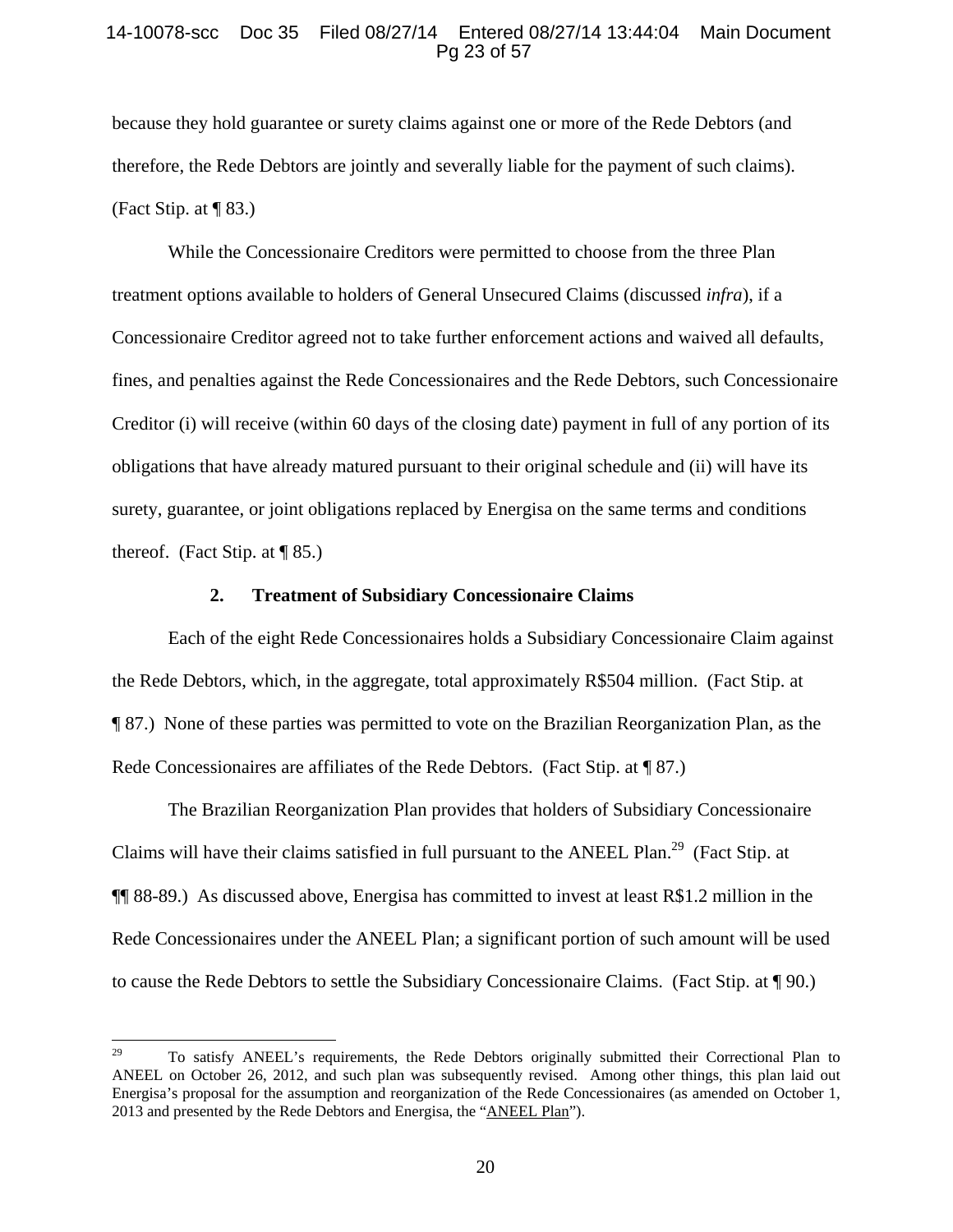because they hold guarantee or surety claims against one or more of the Rede Debtors (and therefore, the Rede Debtors are jointly and severally liable for the payment of such claims). (Fact Stip. at ¶ 83.)

While the Concessionaire Creditors were permitted to choose from the three Plan treatment options available to holders of General Unsecured Claims (discussed *infra*), if a Concessionaire Creditor agreed not to take further enforcement actions and waived all defaults, fines, and penalties against the Rede Concessionaires and the Rede Debtors, such Concessionaire Creditor (i) will receive (within 60 days of the closing date) payment in full of any portion of its obligations that have already matured pursuant to their original schedule and (ii) will have its surety, guarantee, or joint obligations replaced by Energisa on the same terms and conditions thereof. (Fact Stip. at ¶ 85.)

### 2. Treatment of Subsidiary Concessionaire Claims

Each of the eight Rede Concessionaires holds a Subsidiary Concessionaire Claim against the Rede Debtors, which, in the aggregate, total approximately R$504 million. (Fact Stip. at ¶ 87.) None of these parties was permitted to vote on the Brazilian Reorganization Plan, as the Rede Concessionaires are affiliates of the Rede Debtors. (Fact Stip. at ¶ 87.)

The Brazilian Reorganization Plan provides that holders of Subsidiary Concessionaire Claims will have their claims satisfied in full pursuant to the ANEEL Plan.[29] (Fact Stip. at ¶¶ 88-89.) As discussed above, Energisa has committed to invest at least R$1.2 million in the Rede Concessionaires under the ANEEL Plan; a significant portion of such amount will be used to cause the Rede Debtors to settle the Subsidiary Concessionaire Claims. (Fact Stip. at ¶ 90.)

---

[29] To satisfy ANEEL's requirements, the Rede Debtors originally submitted their Correctional Plan to ANEEL on October 26, 2012, and such plan was subsequently revised. Among other things, this plan laid out Energisa's proposal for the assumption and reorganization of the Rede Concessionaires (as amended on October 1, 2013 and presented by the Rede Debtors and Energisa, the "<u>ANEEL Plan</u>").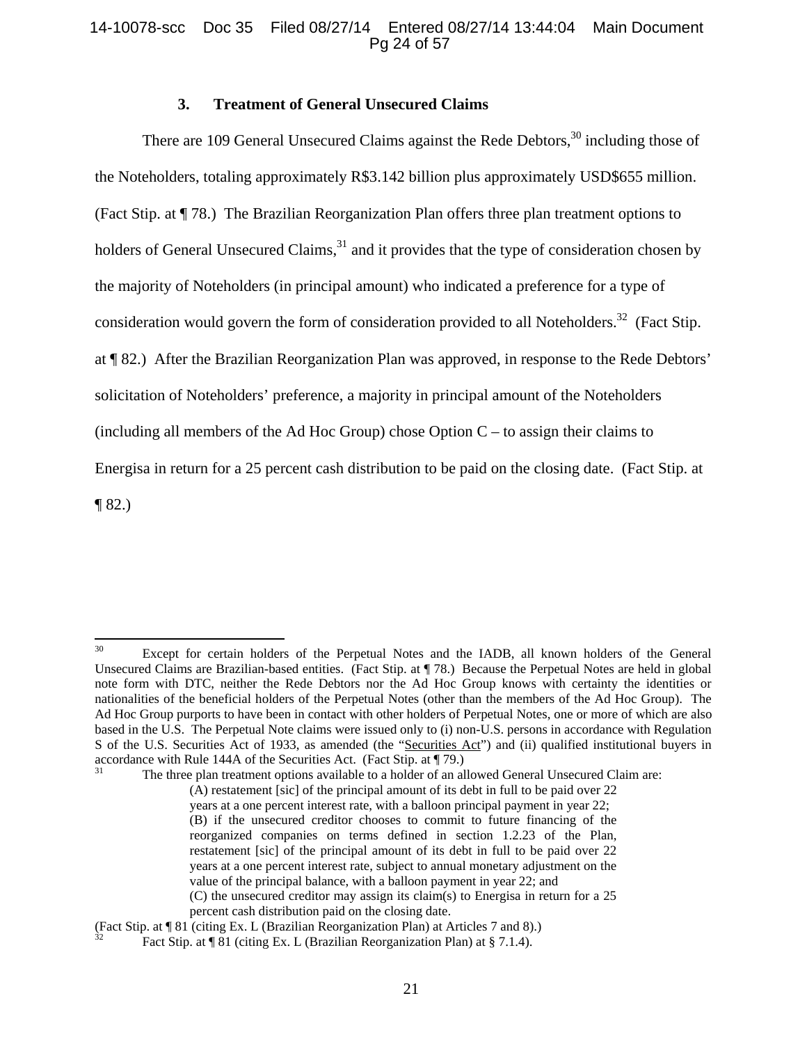### 3. Treatment of General Unsecured Claims

There are 109 General Unsecured Claims against the Rede Debtors,[30] including those of the Noteholders, totaling approximately R$3.142 billion plus approximately USD$655 million. (Fact Stip. at ¶ 78.) The Brazilian Reorganization Plan offers three plan treatment options to holders of General Unsecured Claims,[31] and it provides that the type of consideration chosen by the majority of Noteholders (in principal amount) who indicated a preference for a type of consideration would govern the form of consideration provided to all Noteholders.[32] (Fact Stip. at ¶ 82.) After the Brazilian Reorganization Plan was approved, in response to the Rede Debtors' solicitation of Noteholders' preference, a majority in principal amount of the Noteholders (including all members of the Ad Hoc Group) chose Option C – to assign their claims to Energisa in return for a 25 percent cash distribution to be paid on the closing date. (Fact Stip. at ¶ 82.)

---

[30] Except for certain holders of the Perpetual Notes and the IADB, all known holders of the General Unsecured Claims are Brazilian-based entities. (Fact Stip. at ¶ 78.) Because the Perpetual Notes are held in global note form with DTC, neither the Rede Debtors nor the Ad Hoc Group knows with certainty the identities or nationalities of the beneficial holders of the Perpetual Notes (other than the members of the Ad Hoc Group). The Ad Hoc Group purports to have been in contact with other holders of Perpetual Notes, one or more of which are also based in the U.S. The Perpetual Note claims were issued only to (i) non-U.S. persons in accordance with Regulation S of the U.S. Securities Act of 1933, as amended (the "Securities Act") and (ii) qualified institutional buyers in accordance with Rule 144A of the Securities Act. (Fact Stip. at ¶ 79.)

[31] The three plan treatment options available to a holder of an allowed General Unsecured Claim are:

> (A) restatement [sic] of the principal amount of its debt in full to be paid over 22 years at a one percent interest rate, with a balloon principal payment in year 22;
> (B) if the unsecured creditor chooses to commit to future financing of the reorganized companies on terms defined in section 1.2.23 of the Plan, restatement [sic] of the principal amount of its debt in full to be paid over 22 years at a one percent interest rate, subject to annual monetary adjustment on the value of the principal balance, with a balloon payment in year 22; and
> (C) the unsecured creditor may assign its claim(s) to Energisa in return for a 25 percent cash distribution paid on the closing date.

(Fact Stip. at ¶ 81 (citing Ex. L (Brazilian Reorganization Plan) at Articles 7 and 8).)

[32] Fact Stip. at ¶ 81 (citing Ex. L (Brazilian Reorganization Plan) at § 7.1.4).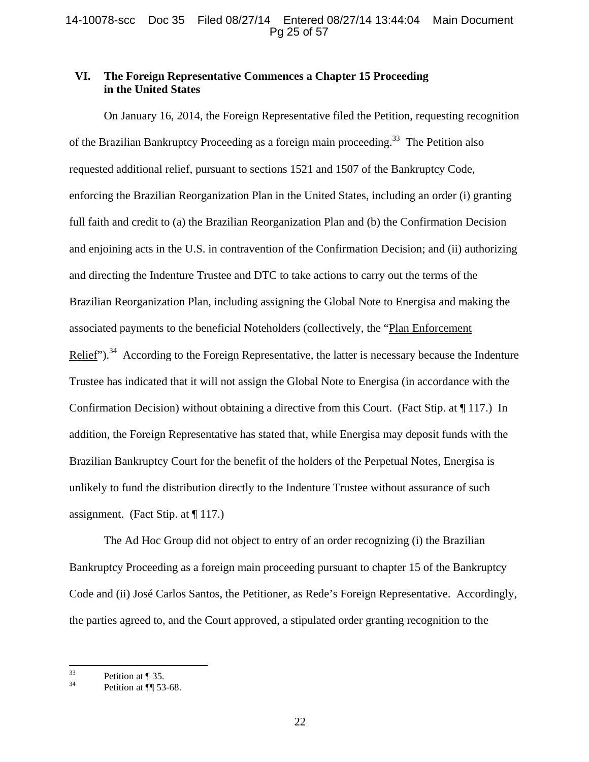## VI. The Foreign Representative Commences a Chapter 15 Proceeding in the United States

On January 16, 2014, the Foreign Representative filed the Petition, requesting recognition of the Brazilian Bankruptcy Proceeding as a foreign main proceeding.[33] The Petition also requested additional relief, pursuant to sections 1521 and 1507 of the Bankruptcy Code, enforcing the Brazilian Reorganization Plan in the United States, including an order (i) granting full faith and credit to (a) the Brazilian Reorganization Plan and (b) the Confirmation Decision and enjoining acts in the U.S. in contravention of the Confirmation Decision; and (ii) authorizing and directing the Indenture Trustee and DTC to take actions to carry out the terms of the Brazilian Reorganization Plan, including assigning the Global Note to Energisa and making the associated payments to the beneficial Noteholders (collectively, the "Plan Enforcement Relief").[34] According to the Foreign Representative, the latter is necessary because the Indenture Trustee has indicated that it will not assign the Global Note to Energisa (in accordance with the Confirmation Decision) without obtaining a directive from this Court. (Fact Stip. at ¶ 117.) In addition, the Foreign Representative has stated that, while Energisa may deposit funds with the Brazilian Bankruptcy Court for the benefit of the holders of the Perpetual Notes, Energisa is unlikely to fund the distribution directly to the Indenture Trustee without assurance of such assignment. (Fact Stip. at ¶ 117.)

The Ad Hoc Group did not object to entry of an order recognizing (i) the Brazilian Bankruptcy Proceeding as a foreign main proceeding pursuant to chapter 15 of the Bankruptcy Code and (ii) José Carlos Santos, the Petitioner, as Rede's Foreign Representative. Accordingly, the parties agreed to, and the Court approved, a stipulated order granting recognition to the

---

[33] Petition at ¶ 35.

[34] Petition at ¶¶ 53-68.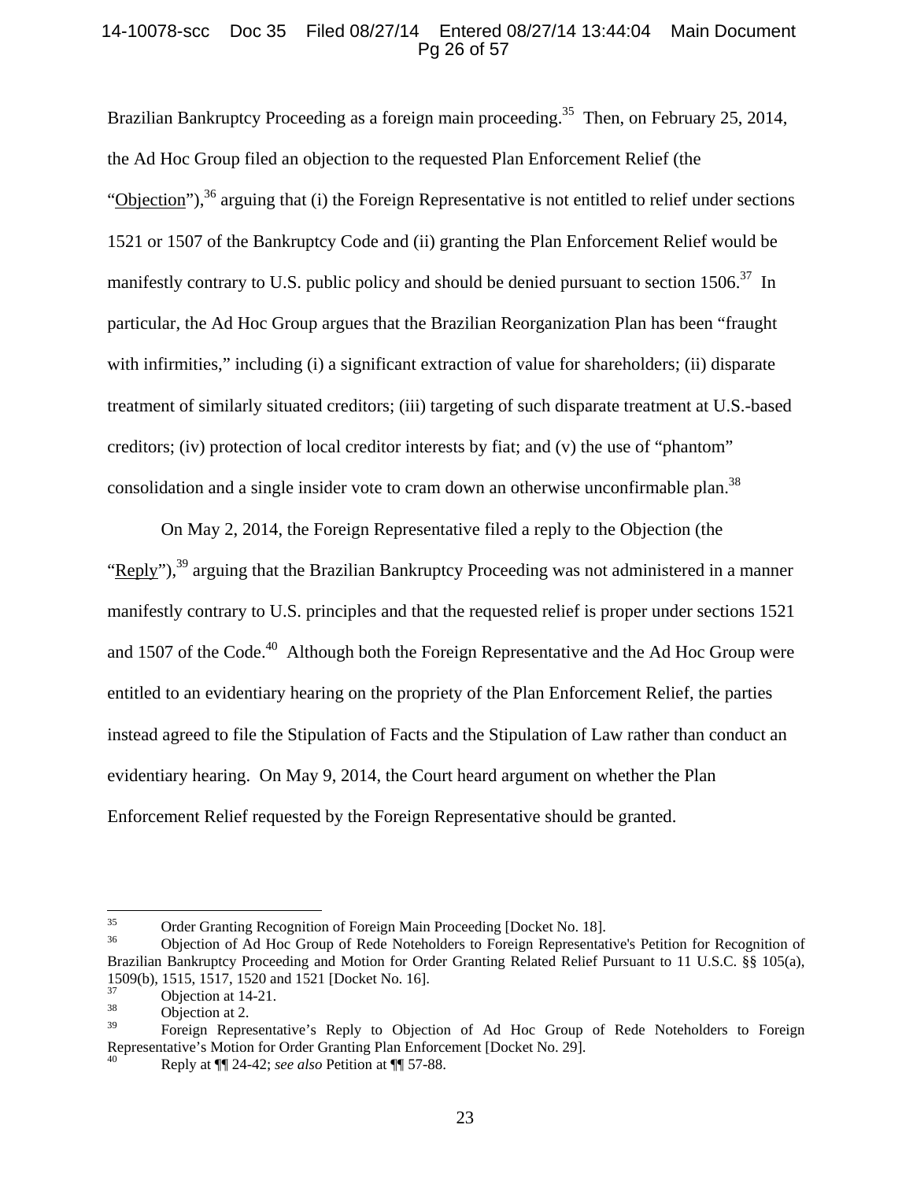Brazilian Bankruptcy Proceeding as a foreign main proceeding.[35] Then, on February 25, 2014, the Ad Hoc Group filed an objection to the requested Plan Enforcement Relief (the "Objection"),[36] arguing that (i) the Foreign Representative is not entitled to relief under sections 1521 or 1507 of the Bankruptcy Code and (ii) granting the Plan Enforcement Relief would be manifestly contrary to U.S. public policy and should be denied pursuant to section 1506.[37] In particular, the Ad Hoc Group argues that the Brazilian Reorganization Plan has been "fraught with infirmities," including (i) a significant extraction of value for shareholders; (ii) disparate treatment of similarly situated creditors; (iii) targeting of such disparate treatment at U.S.-based creditors; (iv) protection of local creditor interests by fiat; and (v) the use of "phantom" consolidation and a single insider vote to cram down an otherwise unconfirmable plan.[38]

On May 2, 2014, the Foreign Representative filed a reply to the Objection (the "Reply"),[39] arguing that the Brazilian Bankruptcy Proceeding was not administered in a manner manifestly contrary to U.S. principles and that the requested relief is proper under sections 1521 and 1507 of the Code.[40] Although both the Foreign Representative and the Ad Hoc Group were entitled to an evidentiary hearing on the propriety of the Plan Enforcement Relief, the parties instead agreed to file the Stipulation of Facts and the Stipulation of Law rather than conduct an evidentiary hearing. On May 9, 2014, the Court heard argument on whether the Plan Enforcement Relief requested by the Foreign Representative should be granted.

---

[35] Order Granting Recognition of Foreign Main Proceeding [Docket No. 18].

[36] Objection of Ad Hoc Group of Rede Noteholders to Foreign Representative's Petition for Recognition of Brazilian Bankruptcy Proceeding and Motion for Order Granting Related Relief Pursuant to 11 U.S.C. §§ 105(a), 1509(b), 1515, 1517, 1520 and 1521 [Docket No. 16].

[37] Objection at 14-21.

[38] Objection at 2.

[39] Foreign Representative's Reply to Objection of Ad Hoc Group of Rede Noteholders to Foreign Representative's Motion for Order Granting Plan Enforcement [Docket No. 29].

[40] Reply at ¶¶ 24-42; *see also* Petition at ¶¶ 57-88.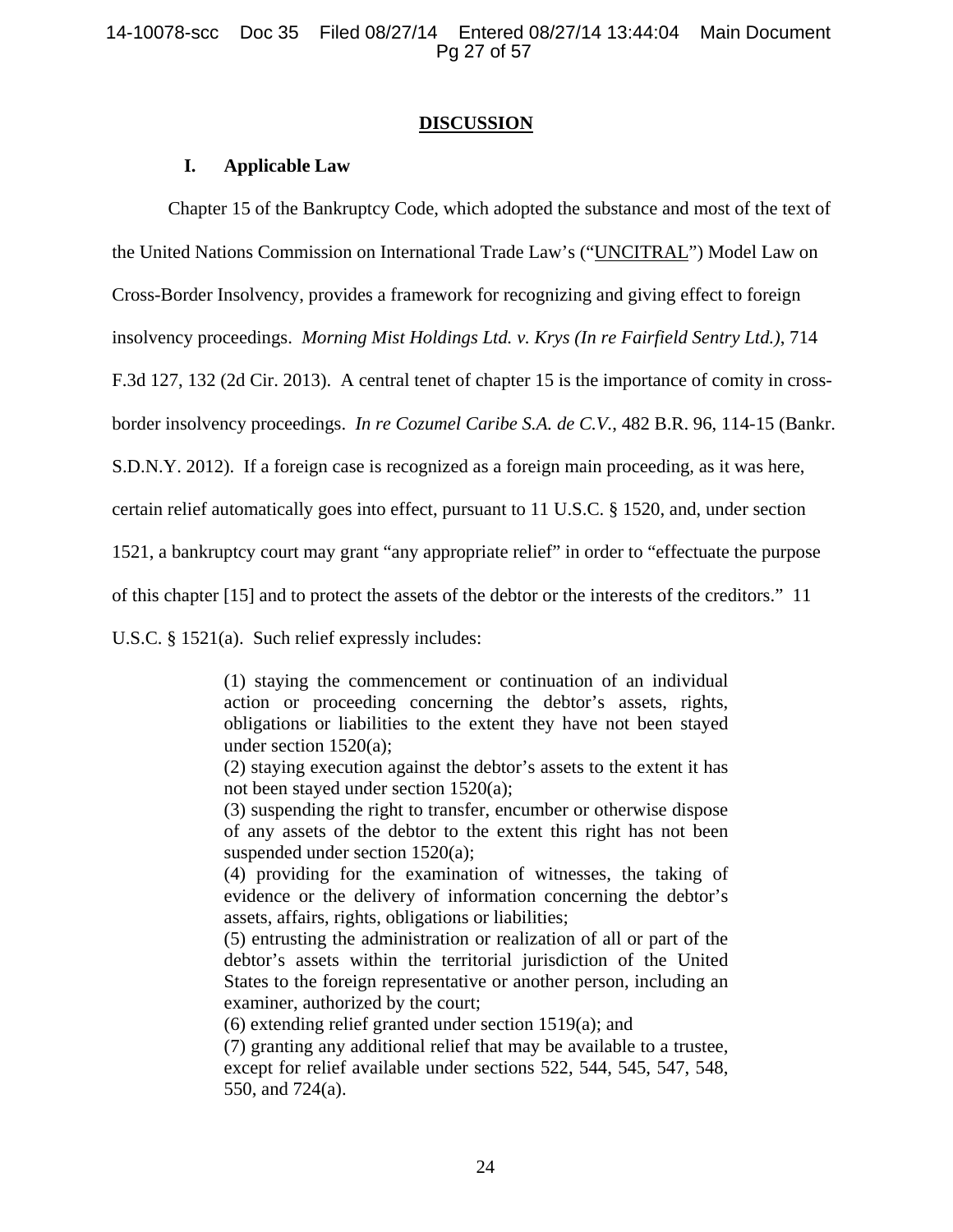## DISCUSSION

### I. Applicable Law

Chapter 15 of the Bankruptcy Code, which adopted the substance and most of the text of the United Nations Commission on International Trade Law's ("UNCITRAL") Model Law on Cross-Border Insolvency, provides a framework for recognizing and giving effect to foreign insolvency proceedings. *Morning Mist Holdings Ltd. v. Krys (In re Fairfield Sentry Ltd.)*, 714 F.3d 127, 132 (2d Cir. 2013). A central tenet of chapter 15 is the importance of comity in cross-border insolvency proceedings. *In re Cozumel Caribe S.A. de C.V.*, 482 B.R. 96, 114-15 (Bankr. S.D.N.Y. 2012). If a foreign case is recognized as a foreign main proceeding, as it was here, certain relief automatically goes into effect, pursuant to 11 U.S.C. § 1520, and, under section 1521, a bankruptcy court may grant "any appropriate relief" in order to "effectuate the purpose of this chapter [15] and to protect the assets of the debtor or the interests of the creditors." 11 U.S.C. § 1521(a). Such relief expressly includes:

> (1) staying the commencement or continuation of an individual action or proceeding concerning the debtor's assets, rights, obligations or liabilities to the extent they have not been stayed under section 1520(a);
> (2) staying execution against the debtor's assets to the extent it has not been stayed under section 1520(a);
> (3) suspending the right to transfer, encumber or otherwise dispose of any assets of the debtor to the extent this right has not been suspended under section 1520(a);
> (4) providing for the examination of witnesses, the taking of evidence or the delivery of information concerning the debtor's assets, affairs, rights, obligations or liabilities;
> (5) entrusting the administration or realization of all or part of the debtor's assets within the territorial jurisdiction of the United States to the foreign representative or another person, including an examiner, authorized by the court;
> (6) extending relief granted under section 1519(a); and
> (7) granting any additional relief that may be available to a trustee, except for relief available under sections 522, 544, 545, 547, 548, 550, and 724(a).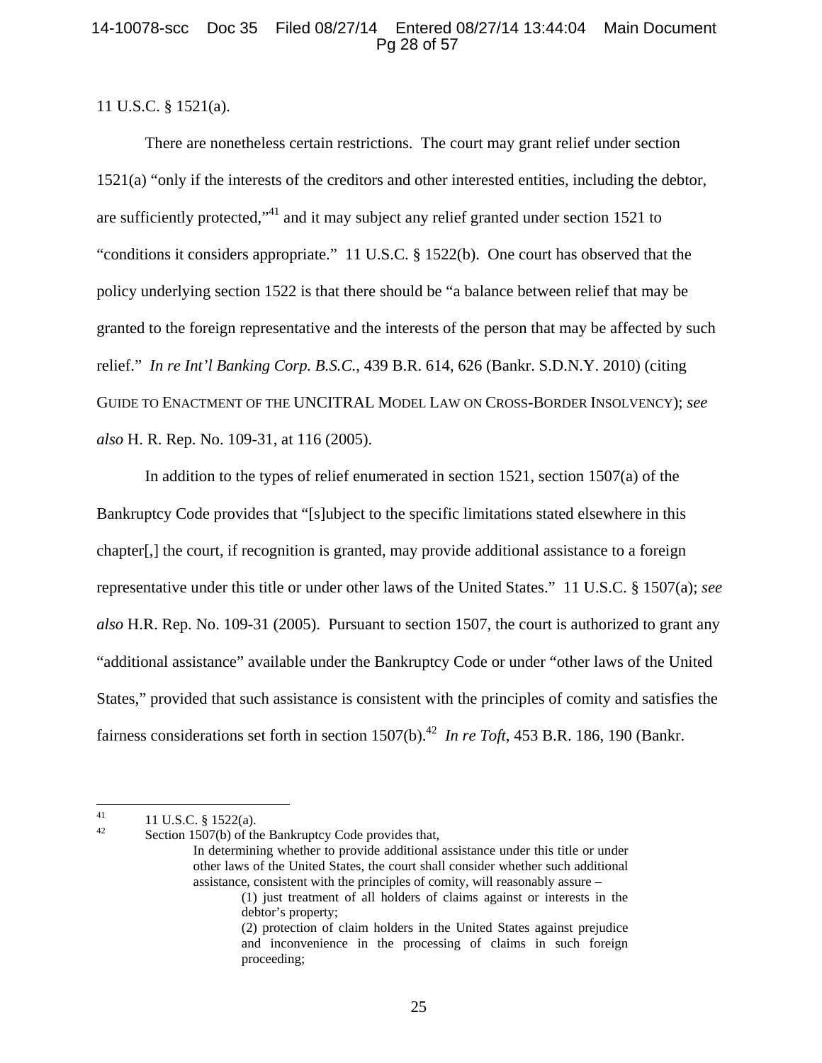11 U.S.C. § 1521(a).

There are nonetheless certain restrictions. The court may grant relief under section 1521(a) "only if the interests of the creditors and other interested entities, including the debtor, are sufficiently protected,"[41] and it may subject any relief granted under section 1521 to "conditions it considers appropriate." 11 U.S.C. § 1522(b). One court has observed that the policy underlying section 1522 is that there should be "a balance between relief that may be granted to the foreign representative and the interests of the person that may be affected by such relief." *In re Int'l Banking Corp. B.S.C.*, 439 B.R. 614, 626 (Bankr. S.D.N.Y. 2010) (citing GUIDE TO ENACTMENT OF THE UNCITRAL MODEL LAW ON CROSS-BORDER INSOLVENCY); *see also* H. R. Rep. No. 109-31, at 116 (2005).

In addition to the types of relief enumerated in section 1521, section 1507(a) of the Bankruptcy Code provides that "[s]ubject to the specific limitations stated elsewhere in this chapter[,] the court, if recognition is granted, may provide additional assistance to a foreign representative under this title or under other laws of the United States." 11 U.S.C. § 1507(a); *see also* H.R. Rep. No. 109-31 (2005). Pursuant to section 1507, the court is authorized to grant any "additional assistance" available under the Bankruptcy Code or under "other laws of the United States," provided that such assistance is consistent with the principles of comity and satisfies the fairness considerations set forth in section 1507(b).[42] *In re Toft*, 453 B.R. 186, 190 (Bankr.

---

[41] 11 U.S.C. § 1522(a).

[42] Section 1507(b) of the Bankruptcy Code provides that,

> In determining whether to provide additional assistance under this title or under other laws of the United States, the court shall consider whether such additional assistance, consistent with the principles of comity, will reasonably assure –
>
> (1) just treatment of all holders of claims against or interests in the debtor's property;
>
> (2) protection of claim holders in the United States against prejudice and inconvenience in the processing of claims in such foreign proceeding;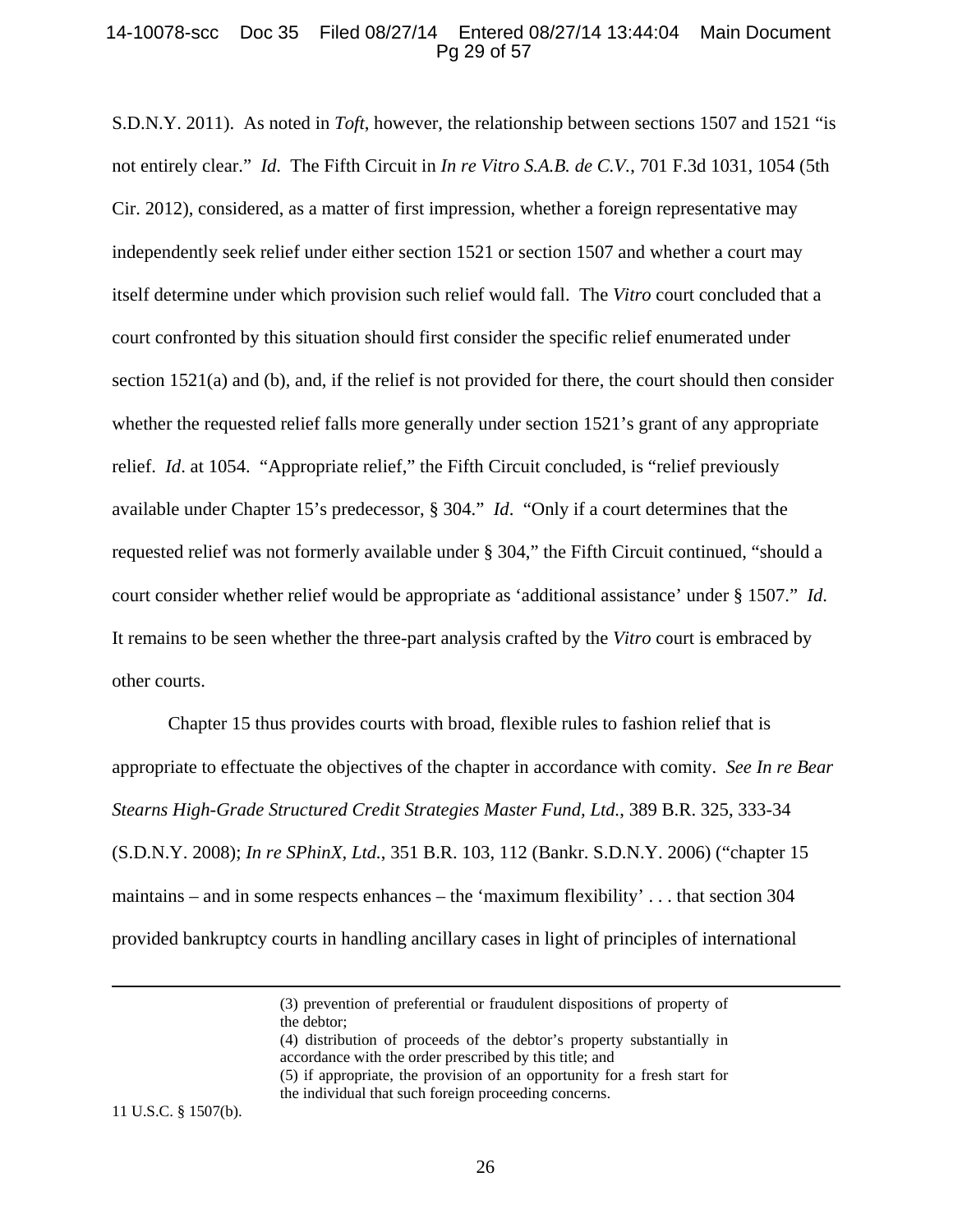S.D.N.Y. 2011). As noted in *Toft*, however, the relationship between sections 1507 and 1521 "is not entirely clear." *Id.* The Fifth Circuit in *In re Vitro S.A.B. de C.V.*, 701 F.3d 1031, 1054 (5th Cir. 2012), considered, as a matter of first impression, whether a foreign representative may independently seek relief under either section 1521 or section 1507 and whether a court may itself determine under which provision such relief would fall. The *Vitro* court concluded that a court confronted by this situation should first consider the specific relief enumerated under section 1521(a) and (b), and, if the relief is not provided for there, the court should then consider whether the requested relief falls more generally under section 1521's grant of any appropriate relief. *Id*. at 1054. "Appropriate relief," the Fifth Circuit concluded, is "relief previously available under Chapter 15's predecessor, § 304." *Id*. "Only if a court determines that the requested relief was not formerly available under § 304," the Fifth Circuit continued, "should a court consider whether relief would be appropriate as 'additional assistance' under § 1507." *Id*. It remains to be seen whether the three-part analysis crafted by the *Vitro* court is embraced by other courts.

Chapter 15 thus provides courts with broad, flexible rules to fashion relief that is appropriate to effectuate the objectives of the chapter in accordance with comity. *See In re Bear Stearns High-Grade Structured Credit Strategies Master Fund, Ltd.*, 389 B.R. 325, 333-34 (S.D.N.Y. 2008); *In re SPhinX, Ltd.*, 351 B.R. 103, 112 (Bankr. S.D.N.Y. 2006) ("chapter 15 maintains – and in some respects enhances – the 'maximum flexibility' . . . that section 304 provided bankruptcy courts in handling ancillary cases in light of principles of international

---

> (3) prevention of preferential or fraudulent dispositions of property of the debtor;
> (4) distribution of proceeds of the debtor's property substantially in accordance with the order prescribed by this title; and
> (5) if appropriate, the provision of an opportunity for a fresh start for the individual that such foreign proceeding concerns.

11 U.S.C. § 1507(b).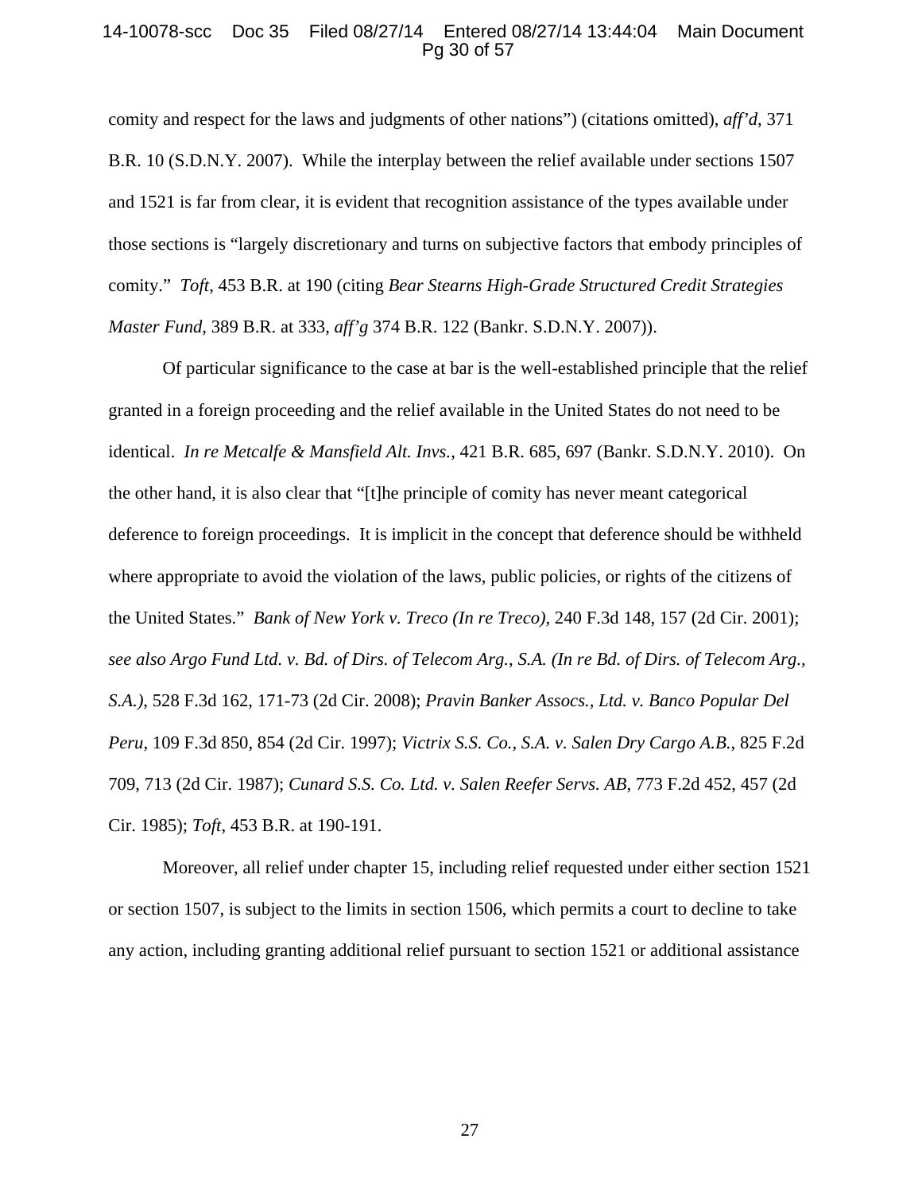comity and respect for the laws and judgments of other nations") (citations omitted), *aff'd*, 371 B.R. 10 (S.D.N.Y. 2007). While the interplay between the relief available under sections 1507 and 1521 is far from clear, it is evident that recognition assistance of the types available under those sections is "largely discretionary and turns on subjective factors that embody principles of comity." *Toft*, 453 B.R. at 190 (citing *Bear Stearns High-Grade Structured Credit Strategies Master Fund*, 389 B.R. at 333, *aff'g* 374 B.R. 122 (Bankr. S.D.N.Y. 2007)).

Of particular significance to the case at bar is the well-established principle that the relief granted in a foreign proceeding and the relief available in the United States do not need to be identical. *In re Metcalfe & Mansfield Alt. Invs.*, 421 B.R. 685, 697 (Bankr. S.D.N.Y. 2010). On the other hand, it is also clear that "[t]he principle of comity has never meant categorical deference to foreign proceedings. It is implicit in the concept that deference should be withheld where appropriate to avoid the violation of the laws, public policies, or rights of the citizens of the United States." *Bank of New York v. Treco (In re Treco)*, 240 F.3d 148, 157 (2d Cir. 2001); *see also Argo Fund Ltd. v. Bd. of Dirs. of Telecom Arg., S.A. (In re Bd. of Dirs. of Telecom Arg., S.A.)*, 528 F.3d 162, 171-73 (2d Cir. 2008); *Pravin Banker Assocs., Ltd. v. Banco Popular Del Peru*, 109 F.3d 850, 854 (2d Cir. 1997); *Victrix S.S. Co., S.A. v. Salen Dry Cargo A.B.*, 825 F.2d 709, 713 (2d Cir. 1987); *Cunard S.S. Co. Ltd. v. Salen Reefer Servs. AB*, 773 F.2d 452, 457 (2d Cir. 1985); *Toft*, 453 B.R. at 190-191.

Moreover, all relief under chapter 15, including relief requested under either section 1521 or section 1507, is subject to the limits in section 1506, which permits a court to decline to take any action, including granting additional relief pursuant to section 1521 or additional assistance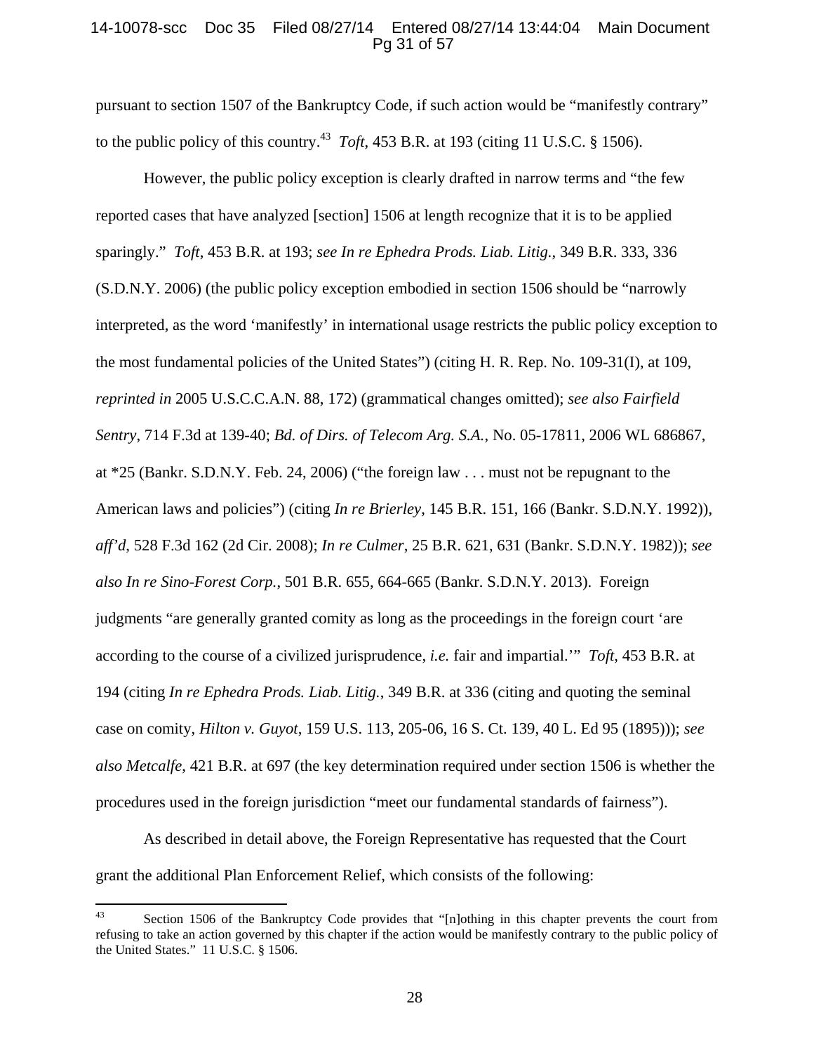pursuant to section 1507 of the Bankruptcy Code, if such action would be "manifestly contrary" to the public policy of this country.[43] *Toft*, 453 B.R. at 193 (citing 11 U.S.C. § 1506).

However, the public policy exception is clearly drafted in narrow terms and "the few reported cases that have analyzed [section] 1506 at length recognize that it is to be applied sparingly." *Toft*, 453 B.R. at 193; *see In re Ephedra Prods. Liab. Litig.*, 349 B.R. 333, 336 (S.D.N.Y. 2006) (the public policy exception embodied in section 1506 should be "narrowly interpreted, as the word 'manifestly' in international usage restricts the public policy exception to the most fundamental policies of the United States") (citing H. R. Rep. No. 109-31(I), at 109, *reprinted in* 2005 U.S.C.C.A.N. 88, 172) (grammatical changes omitted); *see also Fairfield Sentry*, 714 F.3d at 139-40; *Bd. of Dirs. of Telecom Arg. S.A.*, No. 05-17811, 2006 WL 686867, at *25 (Bankr. S.D.N.Y. Feb. 24, 2006) ("the foreign law . . . must not be repugnant to the American laws and policies") (citing *In re Brierley*, 145 B.R. 151, 166 (Bankr. S.D.N.Y. 1992)), *aff'd*, 528 F.3d 162 (2d Cir. 2008); *In re Culmer*, 25 B.R. 621, 631 (Bankr. S.D.N.Y. 1982)); *see also In re Sino-Forest Corp.*, 501 B.R. 655, 664-665 (Bankr. S.D.N.Y. 2013). Foreign judgments "are generally granted comity as long as the proceedings in the foreign court 'are according to the course of a civilized jurisprudence, *i.e.* fair and impartial.'" *Toft*, 453 B.R. at 194 (citing *In re Ephedra Prods. Liab. Litig.*, 349 B.R. at 336 (citing and quoting the seminal case on comity, *Hilton v. Guyot*, 159 U.S. 113, 205-06, 16 S. Ct. 139, 40 L. Ed 95 (1895))); *see also Metcalfe*, 421 B.R. at 697 (the key determination required under section 1506 is whether the procedures used in the foreign jurisdiction "meet our fundamental standards of fairness").

As described in detail above, the Foreign Representative has requested that the Court grant the additional Plan Enforcement Relief, which consists of the following:

---

[43] Section 1506 of the Bankruptcy Code provides that "[n]othing in this chapter prevents the court from refusing to take an action governed by this chapter if the action would be manifestly contrary to the public policy of the United States." 11 U.S.C. § 1506.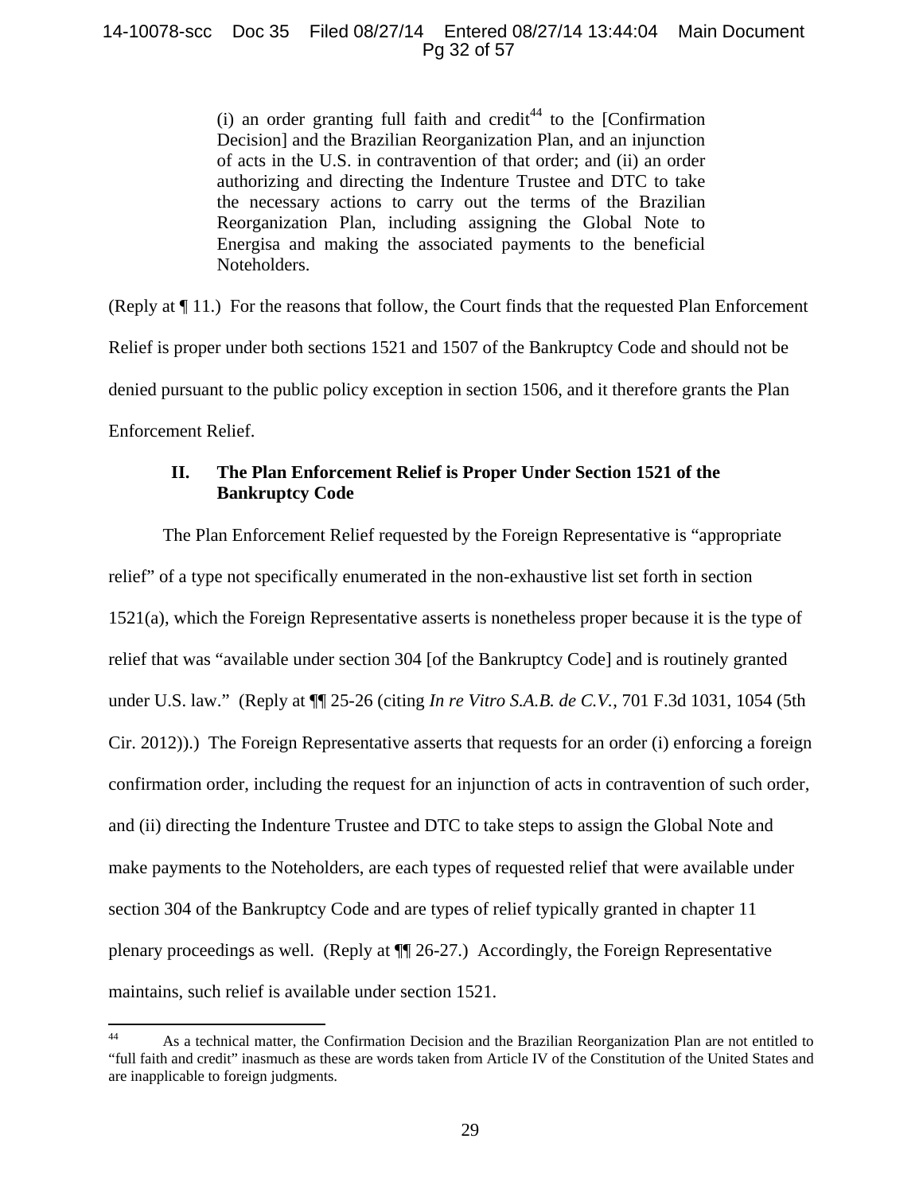> (i) an order granting full faith and credit[44] to the [Confirmation Decision] and the Brazilian Reorganization Plan, and an injunction of acts in the U.S. in contravention of that order; and (ii) an order authorizing and directing the Indenture Trustee and DTC to take the necessary actions to carry out the terms of the Brazilian Reorganization Plan, including assigning the Global Note to Energisa and making the associated payments to the beneficial Noteholders.

(Reply at ¶ 11.) For the reasons that follow, the Court finds that the requested Plan Enforcement Relief is proper under both sections 1521 and 1507 of the Bankruptcy Code and should not be denied pursuant to the public policy exception in section 1506, and it therefore grants the Plan Enforcement Relief.

## II. The Plan Enforcement Relief is Proper Under Section 1521 of the Bankruptcy Code

The Plan Enforcement Relief requested by the Foreign Representative is "appropriate relief" of a type not specifically enumerated in the non-exhaustive list set forth in section 1521(a), which the Foreign Representative asserts is nonetheless proper because it is the type of relief that was "available under section 304 [of the Bankruptcy Code] and is routinely granted under U.S. law." (Reply at ¶¶ 25-26 (citing *In re Vitro S.A.B. de C.V.*, 701 F.3d 1031, 1054 (5th Cir. 2012)).) The Foreign Representative asserts that requests for an order (i) enforcing a foreign confirmation order, including the request for an injunction of acts in contravention of such order, and (ii) directing the Indenture Trustee and DTC to take steps to assign the Global Note and make payments to the Noteholders, are each types of requested relief that were available under section 304 of the Bankruptcy Code and are types of relief typically granted in chapter 11 plenary proceedings as well. (Reply at ¶¶ 26-27.) Accordingly, the Foreign Representative maintains, such relief is available under section 1521.

[44] As a technical matter, the Confirmation Decision and the Brazilian Reorganization Plan are not entitled to "full faith and credit" inasmuch as these are words taken from Article IV of the Constitution of the United States and are inapplicable to foreign judgments.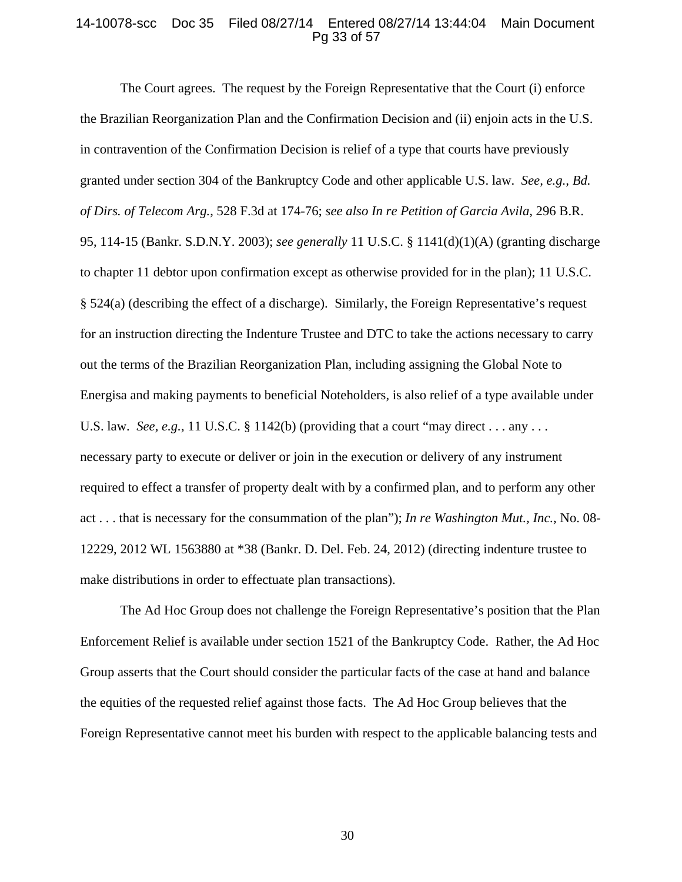The Court agrees. The request by the Foreign Representative that the Court (i) enforce the Brazilian Reorganization Plan and the Confirmation Decision and (ii) enjoin acts in the U.S. in contravention of the Confirmation Decision is relief of a type that courts have previously granted under section 304 of the Bankruptcy Code and other applicable U.S. law. *See, e.g.*, *Bd. of Dirs. of Telecom Arg.*, 528 F.3d at 174-76; *see also In re Petition of Garcia Avila*, 296 B.R. 95, 114-15 (Bankr. S.D.N.Y. 2003); *see generally* 11 U.S.C. § 1141(d)(1)(A) (granting discharge to chapter 11 debtor upon confirmation except as otherwise provided for in the plan); 11 U.S.C. § 524(a) (describing the effect of a discharge). Similarly, the Foreign Representative's request for an instruction directing the Indenture Trustee and DTC to take the actions necessary to carry out the terms of the Brazilian Reorganization Plan, including assigning the Global Note to Energisa and making payments to beneficial Noteholders, is also relief of a type available under U.S. law. *See, e.g.*, 11 U.S.C. § 1142(b) (providing that a court "may direct . . . any . . . necessary party to execute or deliver or join in the execution or delivery of any instrument required to effect a transfer of property dealt with by a confirmed plan, and to perform any other act . . . that is necessary for the consummation of the plan"); *In re Washington Mut., Inc.*, No. 08-12229, 2012 WL 1563880 at *38 (Bankr. D. Del. Feb. 24, 2012) (directing indenture trustee to make distributions in order to effectuate plan transactions).

The Ad Hoc Group does not challenge the Foreign Representative's position that the Plan Enforcement Relief is available under section 1521 of the Bankruptcy Code. Rather, the Ad Hoc Group asserts that the Court should consider the particular facts of the case at hand and balance the equities of the requested relief against those facts. The Ad Hoc Group believes that the Foreign Representative cannot meet his burden with respect to the applicable balancing tests and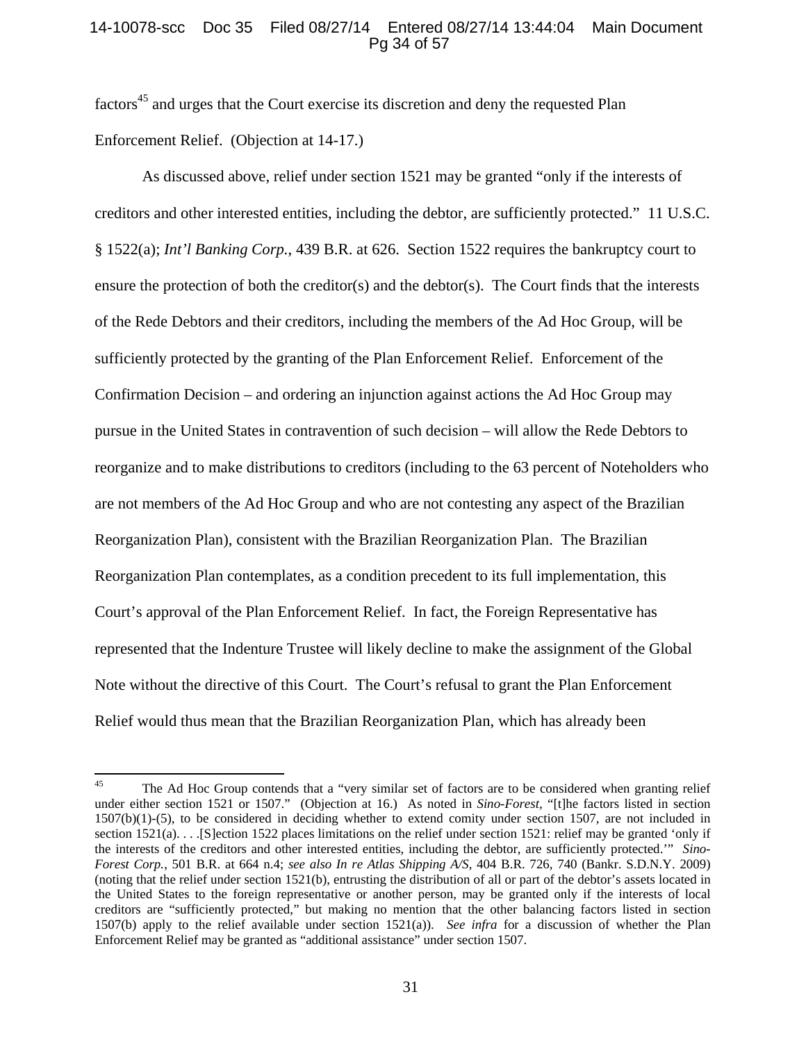factors[45] and urges that the Court exercise its discretion and deny the requested Plan Enforcement Relief. (Objection at 14-17.)

As discussed above, relief under section 1521 may be granted "only if the interests of creditors and other interested entities, including the debtor, are sufficiently protected." 11 U.S.C. § 1522(a); *Int'l Banking Corp.*, 439 B.R. at 626. Section 1522 requires the bankruptcy court to ensure the protection of both the creditor(s) and the debtor(s). The Court finds that the interests of the Rede Debtors and their creditors, including the members of the Ad Hoc Group, will be sufficiently protected by the granting of the Plan Enforcement Relief. Enforcement of the Confirmation Decision – and ordering an injunction against actions the Ad Hoc Group may pursue in the United States in contravention of such decision – will allow the Rede Debtors to reorganize and to make distributions to creditors (including to the 63 percent of Noteholders who are not members of the Ad Hoc Group and who are not contesting any aspect of the Brazilian Reorganization Plan), consistent with the Brazilian Reorganization Plan. The Brazilian Reorganization Plan contemplates, as a condition precedent to its full implementation, this Court's approval of the Plan Enforcement Relief. In fact, the Foreign Representative has represented that the Indenture Trustee will likely decline to make the assignment of the Global Note without the directive of this Court. The Court's refusal to grant the Plan Enforcement Relief would thus mean that the Brazilian Reorganization Plan, which has already been

---

[45] The Ad Hoc Group contends that a "very similar set of factors are to be considered when granting relief under either section 1521 or 1507." (Objection at 16.) As noted in *Sino-Forest*, "[t]he factors listed in section 1507(b)(1)-(5), to be considered in deciding whether to extend comity under section 1507, are not included in section 1521(a). . . .[S]ection 1522 places limitations on the relief under section 1521: relief may be granted 'only if the interests of the creditors and other interested entities, including the debtor, are sufficiently protected.'" *Sino-Forest Corp.*, 501 B.R. at 664 n.4; *see also In re Atlas Shipping A/S*, 404 B.R. 726, 740 (Bankr. S.D.N.Y. 2009) (noting that the relief under section 1521(b), entrusting the distribution of all or part of the debtor's assets located in the United States to the foreign representative or another person, may be granted only if the interests of local creditors are "sufficiently protected," but making no mention that the other balancing factors listed in section 1507(b) apply to the relief available under section 1521(a)). *See infra* for a discussion of whether the Plan Enforcement Relief may be granted as "additional assistance" under section 1507.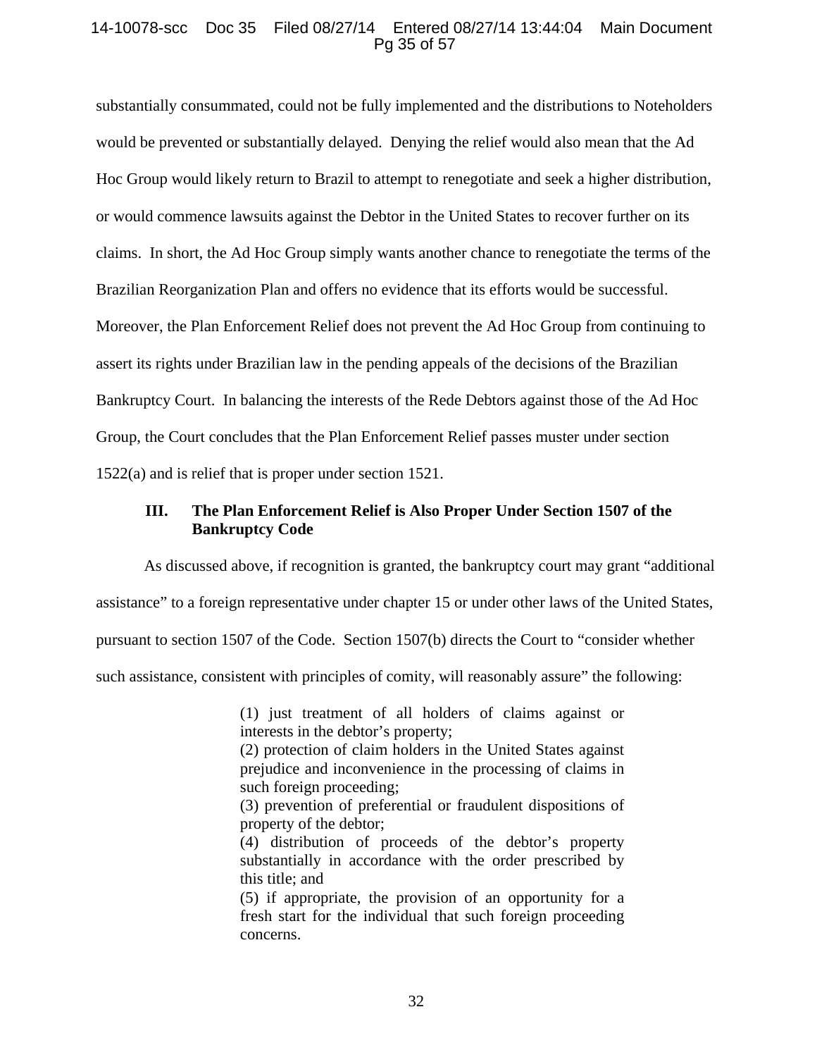substantially consummated, could not be fully implemented and the distributions to Noteholders would be prevented or substantially delayed. Denying the relief would also mean that the Ad Hoc Group would likely return to Brazil to attempt to renegotiate and seek a higher distribution, or would commence lawsuits against the Debtor in the United States to recover further on its claims. In short, the Ad Hoc Group simply wants another chance to renegotiate the terms of the Brazilian Reorganization Plan and offers no evidence that its efforts would be successful. Moreover, the Plan Enforcement Relief does not prevent the Ad Hoc Group from continuing to assert its rights under Brazilian law in the pending appeals of the decisions of the Brazilian Bankruptcy Court. In balancing the interests of the Rede Debtors against those of the Ad Hoc Group, the Court concludes that the Plan Enforcement Relief passes muster under section 1522(a) and is relief that is proper under section 1521.

## III. The Plan Enforcement Relief is Also Proper Under Section 1507 of the Bankruptcy Code

As discussed above, if recognition is granted, the bankruptcy court may grant "additional assistance" to a foreign representative under chapter 15 or under other laws of the United States, pursuant to section 1507 of the Code. Section 1507(b) directs the Court to "consider whether such assistance, consistent with principles of comity, will reasonably assure" the following:

> (1) just treatment of all holders of claims against or interests in the debtor's property;
> (2) protection of claim holders in the United States against prejudice and inconvenience in the processing of claims in such foreign proceeding;
> (3) prevention of preferential or fraudulent dispositions of property of the debtor;
> (4) distribution of proceeds of the debtor's property substantially in accordance with the order prescribed by this title; and
> (5) if appropriate, the provision of an opportunity for a fresh start for the individual that such foreign proceeding concerns.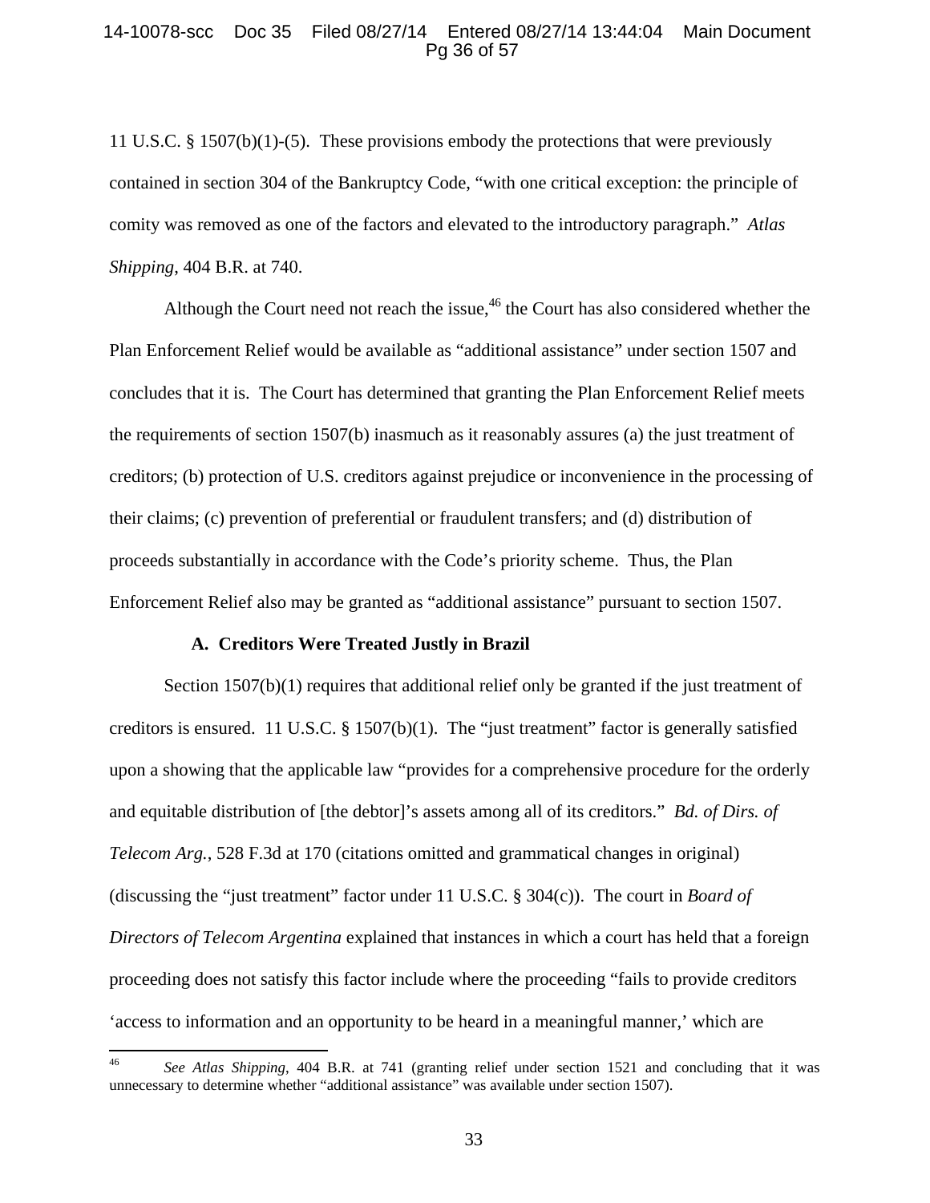11 U.S.C. § 1507(b)(1)-(5). These provisions embody the protections that were previously contained in section 304 of the Bankruptcy Code, "with one critical exception: the principle of comity was removed as one of the factors and elevated to the introductory paragraph." *Atlas Shipping*, 404 B.R. at 740.

Although the Court need not reach the issue,[46] the Court has also considered whether the Plan Enforcement Relief would be available as "additional assistance" under section 1507 and concludes that it is. The Court has determined that granting the Plan Enforcement Relief meets the requirements of section 1507(b) inasmuch as it reasonably assures (a) the just treatment of creditors; (b) protection of U.S. creditors against prejudice or inconvenience in the processing of their claims; (c) prevention of preferential or fraudulent transfers; and (d) distribution of proceeds substantially in accordance with the Code's priority scheme. Thus, the Plan Enforcement Relief also may be granted as "additional assistance" pursuant to section 1507.

### A. Creditors Were Treated Justly in Brazil

Section 1507(b)(1) requires that additional relief only be granted if the just treatment of creditors is ensured. 11 U.S.C. § 1507(b)(1). The "just treatment" factor is generally satisfied upon a showing that the applicable law "provides for a comprehensive procedure for the orderly and equitable distribution of [the debtor]'s assets among all of its creditors." *Bd. of Dirs. of Telecom Arg.*, 528 F.3d at 170 (citations omitted and grammatical changes in original) (discussing the "just treatment" factor under 11 U.S.C. § 304(c)). The court in *Board of Directors of Telecom Argentina* explained that instances in which a court has held that a foreign proceeding does not satisfy this factor include where the proceeding "fails to provide creditors 'access to information and an opportunity to be heard in a meaningful manner,' which are

---

[46] *See Atlas Shipping*, 404 B.R. at 741 (granting relief under section 1521 and concluding that it was unnecessary to determine whether "additional assistance" was available under section 1507).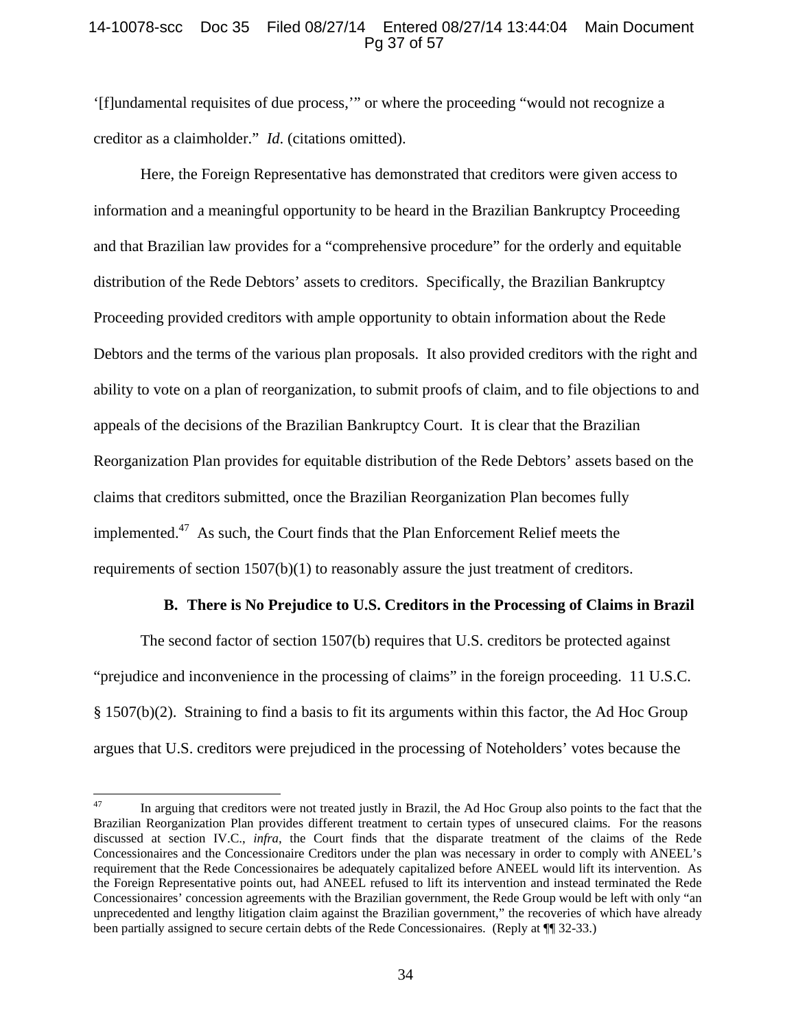'[f]undamental requisites of due process,'" or where the proceeding "would not recognize a creditor as a claimholder." *Id.* (citations omitted).

Here, the Foreign Representative has demonstrated that creditors were given access to information and a meaningful opportunity to be heard in the Brazilian Bankruptcy Proceeding and that Brazilian law provides for a "comprehensive procedure" for the orderly and equitable distribution of the Rede Debtors' assets to creditors. Specifically, the Brazilian Bankruptcy Proceeding provided creditors with ample opportunity to obtain information about the Rede Debtors and the terms of the various plan proposals. It also provided creditors with the right and ability to vote on a plan of reorganization, to submit proofs of claim, and to file objections to and appeals of the decisions of the Brazilian Bankruptcy Court. It is clear that the Brazilian Reorganization Plan provides for equitable distribution of the Rede Debtors' assets based on the claims that creditors submitted, once the Brazilian Reorganization Plan becomes fully implemented.[47] As such, the Court finds that the Plan Enforcement Relief meets the requirements of section 1507(b)(1) to reasonably assure the just treatment of creditors.

### B. There is No Prejudice to U.S. Creditors in the Processing of Claims in Brazil

The second factor of section 1507(b) requires that U.S. creditors be protected against "prejudice and inconvenience in the processing of claims" in the foreign proceeding. 11 U.S.C. § 1507(b)(2). Straining to find a basis to fit its arguments within this factor, the Ad Hoc Group argues that U.S. creditors were prejudiced in the processing of Noteholders' votes because the

---

[47] In arguing that creditors were not treated justly in Brazil, the Ad Hoc Group also points to the fact that the Brazilian Reorganization Plan provides different treatment to certain types of unsecured claims. For the reasons discussed at section IV.C., *infra*, the Court finds that the disparate treatment of the claims of the Rede Concessionaires and the Concessionaire Creditors under the plan was necessary in order to comply with ANEEL's requirement that the Rede Concessionaires be adequately capitalized before ANEEL would lift its intervention. As the Foreign Representative points out, had ANEEL refused to lift its intervention and instead terminated the Rede Concessionaires' concession agreements with the Brazilian government, the Rede Group would be left with only "an unprecedented and lengthy litigation claim against the Brazilian government," the recoveries of which have already been partially assigned to secure certain debts of the Rede Concessionaires. (Reply at ¶¶ 32-33.)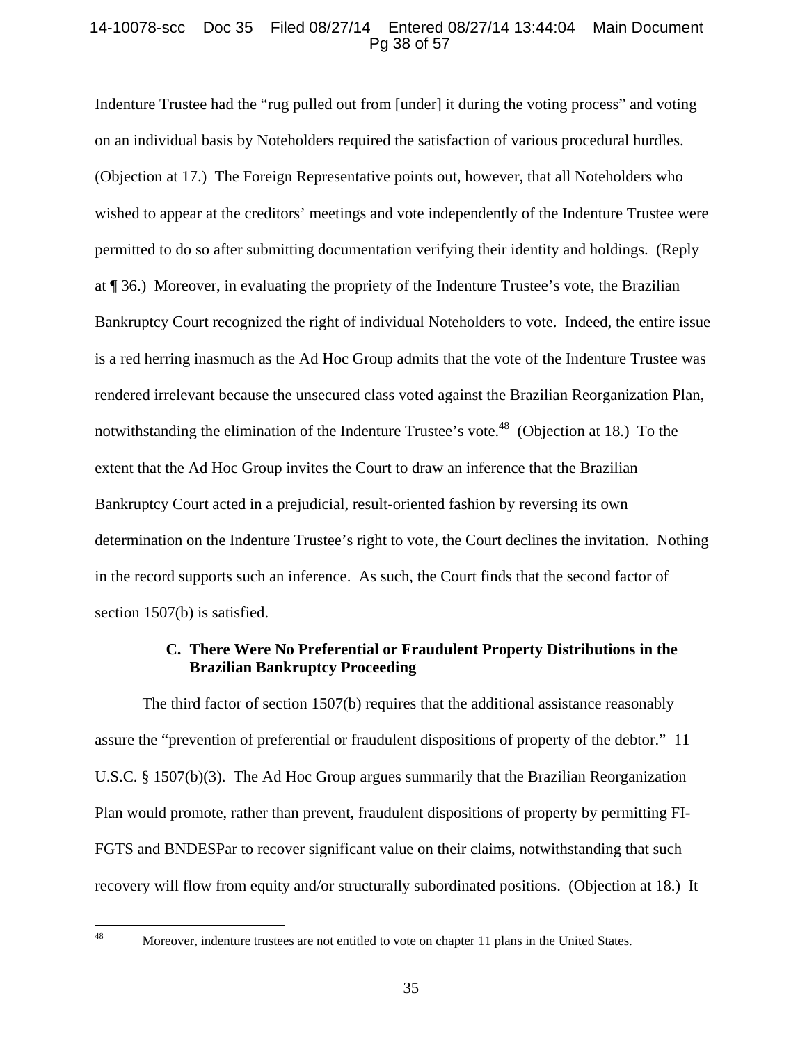Indenture Trustee had the "rug pulled out from [under] it during the voting process" and voting on an individual basis by Noteholders required the satisfaction of various procedural hurdles. (Objection at 17.) The Foreign Representative points out, however, that all Noteholders who wished to appear at the creditors' meetings and vote independently of the Indenture Trustee were permitted to do so after submitting documentation verifying their identity and holdings. (Reply at ¶ 36.) Moreover, in evaluating the propriety of the Indenture Trustee's vote, the Brazilian Bankruptcy Court recognized the right of individual Noteholders to vote. Indeed, the entire issue is a red herring inasmuch as the Ad Hoc Group admits that the vote of the Indenture Trustee was rendered irrelevant because the unsecured class voted against the Brazilian Reorganization Plan, notwithstanding the elimination of the Indenture Trustee's vote.[48] (Objection at 18.) To the extent that the Ad Hoc Group invites the Court to draw an inference that the Brazilian Bankruptcy Court acted in a prejudicial, result-oriented fashion by reversing its own determination on the Indenture Trustee's right to vote, the Court declines the invitation. Nothing in the record supports such an inference. As such, the Court finds that the second factor of section 1507(b) is satisfied.

### C. There Were No Preferential or Fraudulent Property Distributions in the Brazilian Bankruptcy Proceeding

The third factor of section 1507(b) requires that the additional assistance reasonably assure the "prevention of preferential or fraudulent dispositions of property of the debtor." 11 U.S.C. § 1507(b)(3). The Ad Hoc Group argues summarily that the Brazilian Reorganization Plan would promote, rather than prevent, fraudulent dispositions of property by permitting FI-FGTS and BNDESPar to recover significant value on their claims, notwithstanding that such recovery will flow from equity and/or structurally subordinated positions. (Objection at 18.) It

---

[48] Moreover, indenture trustees are not entitled to vote on chapter 11 plans in the United States.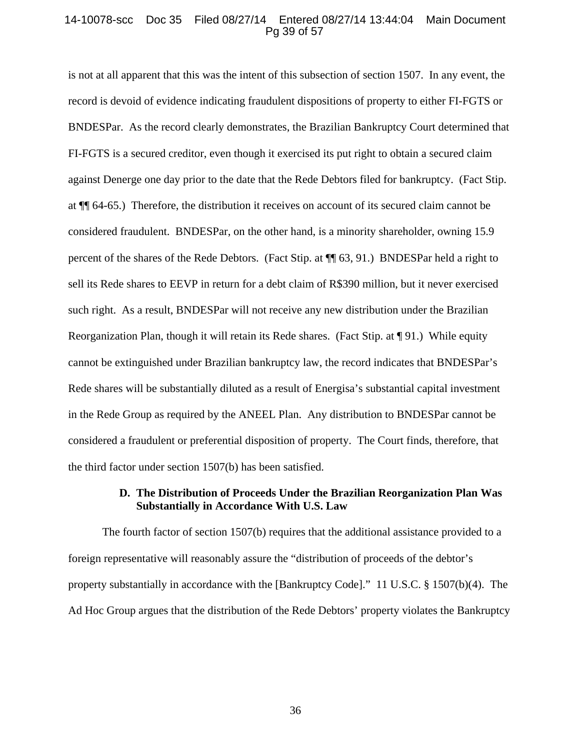is not at all apparent that this was the intent of this subsection of section 1507. In any event, the record is devoid of evidence indicating fraudulent dispositions of property to either FI-FGTS or BNDESPar. As the record clearly demonstrates, the Brazilian Bankruptcy Court determined that FI-FGTS is a secured creditor, even though it exercised its put right to obtain a secured claim against Denerge one day prior to the date that the Rede Debtors filed for bankruptcy. (Fact Stip. at ¶¶ 64-65.) Therefore, the distribution it receives on account of its secured claim cannot be considered fraudulent. BNDESPar, on the other hand, is a minority shareholder, owning 15.9 percent of the shares of the Rede Debtors. (Fact Stip. at ¶¶ 63, 91.) BNDESPar held a right to sell its Rede shares to EEVP in return for a debt claim of R$390 million, but it never exercised such right. As a result, BNDESPar will not receive any new distribution under the Brazilian Reorganization Plan, though it will retain its Rede shares. (Fact Stip. at ¶ 91.) While equity cannot be extinguished under Brazilian bankruptcy law, the record indicates that BNDESPar's Rede shares will be substantially diluted as a result of Energisa's substantial capital investment in the Rede Group as required by the ANEEL Plan. Any distribution to BNDESPar cannot be considered a fraudulent or preferential disposition of property. The Court finds, therefore, that the third factor under section 1507(b) has been satisfied.

### D. The Distribution of Proceeds Under the Brazilian Reorganization Plan Was Substantially in Accordance With U.S. Law

The fourth factor of section 1507(b) requires that the additional assistance provided to a foreign representative will reasonably assure the "distribution of proceeds of the debtor's property substantially in accordance with the [Bankruptcy Code]." 11 U.S.C. § 1507(b)(4). The Ad Hoc Group argues that the distribution of the Rede Debtors' property violates the Bankruptcy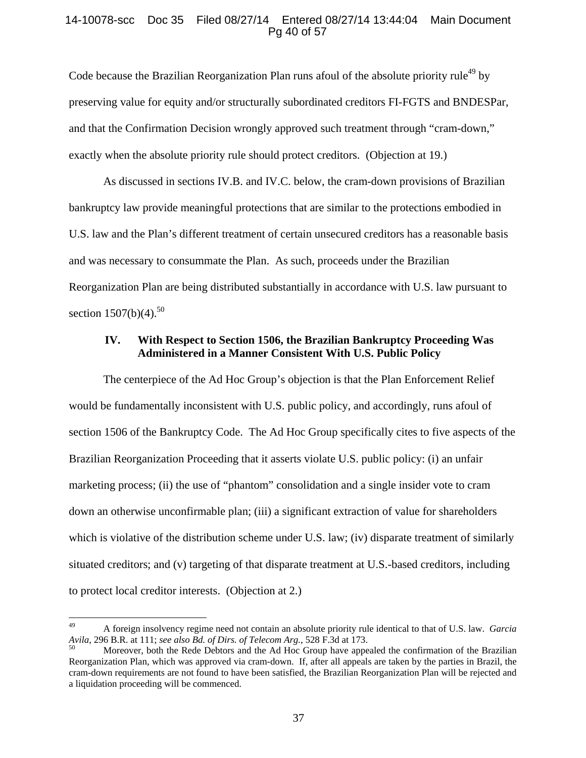Code because the Brazilian Reorganization Plan runs afoul of the absolute priority rule[49] by preserving value for equity and/or structurally subordinated creditors FI-FGTS and BNDESPar, and that the Confirmation Decision wrongly approved such treatment through "cram-down," exactly when the absolute priority rule should protect creditors. (Objection at 19.)

As discussed in sections IV.B. and IV.C. below, the cram-down provisions of Brazilian bankruptcy law provide meaningful protections that are similar to the protections embodied in U.S. law and the Plan's different treatment of certain unsecured creditors has a reasonable basis and was necessary to consummate the Plan. As such, proceeds under the Brazilian Reorganization Plan are being distributed substantially in accordance with U.S. law pursuant to section 1507(b)(4).[50]

## IV. With Respect to Section 1506, the Brazilian Bankruptcy Proceeding Was Administered in a Manner Consistent With U.S. Public Policy

The centerpiece of the Ad Hoc Group's objection is that the Plan Enforcement Relief would be fundamentally inconsistent with U.S. public policy, and accordingly, runs afoul of section 1506 of the Bankruptcy Code. The Ad Hoc Group specifically cites to five aspects of the Brazilian Reorganization Proceeding that it asserts violate U.S. public policy: (i) an unfair marketing process; (ii) the use of "phantom" consolidation and a single insider vote to cram down an otherwise unconfirmable plan; (iii) a significant extraction of value for shareholders which is violative of the distribution scheme under U.S. law; (iv) disparate treatment of similarly situated creditors; and (v) targeting of that disparate treatment at U.S.-based creditors, including to protect local creditor interests. (Objection at 2.)

---

[49] A foreign insolvency regime need not contain an absolute priority rule identical to that of U.S. law. *Garcia Avila*, 296 B.R. at 111; *see also Bd. of Dirs. of Telecom Arg.*, 528 F.3d at 173.

[50] Moreover, both the Rede Debtors and the Ad Hoc Group have appealed the confirmation of the Brazilian Reorganization Plan, which was approved via cram-down. If, after all appeals are taken by the parties in Brazil, the cram-down requirements are not found to have been satisfied, the Brazilian Reorganization Plan will be rejected and a liquidation proceeding will be commenced.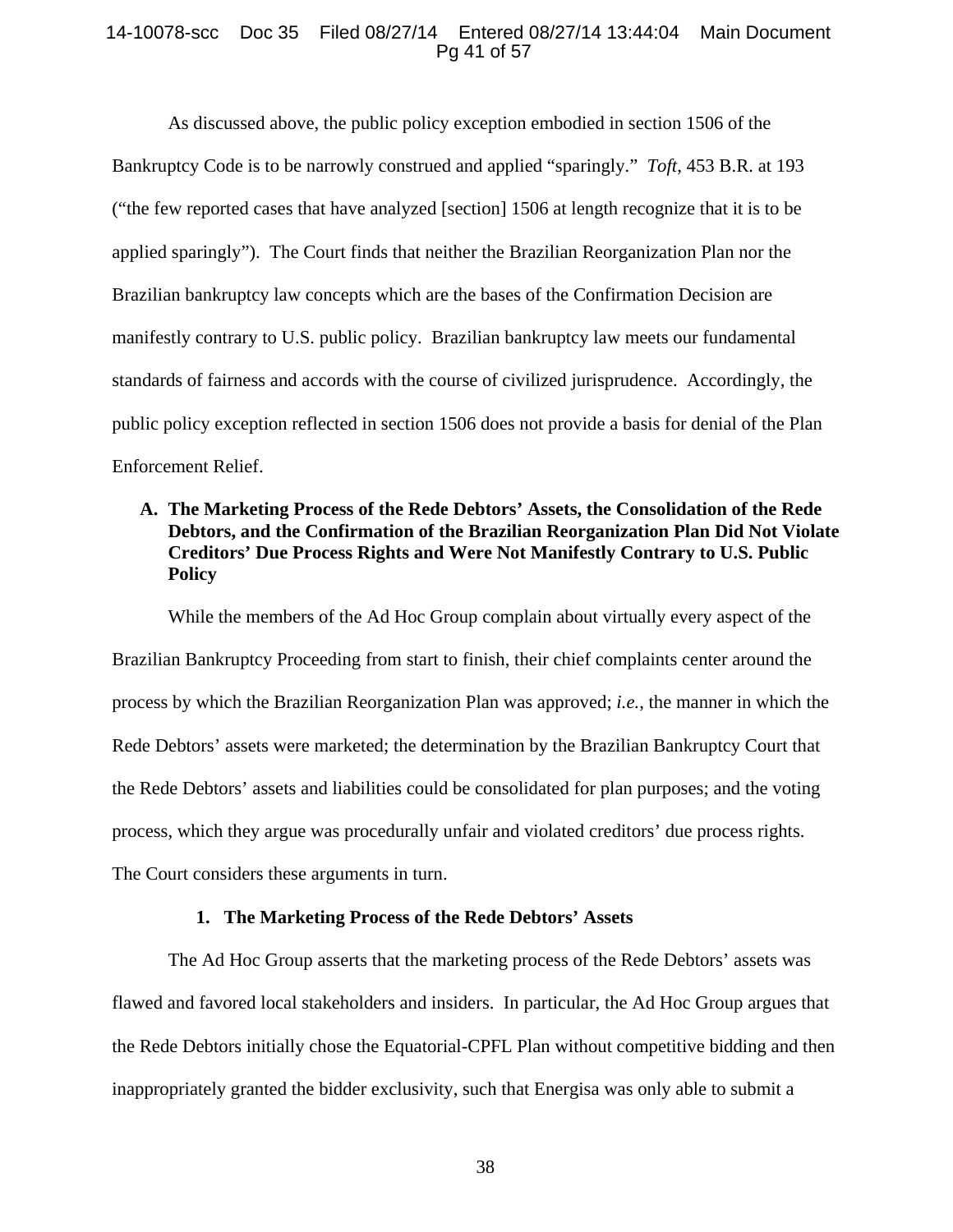As discussed above, the public policy exception embodied in section 1506 of the Bankruptcy Code is to be narrowly construed and applied "sparingly." *Toft*, 453 B.R. at 193 ("the few reported cases that have analyzed [section] 1506 at length recognize that it is to be applied sparingly"). The Court finds that neither the Brazilian Reorganization Plan nor the Brazilian bankruptcy law concepts which are the bases of the Confirmation Decision are manifestly contrary to U.S. public policy. Brazilian bankruptcy law meets our fundamental standards of fairness and accords with the course of civilized jurisprudence. Accordingly, the public policy exception reflected in section 1506 does not provide a basis for denial of the Plan Enforcement Relief.

### A. The Marketing Process of the Rede Debtors' Assets, the Consolidation of the Rede Debtors, and the Confirmation of the Brazilian Reorganization Plan Did Not Violate Creditors' Due Process Rights and Were Not Manifestly Contrary to U.S. Public Policy

While the members of the Ad Hoc Group complain about virtually every aspect of the Brazilian Bankruptcy Proceeding from start to finish, their chief complaints center around the process by which the Brazilian Reorganization Plan was approved; *i.e.*, the manner in which the Rede Debtors' assets were marketed; the determination by the Brazilian Bankruptcy Court that the Rede Debtors' assets and liabilities could be consolidated for plan purposes; and the voting process, which they argue was procedurally unfair and violated creditors' due process rights. The Court considers these arguments in turn.

#### 1. The Marketing Process of the Rede Debtors' Assets

The Ad Hoc Group asserts that the marketing process of the Rede Debtors' assets was flawed and favored local stakeholders and insiders. In particular, the Ad Hoc Group argues that the Rede Debtors initially chose the Equatorial-CPFL Plan without competitive bidding and then inappropriately granted the bidder exclusivity, such that Energisa was only able to submit a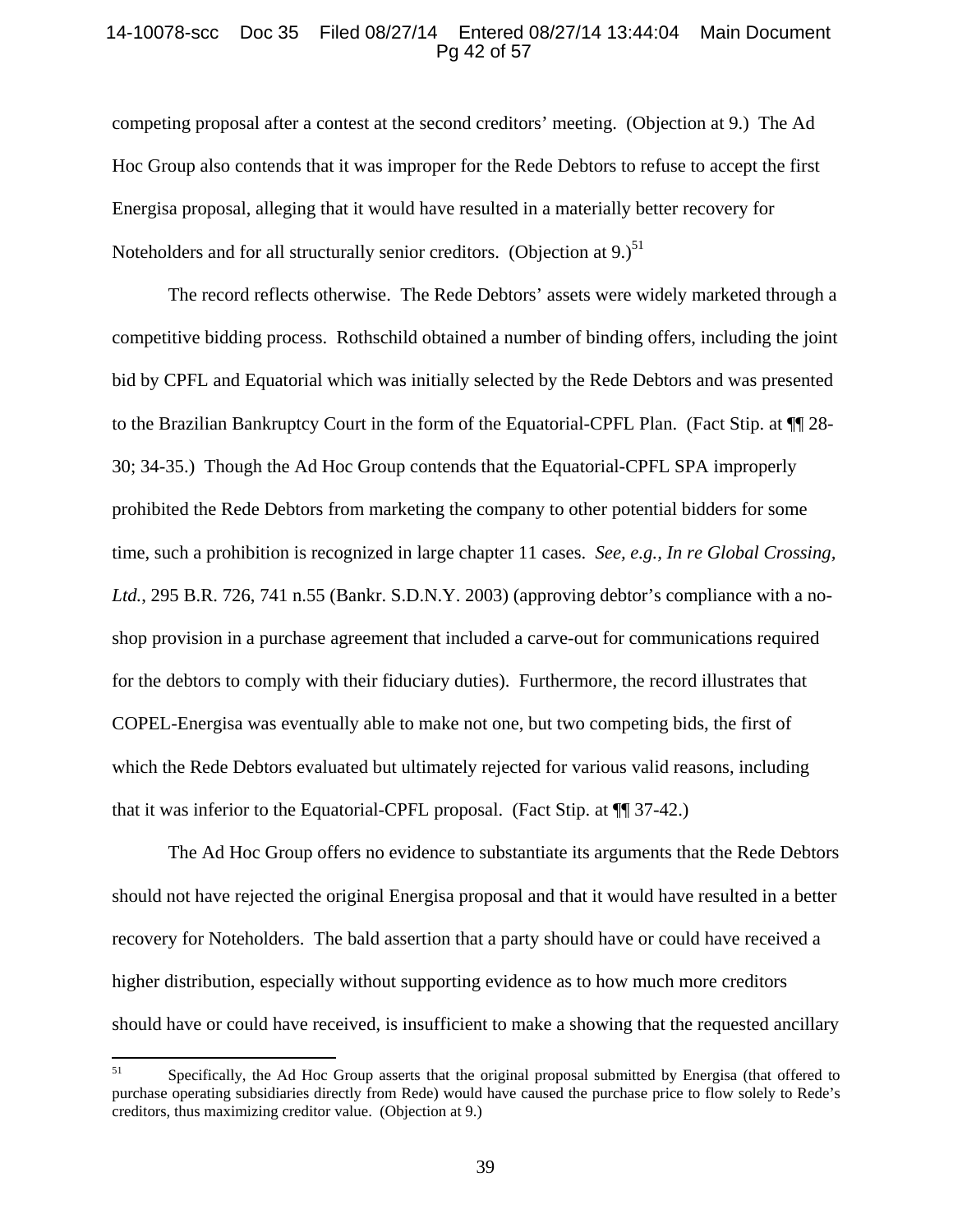competing proposal after a contest at the second creditors' meeting. (Objection at 9.) The Ad Hoc Group also contends that it was improper for the Rede Debtors to refuse to accept the first Energisa proposal, alleging that it would have resulted in a materially better recovery for Noteholders and for all structurally senior creditors. (Objection at 9.)[51]

The record reflects otherwise. The Rede Debtors' assets were widely marketed through a competitive bidding process. Rothschild obtained a number of binding offers, including the joint bid by CPFL and Equatorial which was initially selected by the Rede Debtors and was presented to the Brazilian Bankruptcy Court in the form of the Equatorial-CPFL Plan. (Fact Stip. at ¶¶ 28-30; 34-35.) Though the Ad Hoc Group contends that the Equatorial-CPFL SPA improperly prohibited the Rede Debtors from marketing the company to other potential bidders for some time, such a prohibition is recognized in large chapter 11 cases. *See, e.g., In re Global Crossing, Ltd.*, 295 B.R. 726, 741 n.55 (Bankr. S.D.N.Y. 2003) (approving debtor's compliance with a no-shop provision in a purchase agreement that included a carve-out for communications required for the debtors to comply with their fiduciary duties). Furthermore, the record illustrates that COPEL-Energisa was eventually able to make not one, but two competing bids, the first of which the Rede Debtors evaluated but ultimately rejected for various valid reasons, including that it was inferior to the Equatorial-CPFL proposal. (Fact Stip. at ¶¶ 37-42.)

The Ad Hoc Group offers no evidence to substantiate its arguments that the Rede Debtors should not have rejected the original Energisa proposal and that it would have resulted in a better recovery for Noteholders. The bald assertion that a party should have or could have received a higher distribution, especially without supporting evidence as to how much more creditors should have or could have received, is insufficient to make a showing that the requested ancillary

---

[51] Specifically, the Ad Hoc Group asserts that the original proposal submitted by Energisa (that offered to purchase operating subsidiaries directly from Rede) would have caused the purchase price to flow solely to Rede's creditors, thus maximizing creditor value. (Objection at 9.)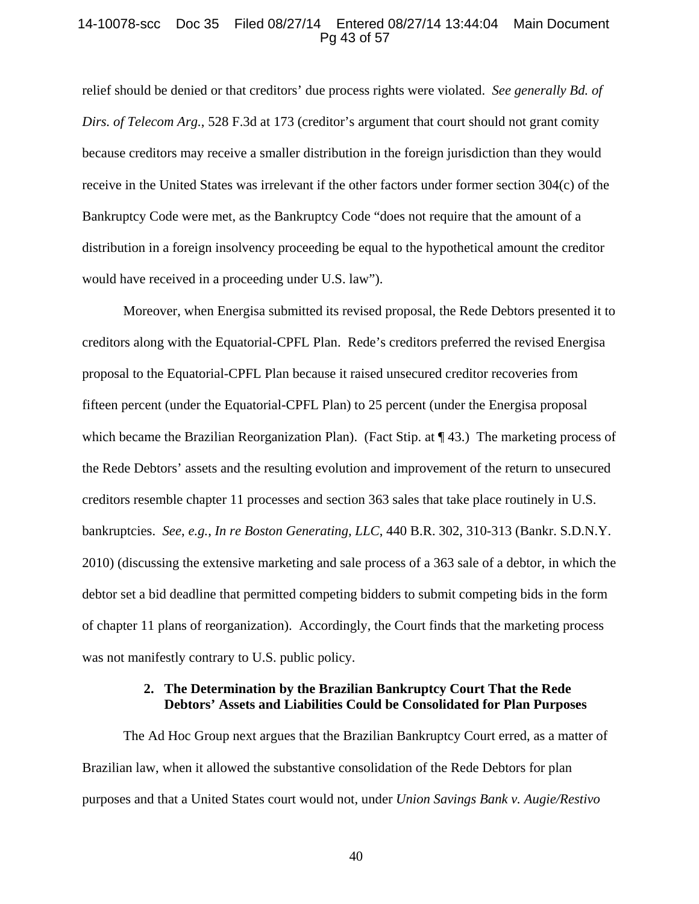relief should be denied or that creditors' due process rights were violated. *See generally Bd. of Dirs. of Telecom Arg.*, 528 F.3d at 173 (creditor's argument that court should not grant comity because creditors may receive a smaller distribution in the foreign jurisdiction than they would receive in the United States was irrelevant if the other factors under former section 304(c) of the Bankruptcy Code were met, as the Bankruptcy Code "does not require that the amount of a distribution in a foreign insolvency proceeding be equal to the hypothetical amount the creditor would have received in a proceeding under U.S. law").

Moreover, when Energisa submitted its revised proposal, the Rede Debtors presented it to creditors along with the Equatorial-CPFL Plan. Rede's creditors preferred the revised Energisa proposal to the Equatorial-CPFL Plan because it raised unsecured creditor recoveries from fifteen percent (under the Equatorial-CPFL Plan) to 25 percent (under the Energisa proposal which became the Brazilian Reorganization Plan). (Fact Stip. at ¶ 43.) The marketing process of the Rede Debtors' assets and the resulting evolution and improvement of the return to unsecured creditors resemble chapter 11 processes and section 363 sales that take place routinely in U.S. bankruptcies. *See, e.g.*, *In re Boston Generating, LLC*, 440 B.R. 302, 310-313 (Bankr. S.D.N.Y. 2010) (discussing the extensive marketing and sale process of a 363 sale of a debtor, in which the debtor set a bid deadline that permitted competing bidders to submit competing bids in the form of chapter 11 plans of reorganization). Accordingly, the Court finds that the marketing process was not manifestly contrary to U.S. public policy.

#### 2. The Determination by the Brazilian Bankruptcy Court That the Rede Debtors' Assets and Liabilities Could be Consolidated for Plan Purposes

The Ad Hoc Group next argues that the Brazilian Bankruptcy Court erred, as a matter of Brazilian law, when it allowed the substantive consolidation of the Rede Debtors for plan purposes and that a United States court would not, under *Union Savings Bank v. Augie/Restivo*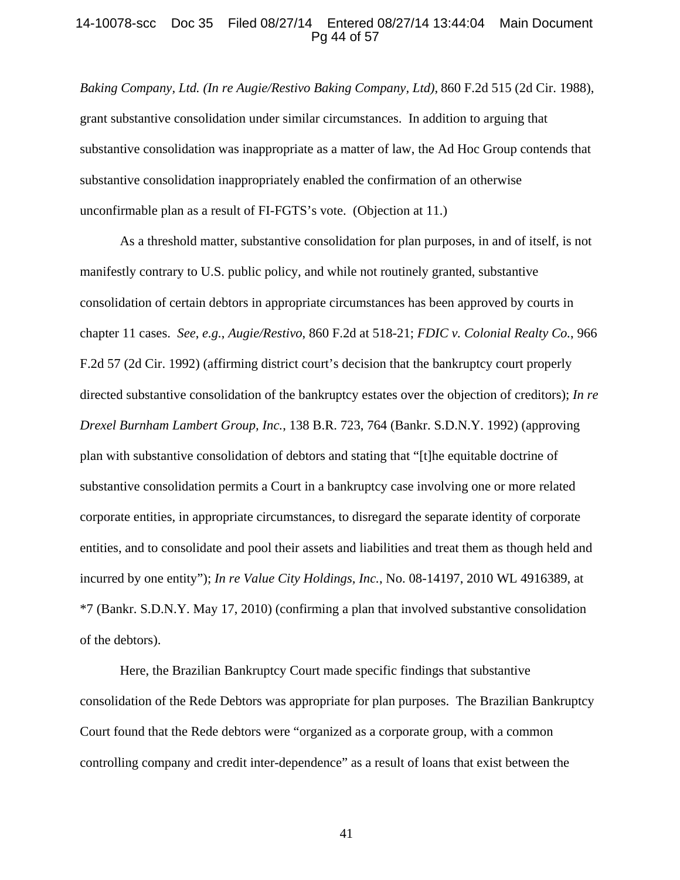*Baking Company, Ltd. (In re Augie/Restivo Baking Company, Ltd)*, 860 F.2d 515 (2d Cir. 1988), grant substantive consolidation under similar circumstances. In addition to arguing that substantive consolidation was inappropriate as a matter of law, the Ad Hoc Group contends that substantive consolidation inappropriately enabled the confirmation of an otherwise unconfirmable plan as a result of FI-FGTS's vote. (Objection at 11.)

As a threshold matter, substantive consolidation for plan purposes, in and of itself, is not manifestly contrary to U.S. public policy, and while not routinely granted, substantive consolidation of certain debtors in appropriate circumstances has been approved by courts in chapter 11 cases. *See, e.g.*, *Augie/Restivo*, 860 F.2d at 518-21; *FDIC v. Colonial Realty Co.*, 966 F.2d 57 (2d Cir. 1992) (affirming district court's decision that the bankruptcy court properly directed substantive consolidation of the bankruptcy estates over the objection of creditors); *In re Drexel Burnham Lambert Group, Inc.*, 138 B.R. 723, 764 (Bankr. S.D.N.Y. 1992) (approving plan with substantive consolidation of debtors and stating that "[t]he equitable doctrine of substantive consolidation permits a Court in a bankruptcy case involving one or more related corporate entities, in appropriate circumstances, to disregard the separate identity of corporate entities, and to consolidate and pool their assets and liabilities and treat them as though held and incurred by one entity"); *In re Value City Holdings, Inc.*, No. 08-14197, 2010 WL 4916389, at *7 (Bankr. S.D.N.Y. May 17, 2010) (confirming a plan that involved substantive consolidation of the debtors).

Here, the Brazilian Bankruptcy Court made specific findings that substantive consolidation of the Rede Debtors was appropriate for plan purposes. The Brazilian Bankruptcy Court found that the Rede debtors were "organized as a corporate group, with a common controlling company and credit inter-dependence" as a result of loans that exist between the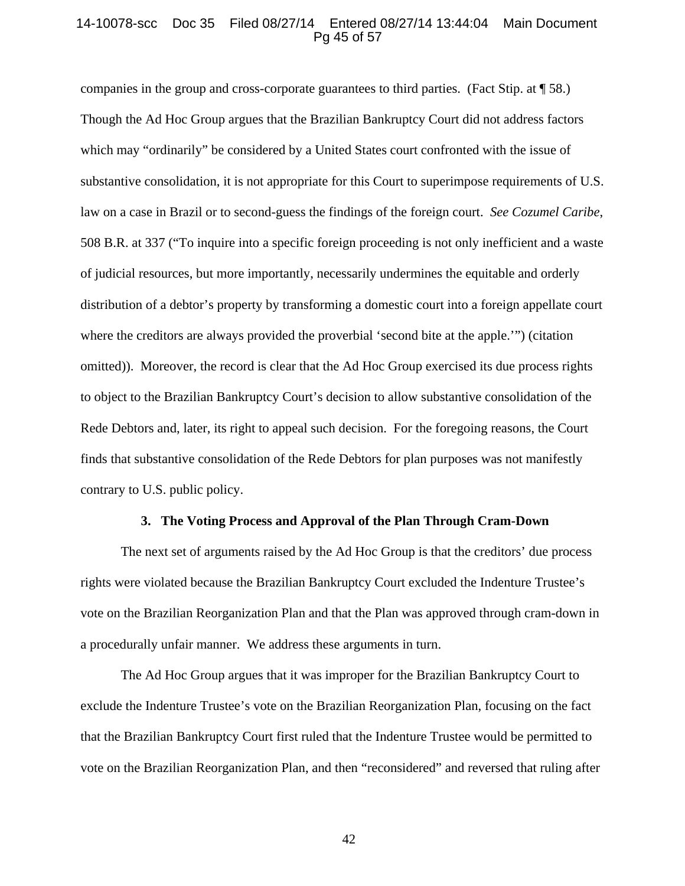companies in the group and cross-corporate guarantees to third parties. (Fact Stip. at ¶ 58.) Though the Ad Hoc Group argues that the Brazilian Bankruptcy Court did not address factors which may "ordinarily" be considered by a United States court confronted with the issue of substantive consolidation, it is not appropriate for this Court to superimpose requirements of U.S. law on a case in Brazil or to second-guess the findings of the foreign court. *See Cozumel Caribe*, 508 B.R. at 337 ("To inquire into a specific foreign proceeding is not only inefficient and a waste of judicial resources, but more importantly, necessarily undermines the equitable and orderly distribution of a debtor's property by transforming a domestic court into a foreign appellate court where the creditors are always provided the proverbial 'second bite at the apple.'") (citation omitted)). Moreover, the record is clear that the Ad Hoc Group exercised its due process rights to object to the Brazilian Bankruptcy Court's decision to allow substantive consolidation of the Rede Debtors and, later, its right to appeal such decision. For the foregoing reasons, the Court finds that substantive consolidation of the Rede Debtors for plan purposes was not manifestly contrary to U.S. public policy.

### 3. The Voting Process and Approval of the Plan Through Cram-Down

The next set of arguments raised by the Ad Hoc Group is that the creditors' due process rights were violated because the Brazilian Bankruptcy Court excluded the Indenture Trustee's vote on the Brazilian Reorganization Plan and that the Plan was approved through cram-down in a procedurally unfair manner. We address these arguments in turn.

The Ad Hoc Group argues that it was improper for the Brazilian Bankruptcy Court to exclude the Indenture Trustee's vote on the Brazilian Reorganization Plan, focusing on the fact that the Brazilian Bankruptcy Court first ruled that the Indenture Trustee would be permitted to vote on the Brazilian Reorganization Plan, and then "reconsidered" and reversed that ruling after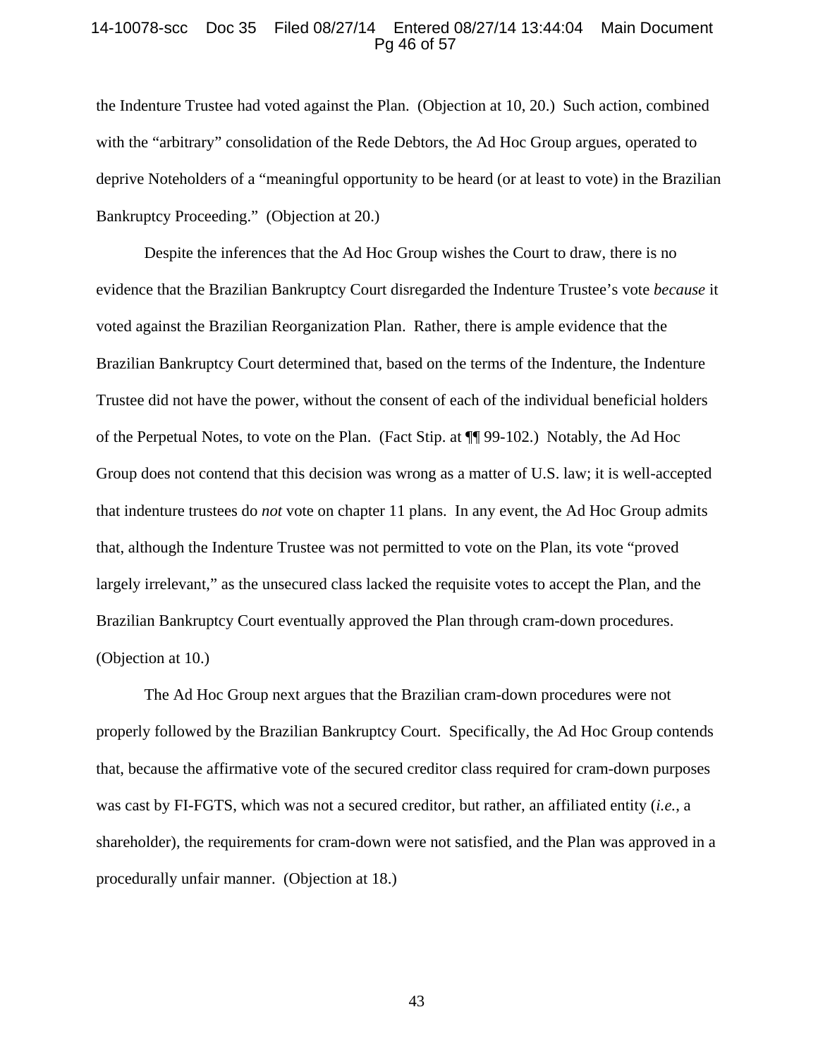the Indenture Trustee had voted against the Plan. (Objection at 10, 20.) Such action, combined with the "arbitrary" consolidation of the Rede Debtors, the Ad Hoc Group argues, operated to deprive Noteholders of a "meaningful opportunity to be heard (or at least to vote) in the Brazilian Bankruptcy Proceeding." (Objection at 20.)

Despite the inferences that the Ad Hoc Group wishes the Court to draw, there is no evidence that the Brazilian Bankruptcy Court disregarded the Indenture Trustee's vote *because* it voted against the Brazilian Reorganization Plan. Rather, there is ample evidence that the Brazilian Bankruptcy Court determined that, based on the terms of the Indenture, the Indenture Trustee did not have the power, without the consent of each of the individual beneficial holders of the Perpetual Notes, to vote on the Plan. (Fact Stip. at ¶¶ 99-102.) Notably, the Ad Hoc Group does not contend that this decision was wrong as a matter of U.S. law; it is well-accepted that indenture trustees do *not* vote on chapter 11 plans. In any event, the Ad Hoc Group admits that, although the Indenture Trustee was not permitted to vote on the Plan, its vote "proved largely irrelevant," as the unsecured class lacked the requisite votes to accept the Plan, and the Brazilian Bankruptcy Court eventually approved the Plan through cram-down procedures. (Objection at 10.)

The Ad Hoc Group next argues that the Brazilian cram-down procedures were not properly followed by the Brazilian Bankruptcy Court. Specifically, the Ad Hoc Group contends that, because the affirmative vote of the secured creditor class required for cram-down purposes was cast by FI-FGTS, which was not a secured creditor, but rather, an affiliated entity (*i.e.*, a shareholder), the requirements for cram-down were not satisfied, and the Plan was approved in a procedurally unfair manner. (Objection at 18.)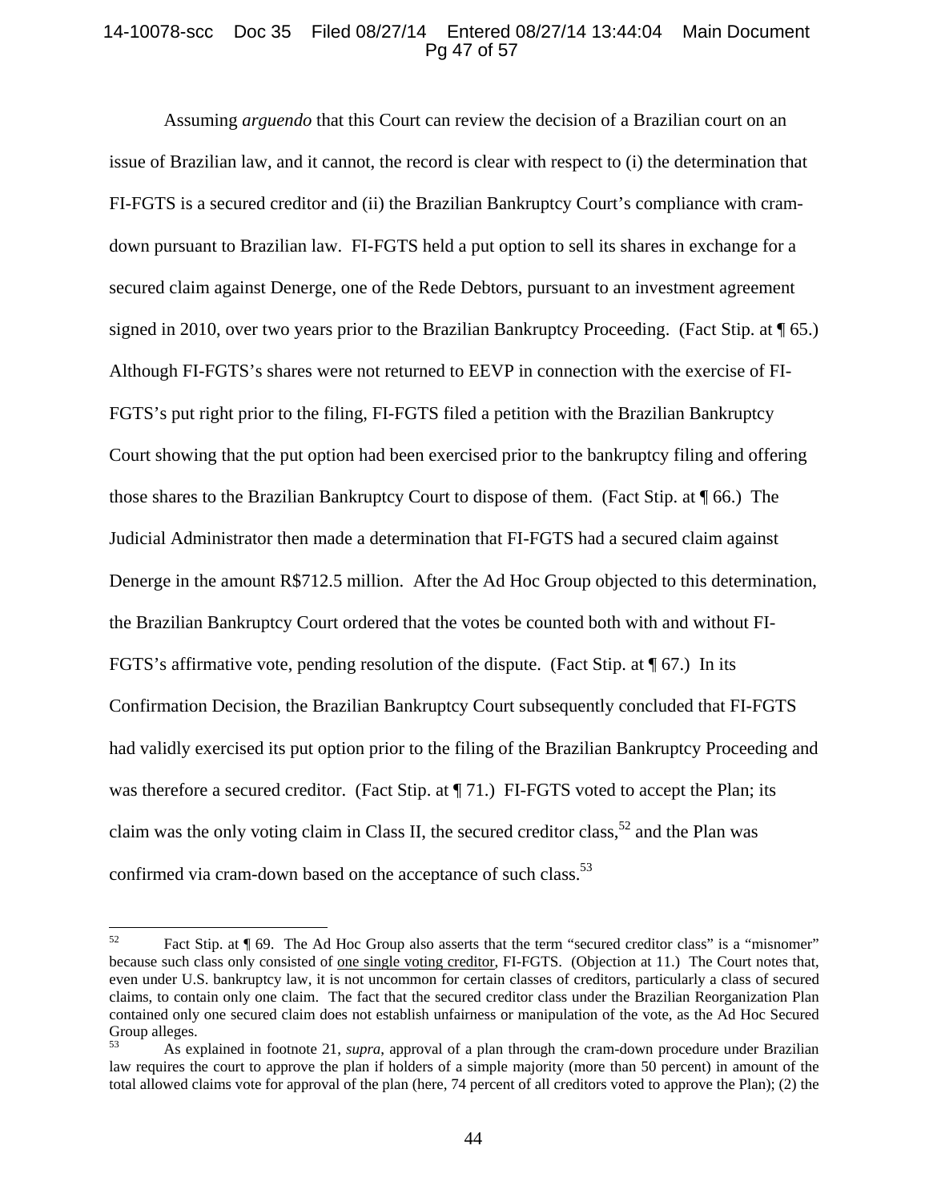Assuming *arguendo* that this Court can review the decision of a Brazilian court on an issue of Brazilian law, and it cannot, the record is clear with respect to (i) the determination that FI-FGTS is a secured creditor and (ii) the Brazilian Bankruptcy Court's compliance with cram-down pursuant to Brazilian law. FI-FGTS held a put option to sell its shares in exchange for a secured claim against Denerge, one of the Rede Debtors, pursuant to an investment agreement signed in 2010, over two years prior to the Brazilian Bankruptcy Proceeding. (Fact Stip. at ¶ 65.) Although FI-FGTS's shares were not returned to EEVP in connection with the exercise of FI-FGTS's put right prior to the filing, FI-FGTS filed a petition with the Brazilian Bankruptcy Court showing that the put option had been exercised prior to the bankruptcy filing and offering those shares to the Brazilian Bankruptcy Court to dispose of them. (Fact Stip. at ¶ 66.) The Judicial Administrator then made a determination that FI-FGTS had a secured claim against Denerge in the amount R$712.5 million. After the Ad Hoc Group objected to this determination, the Brazilian Bankruptcy Court ordered that the votes be counted both with and without FI-FGTS's affirmative vote, pending resolution of the dispute. (Fact Stip. at ¶ 67.) In its Confirmation Decision, the Brazilian Bankruptcy Court subsequently concluded that FI-FGTS had validly exercised its put option prior to the filing of the Brazilian Bankruptcy Proceeding and was therefore a secured creditor. (Fact Stip. at ¶ 71.) FI-FGTS voted to accept the Plan; its claim was the only voting claim in Class II, the secured creditor class,[52] and the Plan was confirmed via cram-down based on the acceptance of such class.[53]

---

[52] Fact Stip. at ¶ 69. The Ad Hoc Group also asserts that the term "secured creditor class" is a "misnomer" because such class only consisted of <u>one single voting creditor</u>, FI-FGTS. (Objection at 11.) The Court notes that, even under U.S. bankruptcy law, it is not uncommon for certain classes of creditors, particularly a class of secured claims, to contain only one claim. The fact that the secured creditor class under the Brazilian Reorganization Plan contained only one secured claim does not establish unfairness or manipulation of the vote, as the Ad Hoc Secured Group alleges.

[53] As explained in footnote 21, *supra*, approval of a plan through the cram-down procedure under Brazilian law requires the court to approve the plan if holders of a simple majority (more than 50 percent) in amount of the total allowed claims vote for approval of the plan (here, 74 percent of all creditors voted to approve the Plan); (2) the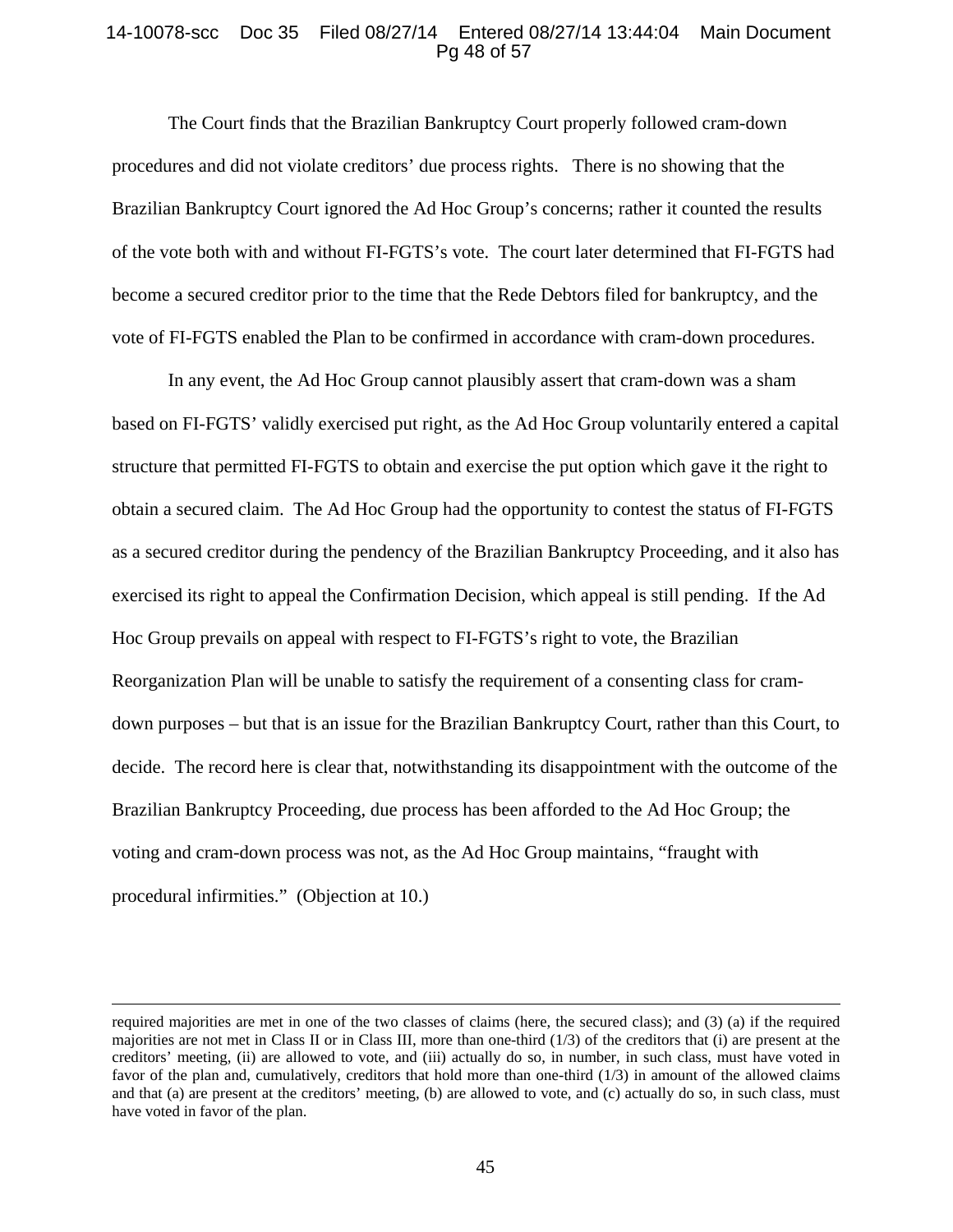The Court finds that the Brazilian Bankruptcy Court properly followed cram-down procedures and did not violate creditors' due process rights. There is no showing that the Brazilian Bankruptcy Court ignored the Ad Hoc Group's concerns; rather it counted the results of the vote both with and without FI-FGTS's vote. The court later determined that FI-FGTS had become a secured creditor prior to the time that the Rede Debtors filed for bankruptcy, and the vote of FI-FGTS enabled the Plan to be confirmed in accordance with cram-down procedures.

In any event, the Ad Hoc Group cannot plausibly assert that cram-down was a sham based on FI-FGTS' validly exercised put right, as the Ad Hoc Group voluntarily entered a capital structure that permitted FI-FGTS to obtain and exercise the put option which gave it the right to obtain a secured claim. The Ad Hoc Group had the opportunity to contest the status of FI-FGTS as a secured creditor during the pendency of the Brazilian Bankruptcy Proceeding, and it also has exercised its right to appeal the Confirmation Decision, which appeal is still pending. If the Ad Hoc Group prevails on appeal with respect to FI-FGTS's right to vote, the Brazilian Reorganization Plan will be unable to satisfy the requirement of a consenting class for cram-down purposes – but that is an issue for the Brazilian Bankruptcy Court, rather than this Court, to decide. The record here is clear that, notwithstanding its disappointment with the outcome of the Brazilian Bankruptcy Proceeding, due process has been afforded to the Ad Hoc Group; the voting and cram-down process was not, as the Ad Hoc Group maintains, "fraught with procedural infirmities." (Objection at 10.)

---

required majorities are met in one of the two classes of claims (here, the secured class); and (3) (a) if the required majorities are not met in Class II or in Class III, more than one-third (1/3) of the creditors that (i) are present at the creditors' meeting, (ii) are allowed to vote, and (iii) actually do so, in number, in such class, must have voted in favor of the plan and, cumulatively, creditors that hold more than one-third (1/3) in amount of the allowed claims and that (a) are present at the creditors' meeting, (b) are allowed to vote, and (c) actually do so, in such class, must have voted in favor of the plan.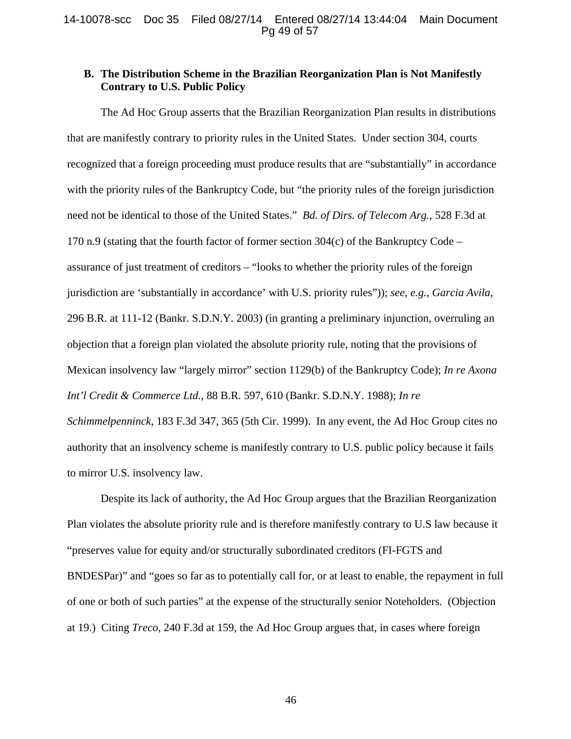### B. The Distribution Scheme in the Brazilian Reorganization Plan is Not Manifestly Contrary to U.S. Public Policy

The Ad Hoc Group asserts that the Brazilian Reorganization Plan results in distributions that are manifestly contrary to priority rules in the United States. Under section 304, courts recognized that a foreign proceeding must produce results that are "substantially" in accordance with the priority rules of the Bankruptcy Code, but "the priority rules of the foreign jurisdiction need not be identical to those of the United States." *Bd. of Dirs. of Telecom Arg.*, 528 F.3d at 170 n.9 (stating that the fourth factor of former section 304(c) of the Bankruptcy Code – assurance of just treatment of creditors – "looks to whether the priority rules of the foreign jurisdiction are 'substantially in accordance' with U.S. priority rules")); *see, e.g.*, *Garcia Avila*, 296 B.R. at 111-12 (Bankr. S.D.N.Y. 2003) (in granting a preliminary injunction, overruling an objection that a foreign plan violated the absolute priority rule, noting that the provisions of Mexican insolvency law "largely mirror" section 1129(b) of the Bankruptcy Code); *In re Axona Int'l Credit & Commerce Ltd.*, 88 B.R. 597, 610 (Bankr. S.D.N.Y. 1988); *In re Schimmelpenninck*, 183 F.3d 347, 365 (5th Cir. 1999). In any event, the Ad Hoc Group cites no authority that an insolvency scheme is manifestly contrary to U.S. public policy because it fails to mirror U.S. insolvency law.

Despite its lack of authority, the Ad Hoc Group argues that the Brazilian Reorganization Plan violates the absolute priority rule and is therefore manifestly contrary to U.S law because it "preserves value for equity and/or structurally subordinated creditors (FI-FGTS and BNDESPar)" and "goes so far as to potentially call for, or at least to enable, the repayment in full of one or both of such parties" at the expense of the structurally senior Noteholders. (Objection at 19.) Citing *Treco*, 240 F.3d at 159, the Ad Hoc Group argues that, in cases where foreign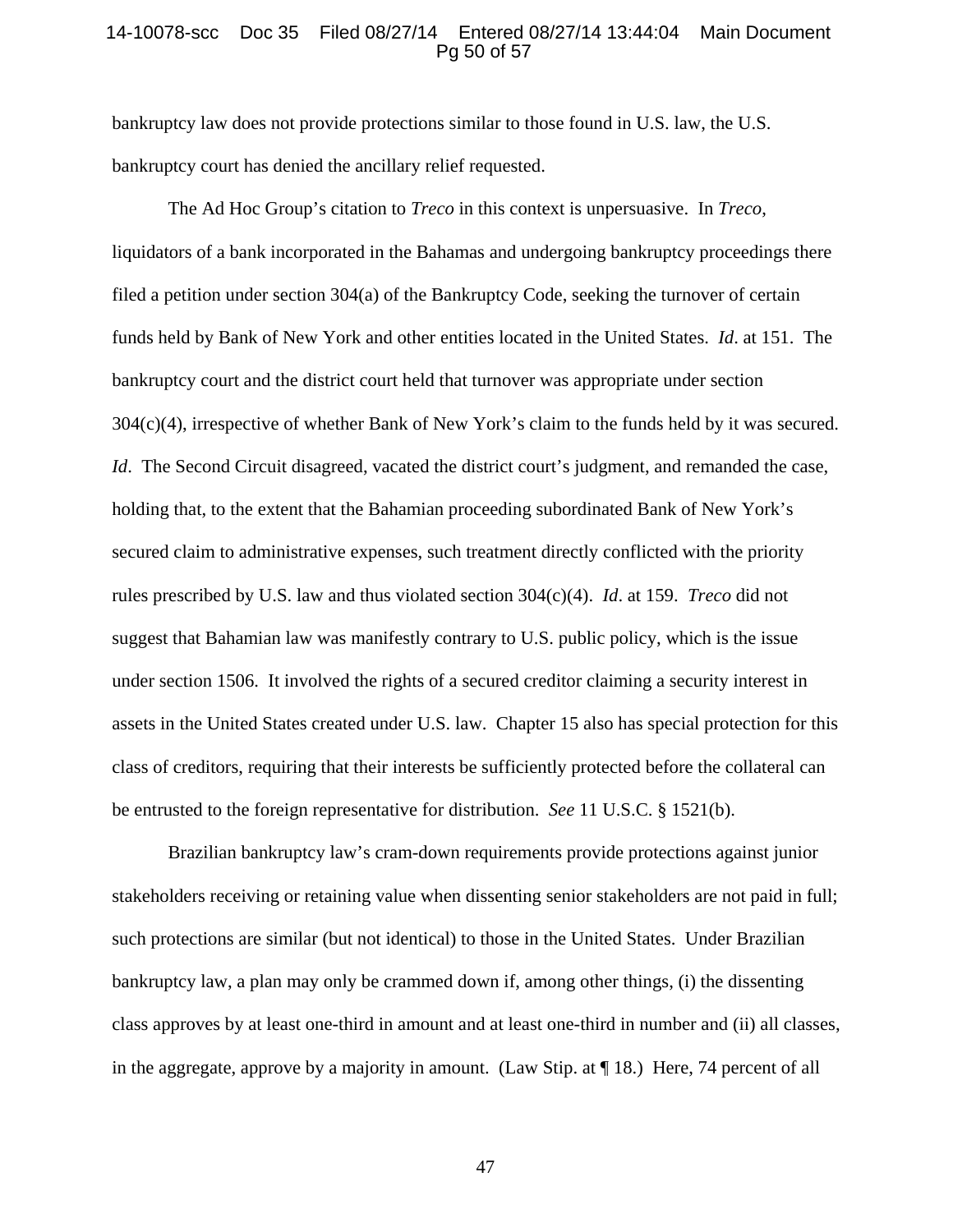bankruptcy law does not provide protections similar to those found in U.S. law, the U.S. bankruptcy court has denied the ancillary relief requested.

The Ad Hoc Group's citation to *Treco* in this context is unpersuasive. In *Treco*, liquidators of a bank incorporated in the Bahamas and undergoing bankruptcy proceedings there filed a petition under section 304(a) of the Bankruptcy Code, seeking the turnover of certain funds held by Bank of New York and other entities located in the United States. *Id*. at 151. The bankruptcy court and the district court held that turnover was appropriate under section 304(c)(4), irrespective of whether Bank of New York's claim to the funds held by it was secured. *Id*. The Second Circuit disagreed, vacated the district court's judgment, and remanded the case, holding that, to the extent that the Bahamian proceeding subordinated Bank of New York's secured claim to administrative expenses, such treatment directly conflicted with the priority rules prescribed by U.S. law and thus violated section 304(c)(4). *Id*. at 159. *Treco* did not suggest that Bahamian law was manifestly contrary to U.S. public policy, which is the issue under section 1506. It involved the rights of a secured creditor claiming a security interest in assets in the United States created under U.S. law. Chapter 15 also has special protection for this class of creditors, requiring that their interests be sufficiently protected before the collateral can be entrusted to the foreign representative for distribution. *See* 11 U.S.C. § 1521(b).

Brazilian bankruptcy law's cram-down requirements provide protections against junior stakeholders receiving or retaining value when dissenting senior stakeholders are not paid in full; such protections are similar (but not identical) to those in the United States. Under Brazilian bankruptcy law, a plan may only be crammed down if, among other things, (i) the dissenting class approves by at least one-third in amount and at least one-third in number and (ii) all classes, in the aggregate, approve by a majority in amount. (Law Stip. at ¶ 18.) Here, 74 percent of all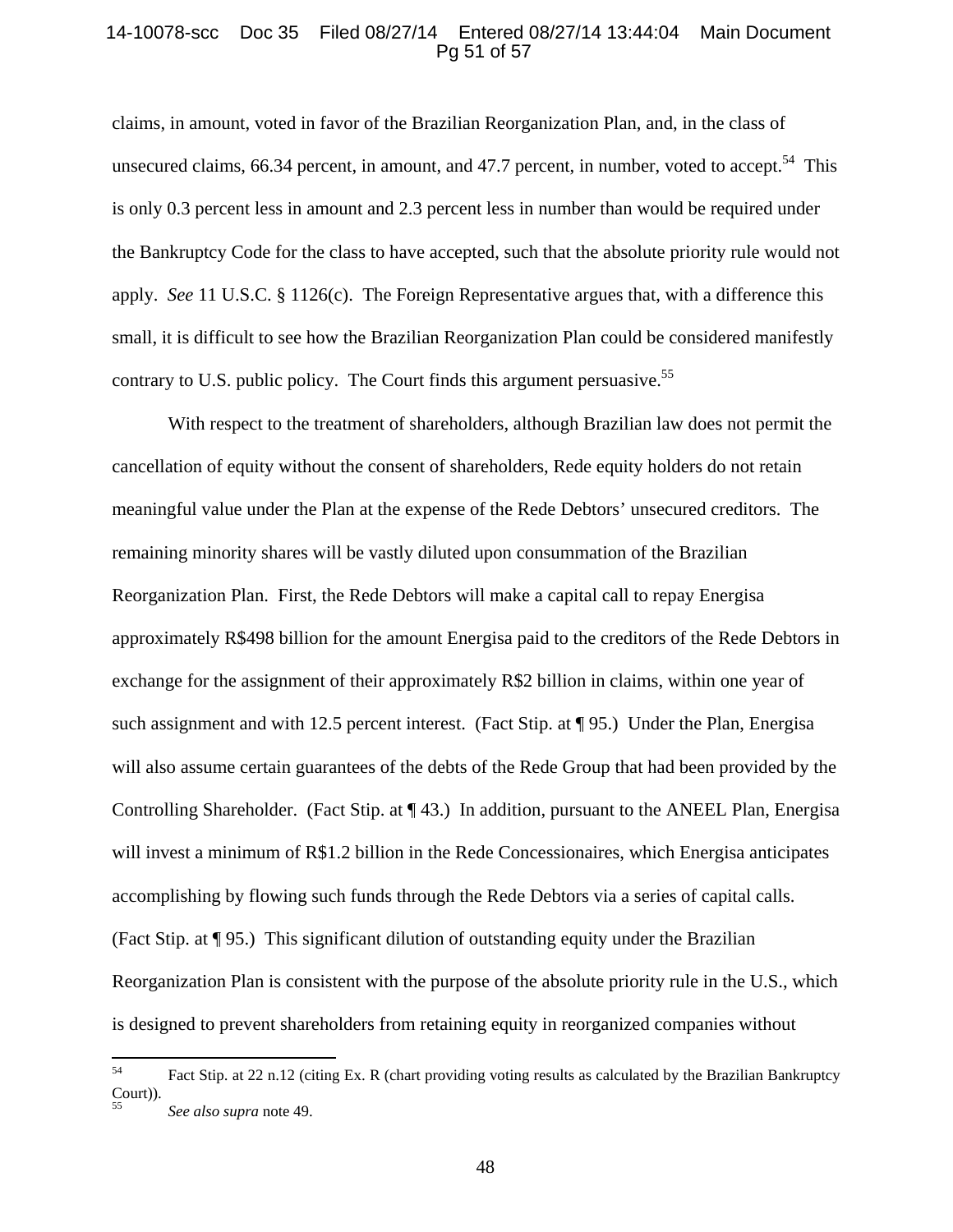claims, in amount, voted in favor of the Brazilian Reorganization Plan, and, in the class of unsecured claims, 66.34 percent, in amount, and 47.7 percent, in number, voted to accept.[54] This is only 0.3 percent less in amount and 2.3 percent less in number than would be required under the Bankruptcy Code for the class to have accepted, such that the absolute priority rule would not apply. *See* 11 U.S.C. § 1126(c). The Foreign Representative argues that, with a difference this small, it is difficult to see how the Brazilian Reorganization Plan could be considered manifestly contrary to U.S. public policy. The Court finds this argument persuasive.[55]

With respect to the treatment of shareholders, although Brazilian law does not permit the cancellation of equity without the consent of shareholders, Rede equity holders do not retain meaningful value under the Plan at the expense of the Rede Debtors' unsecured creditors. The remaining minority shares will be vastly diluted upon consummation of the Brazilian Reorganization Plan. First, the Rede Debtors will make a capital call to repay Energisa approximately R$498 billion for the amount Energisa paid to the creditors of the Rede Debtors in exchange for the assignment of their approximately R$2 billion in claims, within one year of such assignment and with 12.5 percent interest. (Fact Stip. at ¶ 95.) Under the Plan, Energisa will also assume certain guarantees of the debts of the Rede Group that had been provided by the Controlling Shareholder. (Fact Stip. at ¶ 43.) In addition, pursuant to the ANEEL Plan, Energisa will invest a minimum of R$1.2 billion in the Rede Concessionaires, which Energisa anticipates accomplishing by flowing such funds through the Rede Debtors via a series of capital calls. (Fact Stip. at ¶ 95.) This significant dilution of outstanding equity under the Brazilian Reorganization Plan is consistent with the purpose of the absolute priority rule in the U.S., which is designed to prevent shareholders from retaining equity in reorganized companies without

---

[54] Fact Stip. at 22 n.12 (citing Ex. R (chart providing voting results as calculated by the Brazilian Bankruptcy Court)).

[55] *See also supra* note 49.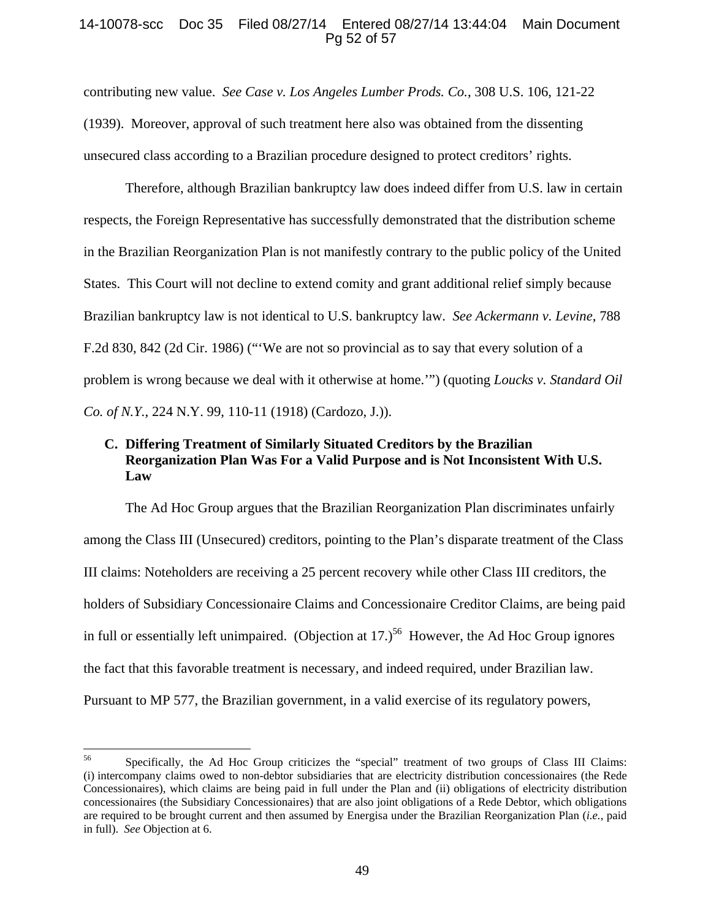contributing new value. *See Case v. Los Angeles Lumber Prods. Co.*, 308 U.S. 106, 121-22 (1939). Moreover, approval of such treatment here also was obtained from the dissenting unsecured class according to a Brazilian procedure designed to protect creditors' rights.

Therefore, although Brazilian bankruptcy law does indeed differ from U.S. law in certain respects, the Foreign Representative has successfully demonstrated that the distribution scheme in the Brazilian Reorganization Plan is not manifestly contrary to the public policy of the United States. This Court will not decline to extend comity and grant additional relief simply because Brazilian bankruptcy law is not identical to U.S. bankruptcy law. *See Ackermann v. Levine*, 788 F.2d 830, 842 (2d Cir. 1986) ("'We are not so provincial as to say that every solution of a problem is wrong because we deal with it otherwise at home.'") (quoting *Loucks v. Standard Oil Co. of N.Y.*, 224 N.Y. 99, 110-11 (1918) (Cardozo, J.)).

### C. Differing Treatment of Similarly Situated Creditors by the Brazilian Reorganization Plan Was For a Valid Purpose and is Not Inconsistent With U.S. Law

The Ad Hoc Group argues that the Brazilian Reorganization Plan discriminates unfairly among the Class III (Unsecured) creditors, pointing to the Plan's disparate treatment of the Class III claims: Noteholders are receiving a 25 percent recovery while other Class III creditors, the holders of Subsidiary Concessionaire Claims and Concessionaire Creditor Claims, are being paid in full or essentially left unimpaired. (Objection at 17.)[56] However, the Ad Hoc Group ignores the fact that this favorable treatment is necessary, and indeed required, under Brazilian law. Pursuant to MP 577, the Brazilian government, in a valid exercise of its regulatory powers,

---

[56] Specifically, the Ad Hoc Group criticizes the "special" treatment of two groups of Class III Claims: (i) intercompany claims owed to non-debtor subsidiaries that are electricity distribution concessionaires (the Rede Concessionaires), which claims are being paid in full under the Plan and (ii) obligations of electricity distribution concessionaires (the Subsidiary Concessionaires) that are also joint obligations of a Rede Debtor, which obligations are required to be brought current and then assumed by Energisa under the Brazilian Reorganization Plan (*i.e.*, paid in full). *See* Objection at 6.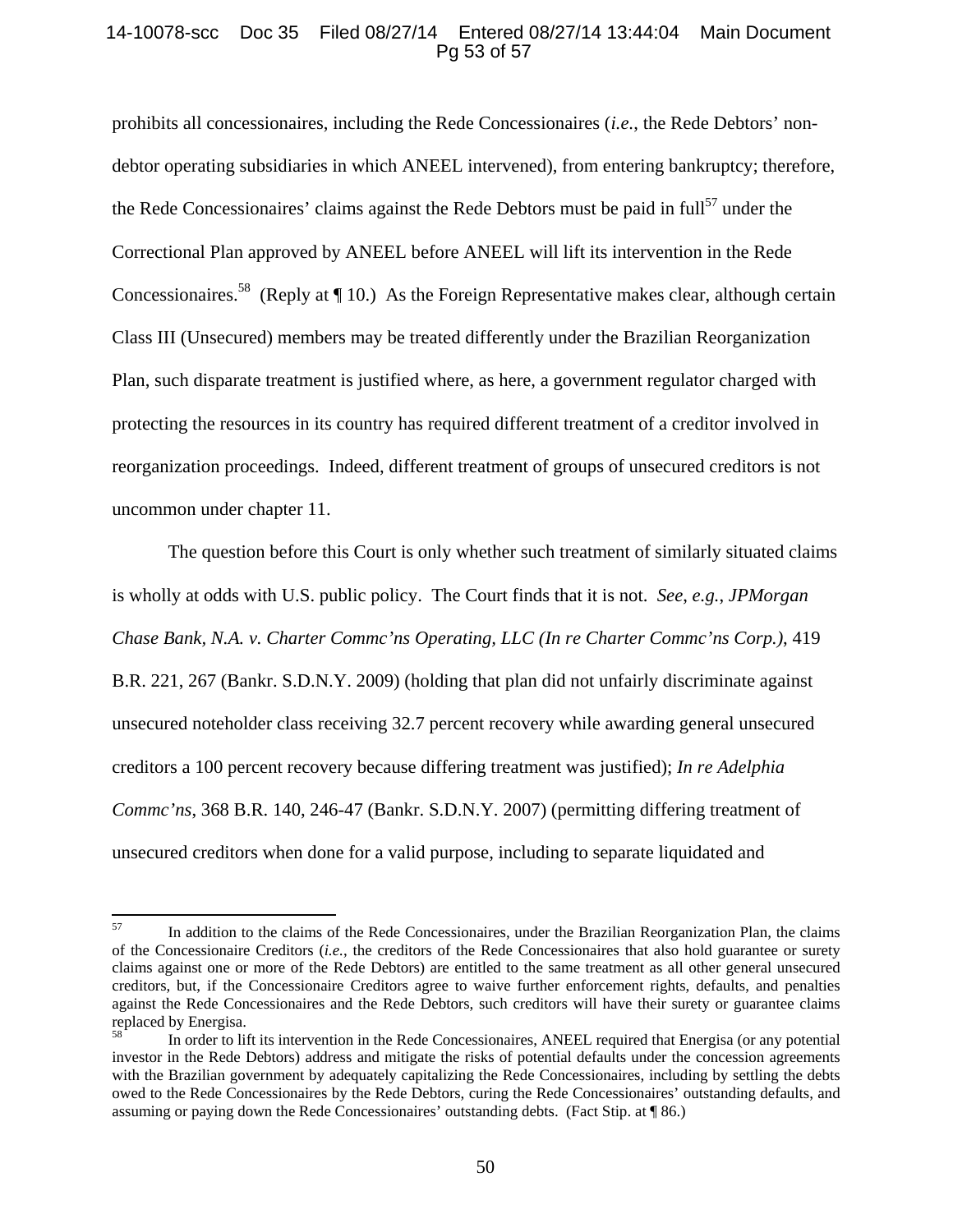prohibits all concessionaires, including the Rede Concessionaires (*i.e.*, the Rede Debtors' non-debtor operating subsidiaries in which ANEEL intervened), from entering bankruptcy; therefore, the Rede Concessionaires' claims against the Rede Debtors must be paid in full[57] under the Correctional Plan approved by ANEEL before ANEEL will lift its intervention in the Rede Concessionaires.[58] (Reply at ¶ 10.) As the Foreign Representative makes clear, although certain Class III (Unsecured) members may be treated differently under the Brazilian Reorganization Plan, such disparate treatment is justified where, as here, a government regulator charged with protecting the resources in its country has required different treatment of a creditor involved in reorganization proceedings. Indeed, different treatment of groups of unsecured creditors is not uncommon under chapter 11.

The question before this Court is only whether such treatment of similarly situated claims is wholly at odds with U.S. public policy. The Court finds that it is not. *See*, *e.g.*, *JPMorgan Chase Bank, N.A. v. Charter Commc'ns Operating, LLC (In re Charter Commc'ns Corp.)*, 419 B.R. 221, 267 (Bankr. S.D.N.Y. 2009) (holding that plan did not unfairly discriminate against unsecured noteholder class receiving 32.7 percent recovery while awarding general unsecured creditors a 100 percent recovery because differing treatment was justified); *In re Adelphia Commc'ns*, 368 B.R. 140, 246-47 (Bankr. S.D.N.Y. 2007) (permitting differing treatment of unsecured creditors when done for a valid purpose, including to separate liquidated and

---

[57] In addition to the claims of the Rede Concessionaires, under the Brazilian Reorganization Plan, the claims of the Concessionaire Creditors (*i.e.*, the creditors of the Rede Concessionaires that also hold guarantee or surety claims against one or more of the Rede Debtors) are entitled to the same treatment as all other general unsecured creditors, but, if the Concessionaire Creditors agree to waive further enforcement rights, defaults, and penalties against the Rede Concessionaires and the Rede Debtors, such creditors will have their surety or guarantee claims replaced by Energisa.

[58] In order to lift its intervention in the Rede Concessionaires, ANEEL required that Energisa (or any potential investor in the Rede Debtors) address and mitigate the risks of potential defaults under the concession agreements with the Brazilian government by adequately capitalizing the Rede Concessionaires, including by settling the debts owed to the Rede Concessionaires by the Rede Debtors, curing the Rede Concessionaires' outstanding defaults, and assuming or paying down the Rede Concessionaires' outstanding debts. (Fact Stip. at ¶ 86.)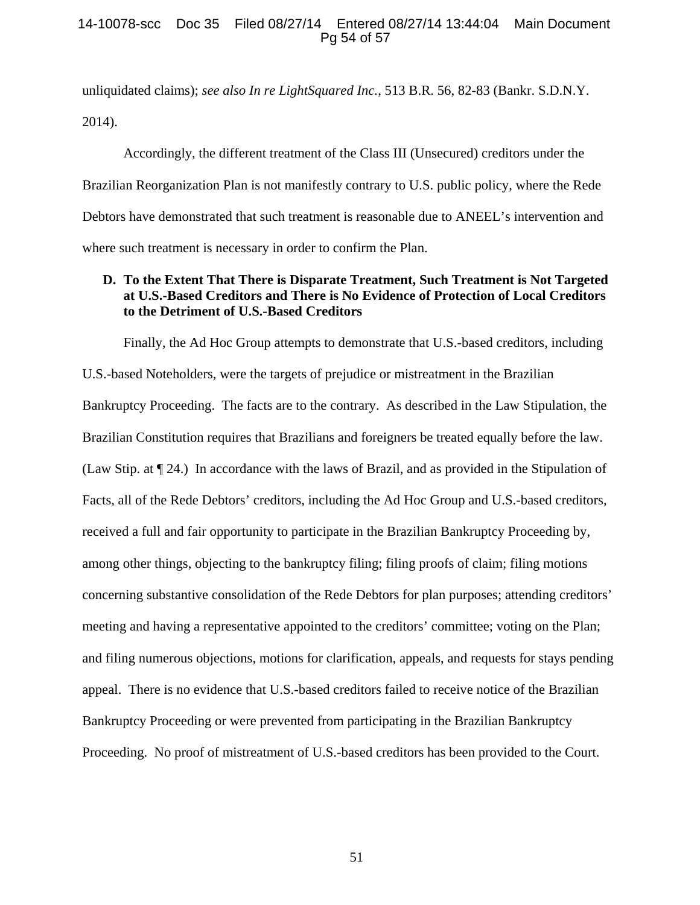unliquidated claims); *see also In re LightSquared Inc.*, 513 B.R. 56, 82-83 (Bankr. S.D.N.Y. 2014).

Accordingly, the different treatment of the Class III (Unsecured) creditors under the Brazilian Reorganization Plan is not manifestly contrary to U.S. public policy, where the Rede Debtors have demonstrated that such treatment is reasonable due to ANEEL's intervention and where such treatment is necessary in order to confirm the Plan.

### D. To the Extent That There is Disparate Treatment, Such Treatment is Not Targeted at U.S.-Based Creditors and There is No Evidence of Protection of Local Creditors to the Detriment of U.S.-Based Creditors

Finally, the Ad Hoc Group attempts to demonstrate that U.S.-based creditors, including U.S.-based Noteholders, were the targets of prejudice or mistreatment in the Brazilian Bankruptcy Proceeding. The facts are to the contrary. As described in the Law Stipulation, the Brazilian Constitution requires that Brazilians and foreigners be treated equally before the law. (Law Stip. at ¶ 24.) In accordance with the laws of Brazil, and as provided in the Stipulation of Facts, all of the Rede Debtors' creditors, including the Ad Hoc Group and U.S.-based creditors, received a full and fair opportunity to participate in the Brazilian Bankruptcy Proceeding by, among other things, objecting to the bankruptcy filing; filing proofs of claim; filing motions concerning substantive consolidation of the Rede Debtors for plan purposes; attending creditors' meeting and having a representative appointed to the creditors' committee; voting on the Plan; and filing numerous objections, motions for clarification, appeals, and requests for stays pending appeal. There is no evidence that U.S.-based creditors failed to receive notice of the Brazilian Bankruptcy Proceeding or were prevented from participating in the Brazilian Bankruptcy Proceeding. No proof of mistreatment of U.S.-based creditors has been provided to the Court.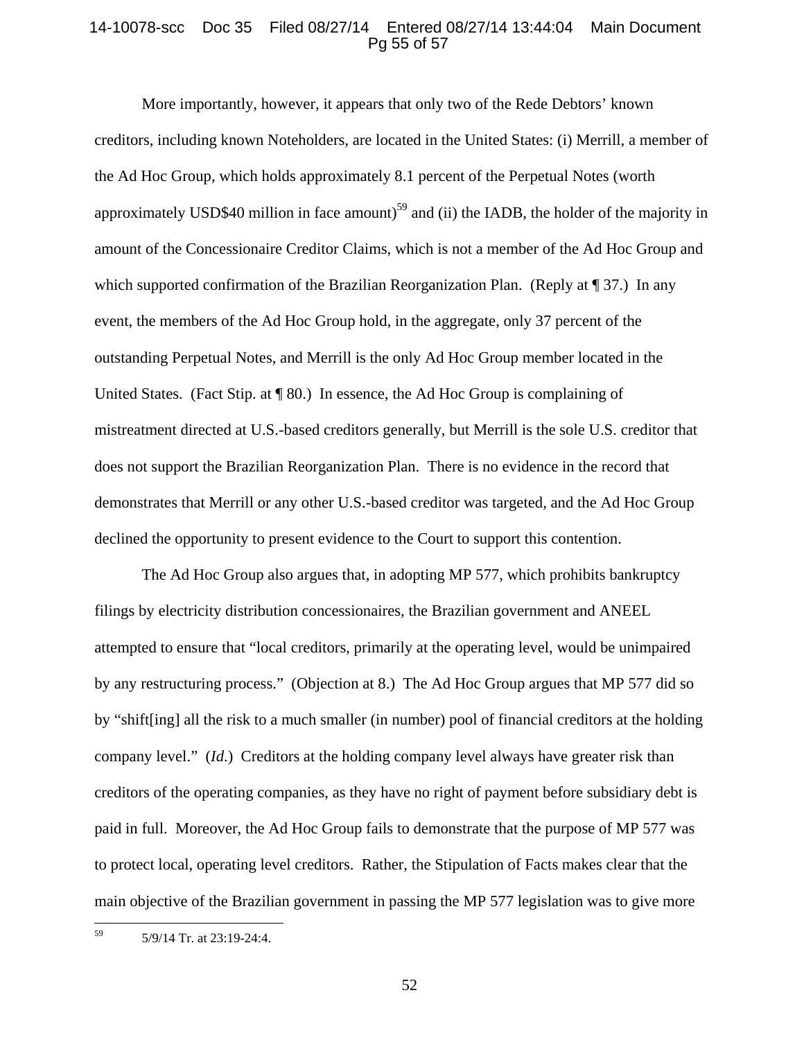More importantly, however, it appears that only two of the Rede Debtors' known creditors, including known Noteholders, are located in the United States: (i) Merrill, a member of the Ad Hoc Group, which holds approximately 8.1 percent of the Perpetual Notes (worth approximately USD$40 million in face amount)[59] and (ii) the IADB, the holder of the majority in amount of the Concessionaire Creditor Claims, which is not a member of the Ad Hoc Group and which supported confirmation of the Brazilian Reorganization Plan. (Reply at ¶ 37.) In any event, the members of the Ad Hoc Group hold, in the aggregate, only 37 percent of the outstanding Perpetual Notes, and Merrill is the only Ad Hoc Group member located in the United States. (Fact Stip. at ¶ 80.) In essence, the Ad Hoc Group is complaining of mistreatment directed at U.S.-based creditors generally, but Merrill is the sole U.S. creditor that does not support the Brazilian Reorganization Plan. There is no evidence in the record that demonstrates that Merrill or any other U.S.-based creditor was targeted, and the Ad Hoc Group declined the opportunity to present evidence to the Court to support this contention.

The Ad Hoc Group also argues that, in adopting MP 577, which prohibits bankruptcy filings by electricity distribution concessionaires, the Brazilian government and ANEEL attempted to ensure that "local creditors, primarily at the operating level, would be unimpaired by any restructuring process." (Objection at 8.) The Ad Hoc Group argues that MP 577 did so by "shift[ing] all the risk to a much smaller (in number) pool of financial creditors at the holding company level." (*Id.*) Creditors at the holding company level always have greater risk than creditors of the operating companies, as they have no right of payment before subsidiary debt is paid in full. Moreover, the Ad Hoc Group fails to demonstrate that the purpose of MP 577 was to protect local, operating level creditors. Rather, the Stipulation of Facts makes clear that the main objective of the Brazilian government in passing the MP 577 legislation was to give more

---

[59] 5/9/14 Tr. at 23:19-24:4.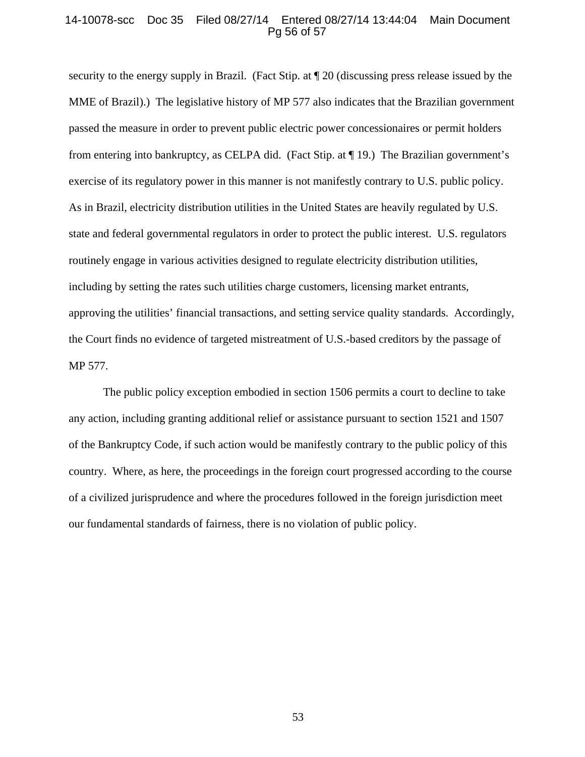security to the energy supply in Brazil. (Fact Stip. at ¶ 20 (discussing press release issued by the MME of Brazil).) The legislative history of MP 577 also indicates that the Brazilian government passed the measure in order to prevent public electric power concessionaires or permit holders from entering into bankruptcy, as CELPA did. (Fact Stip. at ¶ 19.) The Brazilian government's exercise of its regulatory power in this manner is not manifestly contrary to U.S. public policy. As in Brazil, electricity distribution utilities in the United States are heavily regulated by U.S. state and federal governmental regulators in order to protect the public interest. U.S. regulators routinely engage in various activities designed to regulate electricity distribution utilities, including by setting the rates such utilities charge customers, licensing market entrants, approving the utilities' financial transactions, and setting service quality standards. Accordingly, the Court finds no evidence of targeted mistreatment of U.S.-based creditors by the passage of MP 577.

The public policy exception embodied in section 1506 permits a court to decline to take any action, including granting additional relief or assistance pursuant to section 1521 and 1507 of the Bankruptcy Code, if such action would be manifestly contrary to the public policy of this country. Where, as here, the proceedings in the foreign court progressed according to the course of a civilized jurisprudence and where the procedures followed in the foreign jurisdiction meet our fundamental standards of fairness, there is no violation of public policy.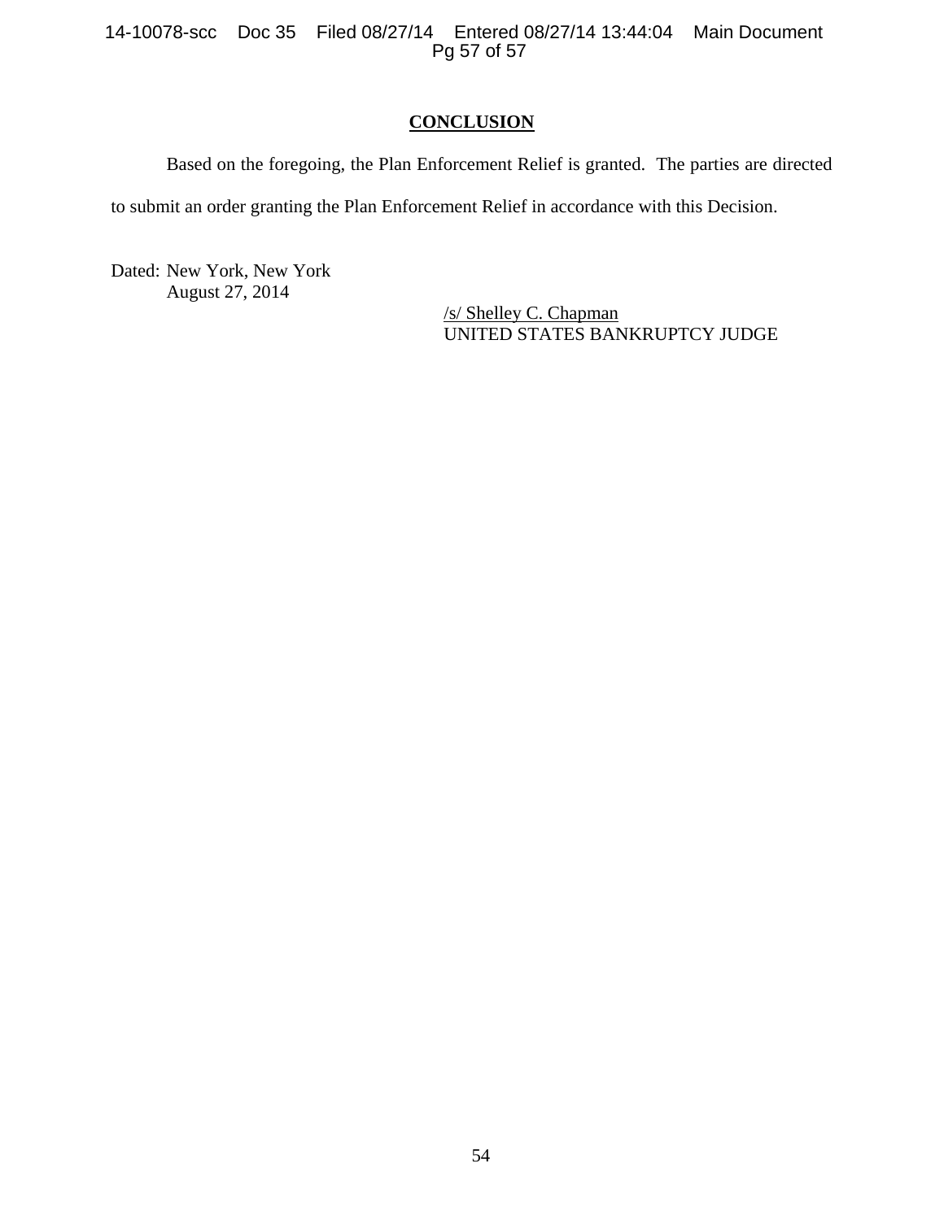## CONCLUSION

Based on the foregoing, the Plan Enforcement Relief is granted. The parties are directed to submit an order granting the Plan Enforcement Relief in accordance with this Decision.

Dated: New York, New York
August 27, 2014

/s/ Shelley C. Chapman
UNITED STATES BANKRUPTCY JUDGE